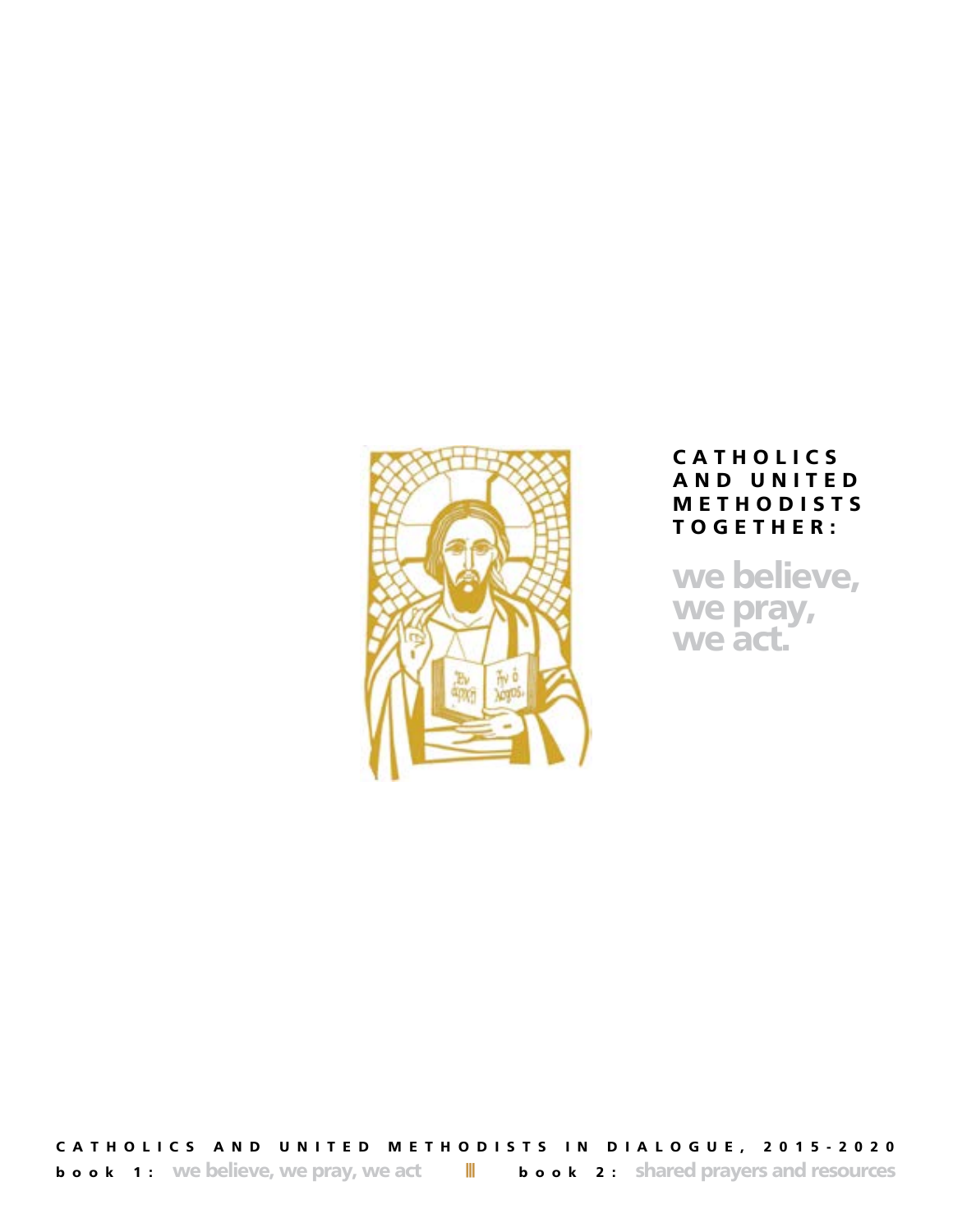# CATHOLICS AND UNITED METHODISTS TOGETHER:

## we believe, we pray, we act.

CATHOLICS AND UNITED METHODISTS IN DIALOGUE, 2015-2020

**book 1:** we believe, we pray, we act ||| **book 2:** shared prayers and resources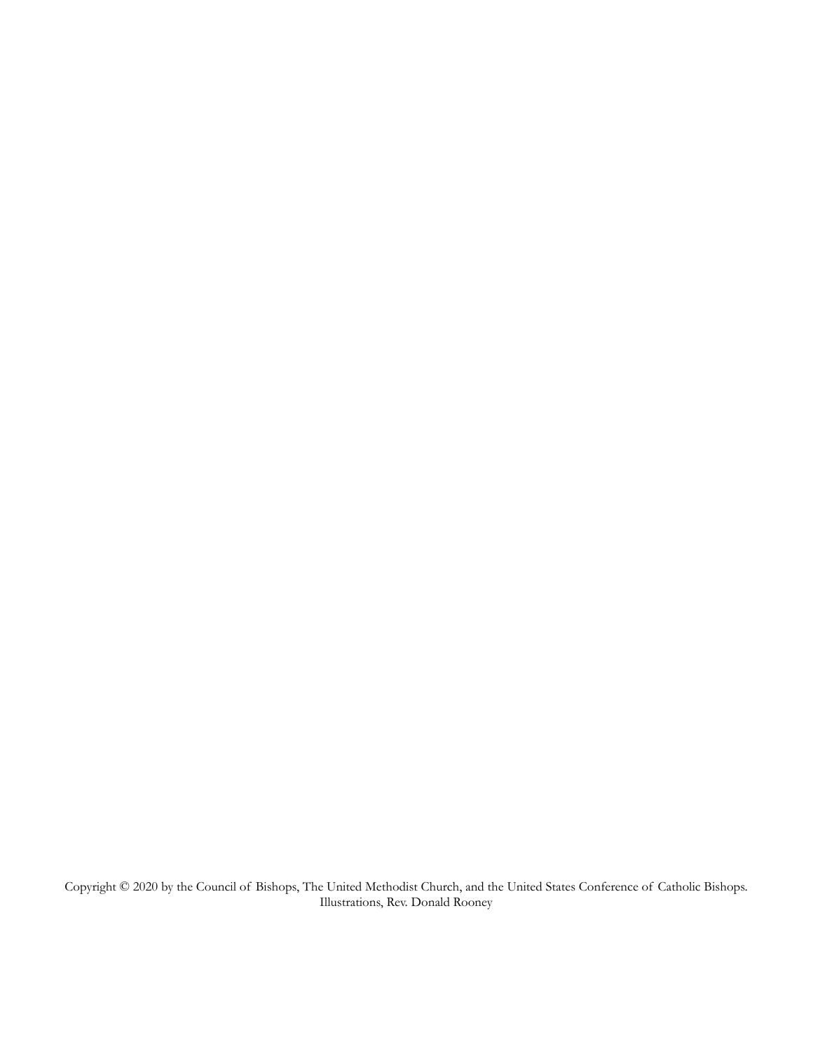Copyright © 2020 by the Council of Bishops, The United Methodist Church, and the United States Conference of Catholic Bishops.
Illustrations, Rev. Donald Rooney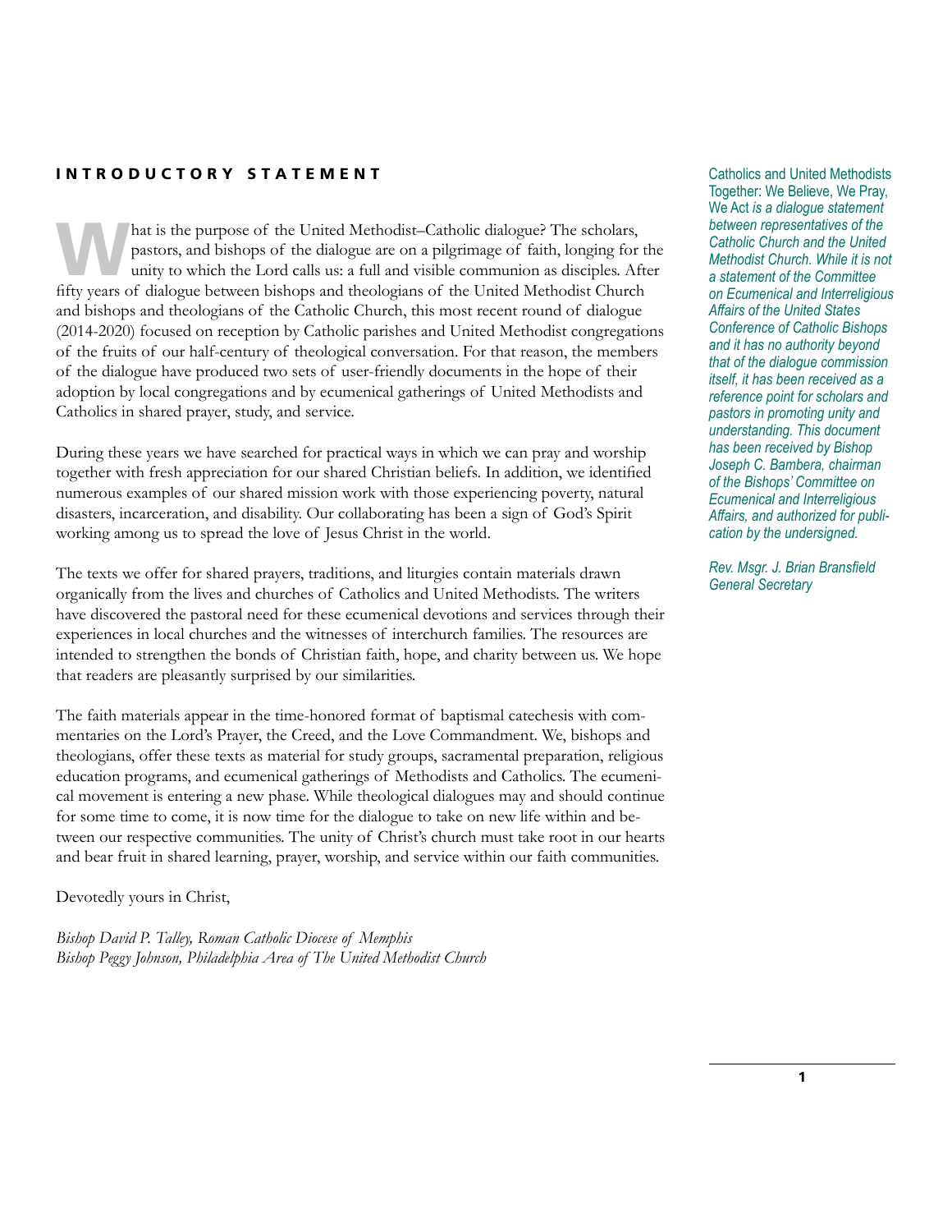## INTRODUCTORY STATEMENT

What is the purpose of the United Methodist–Catholic dialogue? The scholars, pastors, and bishops of the dialogue are on a pilgrimage of faith, longing for the unity to which the Lord calls us: a full and visible communion as disciples. After fifty years of dialogue between bishops and theologians of the United Methodist Church and bishops and theologians of the Catholic Church, this most recent round of dialogue (2014-2020) focused on reception by Catholic parishes and United Methodist congregations of the fruits of our half-century of theological conversation. For that reason, the members of the dialogue have produced two sets of user-friendly documents in the hope of their adoption by local congregations and by ecumenical gatherings of United Methodists and Catholics in shared prayer, study, and service.

During these years we have searched for practical ways in which we can pray and worship together with fresh appreciation for our shared Christian beliefs. In addition, we identified numerous examples of our shared mission work with those experiencing poverty, natural disasters, incarceration, and disability. Our collaborating has been a sign of God's Spirit working among us to spread the love of Jesus Christ in the world.

The texts we offer for shared prayers, traditions, and liturgies contain materials drawn organically from the lives and churches of Catholics and United Methodists. The writers have discovered the pastoral need for these ecumenical devotions and services through their experiences in local churches and the witnesses of interchurch families. The resources are intended to strengthen the bonds of Christian faith, hope, and charity between us. We hope that readers are pleasantly surprised by our similarities.

The faith materials appear in the time-honored format of baptismal catechesis with commentaries on the Lord's Prayer, the Creed, and the Love Commandment. We, bishops and theologians, offer these texts as material for study groups, sacramental preparation, religious education programs, and ecumenical gatherings of Methodists and Catholics. The ecumenical movement is entering a new phase. While theological dialogues may and should continue for some time to come, it is now time for the dialogue to take on new life within and between our respective communities. The unity of Christ's church must take root in our hearts and bear fruit in shared learning, prayer, worship, and service within our faith communities.

Devotedly yours in Christ,

*Bishop David P. Talley, Roman Catholic Diocese of Memphis*
*Bishop Peggy Johnson, Philadelphia Area of The United Methodist Church*

Catholics and United Methodists Together: We Believe, We Pray, We Act *is a dialogue statement between representatives of the Catholic Church and the United Methodist Church. While it is not a statement of the Committee on Ecumenical and Interreligious Affairs of the United States Conference of Catholic Bishops and it has no authority beyond that of the dialogue commission itself, it has been received as a reference point for scholars and pastors in promoting unity and understanding. This document has been received by Bishop Joseph C. Bambera, chairman of the Bishops' Committee on Ecumenical and Interreligious Affairs, and authorized for publication by the undersigned.*

*Rev. Msgr. J. Brian Bransfield*
*General Secretary*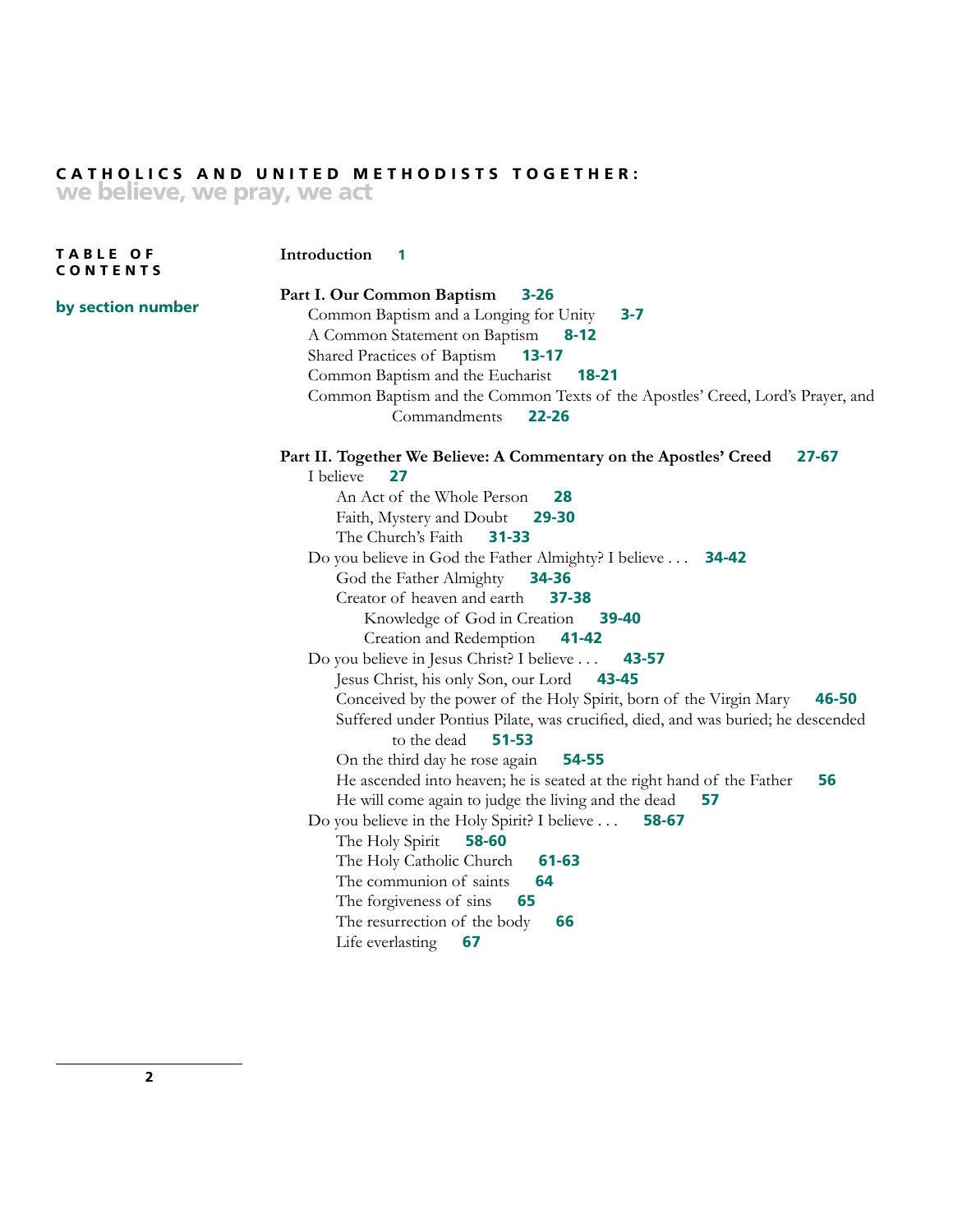# CATHOLICS AND UNITED METHODISTS TOGETHER: we believe, we pray, we act

## TABLE OF CONTENTS

**by section number**

**Introduction** 1

**Part I. Our Common Baptism** 3-26

- Common Baptism and a Longing for Unity 3-7
- A Common Statement on Baptism 8-12
- Shared Practices of Baptism 13-17
- Common Baptism and the Eucharist 18-21
- Common Baptism and the Common Texts of the Apostles' Creed, Lord's Prayer, and Commandments 22-26

**Part II. Together We Believe: A Commentary on the Apostles' Creed** 27-67

- I believe 27
  - An Act of the Whole Person 28
  - Faith, Mystery and Doubt 29-30
  - The Church's Faith 31-33
- Do you believe in God the Father Almighty? I believe . . . 34-42
  - God the Father Almighty 34-36
  - Creator of heaven and earth 37-38
    - Knowledge of God in Creation 39-40
    - Creation and Redemption 41-42
- Do you believe in Jesus Christ? I believe . . . 43-57
  - Jesus Christ, his only Son, our Lord 43-45
  - Conceived by the power of the Holy Spirit, born of the Virgin Mary 46-50
  - Suffered under Pontius Pilate, was crucified, died, and was buried; he descended to the dead 51-53
  - On the third day he rose again 54-55
  - He ascended into heaven; he is seated at the right hand of the Father 56
  - He will come again to judge the living and the dead 57
- Do you believe in the Holy Spirit? I believe . . . 58-67
  - The Holy Spirit 58-60
  - The Holy Catholic Church 61-63
  - The communion of saints 64
  - The forgiveness of sins 65
  - The resurrection of the body 66
  - Life everlasting 67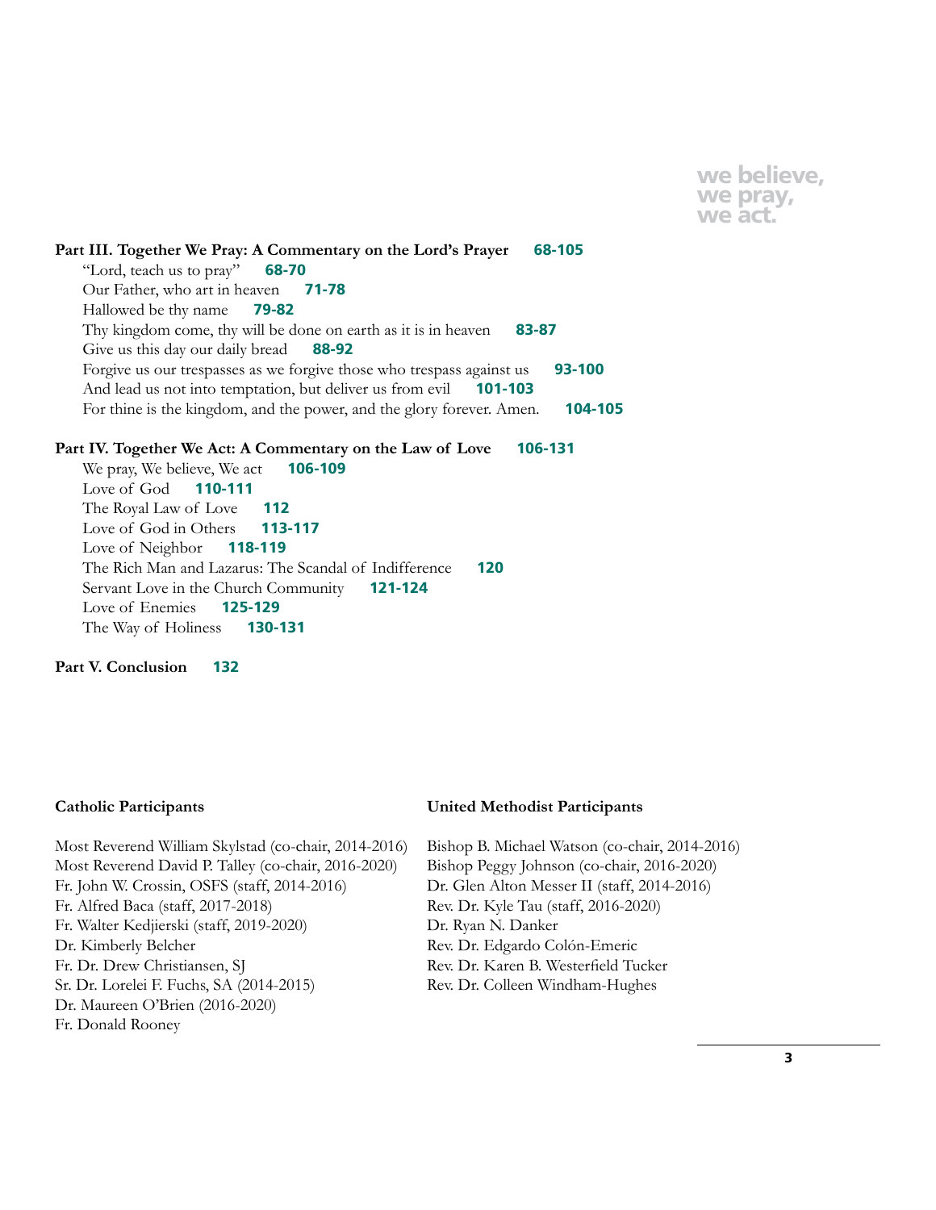**Part III. Together We Pray: A Commentary on the Lord's Prayer** **68-105**

- "Lord, teach us to pray" **68-70**
- Our Father, who art in heaven **71-78**
- Hallowed be thy name **79-82**
- Thy kingdom come, thy will be done on earth as it is in heaven **83-87**
- Give us this day our daily bread **88-92**
- Forgive us our trespasses as we forgive those who trespass against us **93-100**
- And lead us not into temptation, but deliver us from evil **101-103**
- For thine is the kingdom, and the power, and the glory forever. Amen. **104-105**

**Part IV. Together We Act: A Commentary on the Law of Love** **106-131**

- We pray, We believe, We act **106-109**
- Love of God **110-111**
- The Royal Law of Love **112**
- Love of God in Others **113-117**
- Love of Neighbor **118-119**
- The Rich Man and Lazarus: The Scandal of Indifference **120**
- Servant Love in the Church Community **121-124**
- Love of Enemies **125-129**
- The Way of Holiness **130-131**

**Part V. Conclusion** **132**

**Catholic Participants**

Most Reverend William Skylstad (co-chair, 2014-2016)
Most Reverend David P. Talley (co-chair, 2016-2020)
Fr. John W. Crossin, OSFS (staff, 2014-2016)
Fr. Alfred Baca (staff, 2017-2018)
Fr. Walter Kedjierski (staff, 2019-2020)
Dr. Kimberly Belcher
Fr. Dr. Drew Christiansen, SJ
Sr. Dr. Lorelei F. Fuchs, SA (2014-2015)
Dr. Maureen O'Brien (2016-2020)
Fr. Donald Rooney

**United Methodist Participants**

Bishop B. Michael Watson (co-chair, 2014-2016)
Bishop Peggy Johnson (co-chair, 2016-2020)
Dr. Glen Alton Messer II (staff, 2014-2016)
Rev. Dr. Kyle Tau (staff, 2016-2020)
Dr. Ryan N. Danker
Rev. Dr. Edgardo Colón-Emeric
Rev. Dr. Karen B. Westerfield Tucker
Rev. Dr. Colleen Windham-Hughes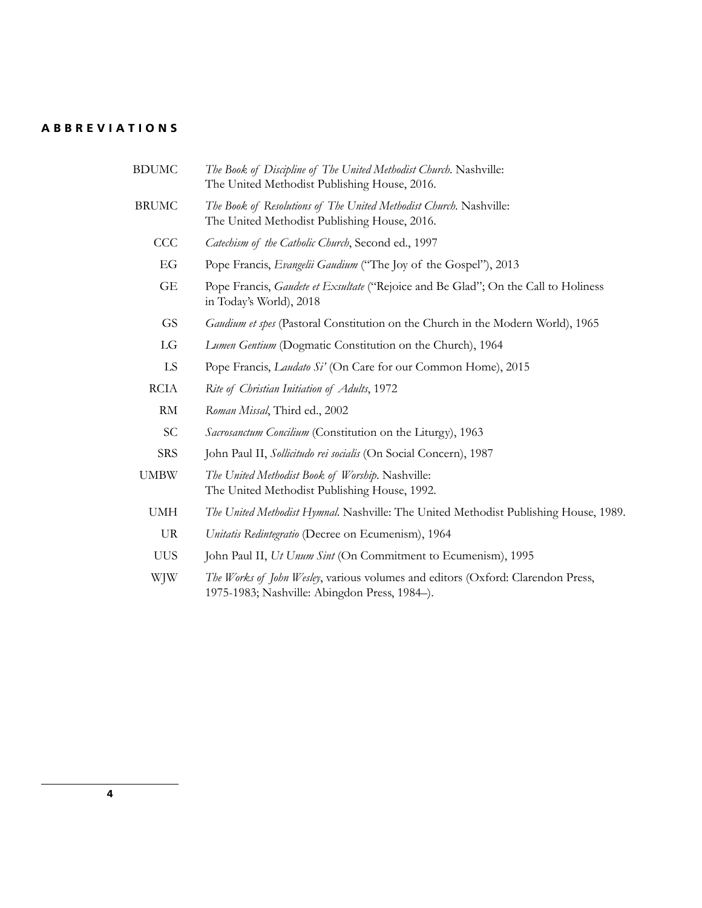## ABBREVIATIONS

| | |
|---|---|
| BDUMC | *The Book of Discipline of The United Methodist Church*. Nashville: The United Methodist Publishing House, 2016. |
| BRUMC | *The Book of Resolutions of The United Methodist Church*. Nashville: The United Methodist Publishing House, 2016. |
| CCC | *Catechism of the Catholic Church*, Second ed., 1997 |
| EG | Pope Francis, *Evangelii Gaudium* ("The Joy of the Gospel"), 2013 |
| GE | Pope Francis, *Gaudete et Exsultate* ("Rejoice and Be Glad"; On the Call to Holiness in Today's World), 2018 |
| GS | *Gaudium et spes* (Pastoral Constitution on the Church in the Modern World), 1965 |
| LG | *Lumen Gentium* (Dogmatic Constitution on the Church), 1964 |
| LS | Pope Francis, *Laudato Si'* (On Care for our Common Home), 2015 |
| RCIA | *Rite of Christian Initiation of Adults*, 1972 |
| RM | *Roman Missal*, Third ed., 2002 |
| SC | *Sacrosanctum Concilium* (Constitution on the Liturgy), 1963 |
| SRS | John Paul II, *Sollicitudo rei socialis* (On Social Concern), 1987 |
| UMBW | *The United Methodist Book of Worship*. Nashville: The United Methodist Publishing House, 1992. |
| UMH | *The United Methodist Hymnal*. Nashville: The United Methodist Publishing House, 1989. |
| UR | *Unitatis Redintegratio* (Decree on Ecumenism), 1964 |
| UUS | John Paul II, *Ut Unum Sint* (On Commitment to Ecumenism), 1995 |
| WJW | *The Works of John Wesley*, various volumes and editors (Oxford: Clarendon Press, 1975-1983; Nashville: Abingdon Press, 1984–). |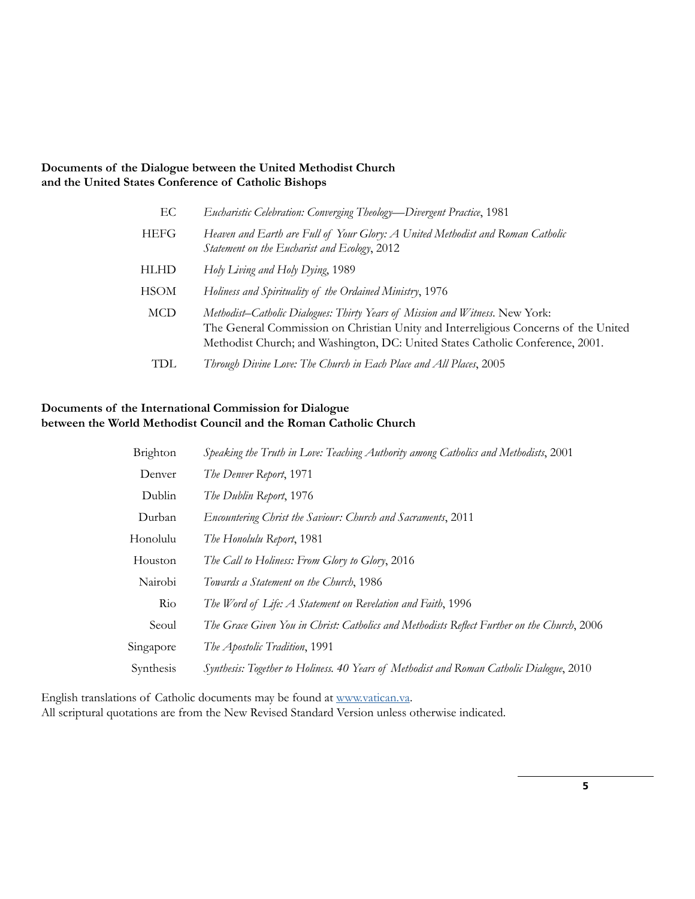**Documents of the Dialogue between the United Methodist Church and the United States Conference of Catholic Bishops**

| | |
|---|---|
| EC | *Eucharistic Celebration: Converging Theology—Divergent Practice*, 1981 |
| HEFG | *Heaven and Earth are Full of Your Glory: A United Methodist and Roman Catholic Statement on the Eucharist and Ecology*, 2012 |
| HLHD | *Holy Living and Holy Dying*, 1989 |
| HSOM | *Holiness and Spirituality of the Ordained Ministry*, 1976 |
| MCD | *Methodist–Catholic Dialogues: Thirty Years of Mission and Witness*. New York: The General Commission on Christian Unity and Interreligious Concerns of the United Methodist Church; and Washington, DC: United States Catholic Conference, 2001. |
| TDL | *Through Divine Love: The Church in Each Place and All Places*, 2005 |

**Documents of the International Commission for Dialogue between the World Methodist Council and the Roman Catholic Church**

| | |
|---|---|
| Brighton | *Speaking the Truth in Love: Teaching Authority among Catholics and Methodists*, 2001 |
| Denver | *The Denver Report*, 1971 |
| Dublin | *The Dublin Report*, 1976 |
| Durban | *Encountering Christ the Saviour: Church and Sacraments*, 2011 |
| Honolulu | *The Honolulu Report*, 1981 |
| Houston | *The Call to Holiness: From Glory to Glory*, 2016 |
| Nairobi | *Towards a Statement on the Church*, 1986 |
| Rio | *The Word of Life: A Statement on Revelation and Faith*, 1996 |
| Seoul | *The Grace Given You in Christ: Catholics and Methodists Reflect Further on the Church*, 2006 |
| Singapore | *The Apostolic Tradition*, 1991 |
| Synthesis | *Synthesis: Together to Holiness. 40 Years of Methodist and Roman Catholic Dialogue*, 2010 |

English translations of Catholic documents may be found at www.vatican.va.
All scriptural quotations are from the New Revised Standard Version unless otherwise indicated.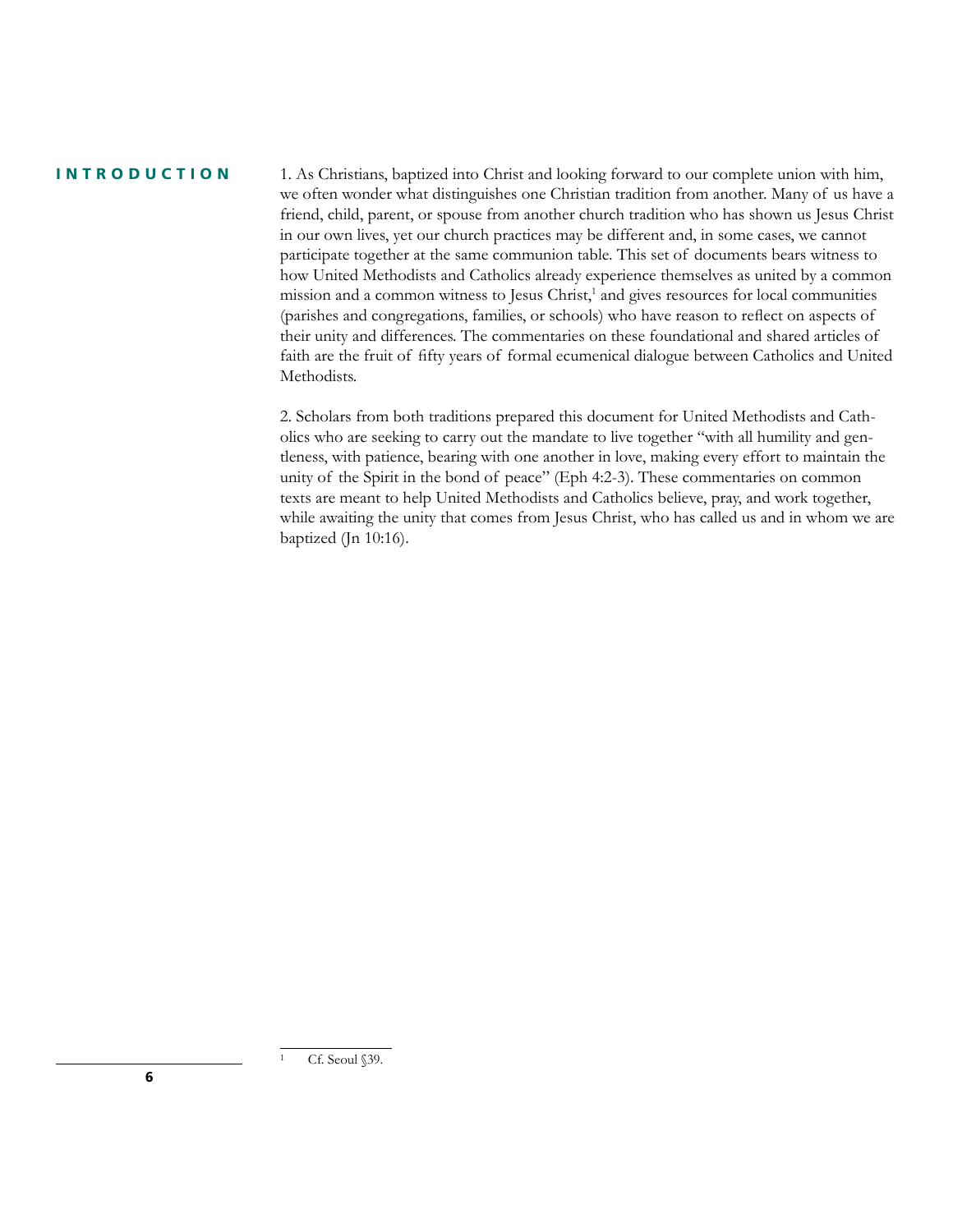## INTRODUCTION

1. As Christians, baptized into Christ and looking forward to our complete union with him, we often wonder what distinguishes one Christian tradition from another. Many of us have a friend, child, parent, or spouse from another church tradition who has shown us Jesus Christ in our own lives, yet our church practices may be different and, in some cases, we cannot participate together at the same communion table. This set of documents bears witness to how United Methodists and Catholics already experience themselves as united by a common mission and a common witness to Jesus Christ,[1] and gives resources for local communities (parishes and congregations, families, or schools) who have reason to reflect on aspects of their unity and differences. The commentaries on these foundational and shared articles of faith are the fruit of fifty years of formal ecumenical dialogue between Catholics and United Methodists.

2. Scholars from both traditions prepared this document for United Methodists and Catholics who are seeking to carry out the mandate to live together "with all humility and gentleness, with patience, bearing with one another in love, making every effort to maintain the unity of the Spirit in the bond of peace" (Eph 4:2-3). These commentaries on common texts are meant to help United Methodists and Catholics believe, pray, and work together, while awaiting the unity that comes from Jesus Christ, who has called us and in whom we are baptized (Jn 10:16).

---

[1] Cf. Seoul §39.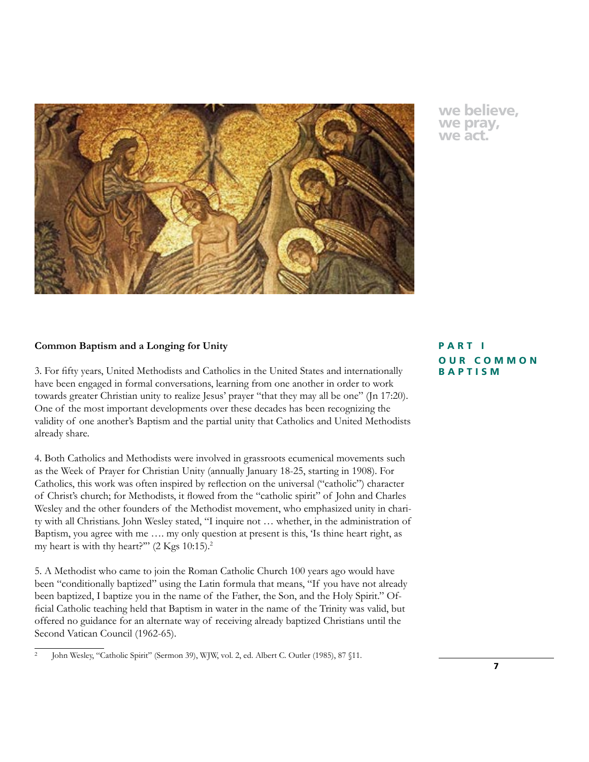we believe,
we pray,
we act.

**PART I**
**OUR COMMON BAPTISM**

## Common Baptism and a Longing for Unity

3. For fifty years, United Methodists and Catholics in the United States and internationally have been engaged in formal conversations, learning from one another in order to work towards greater Christian unity to realize Jesus' prayer "that they may all be one" (Jn 17:20). One of the most important developments over these decades has been recognizing the validity of one another's Baptism and the partial unity that Catholics and United Methodists already share.

4. Both Catholics and Methodists were involved in grassroots ecumenical movements such as the Week of Prayer for Christian Unity (annually January 18-25, starting in 1908). For Catholics, this work was often inspired by reflection on the universal ("catholic") character of Christ's church; for Methodists, it flowed from the "catholic spirit" of John and Charles Wesley and the other founders of the Methodist movement, who emphasized unity in charity with all Christians. John Wesley stated, "I inquire not … whether, in the administration of Baptism, you agree with me …. my only question at present is this, 'Is thine heart right, as my heart is with thy heart?'" (2 Kgs 10:15).[2]

5. A Methodist who came to join the Roman Catholic Church 100 years ago would have been "conditionally baptized" using the Latin formula that means, "If you have not already been baptized, I baptize you in the name of the Father, the Son, and the Holy Spirit." Official Catholic teaching held that Baptism in water in the name of the Trinity was valid, but offered no guidance for an alternate way of receiving already baptized Christians until the Second Vatican Council (1962-65).

[2] John Wesley, "Catholic Spirit" (Sermon 39), WJW, vol. 2, ed. Albert C. Outler (1985), 87 §11.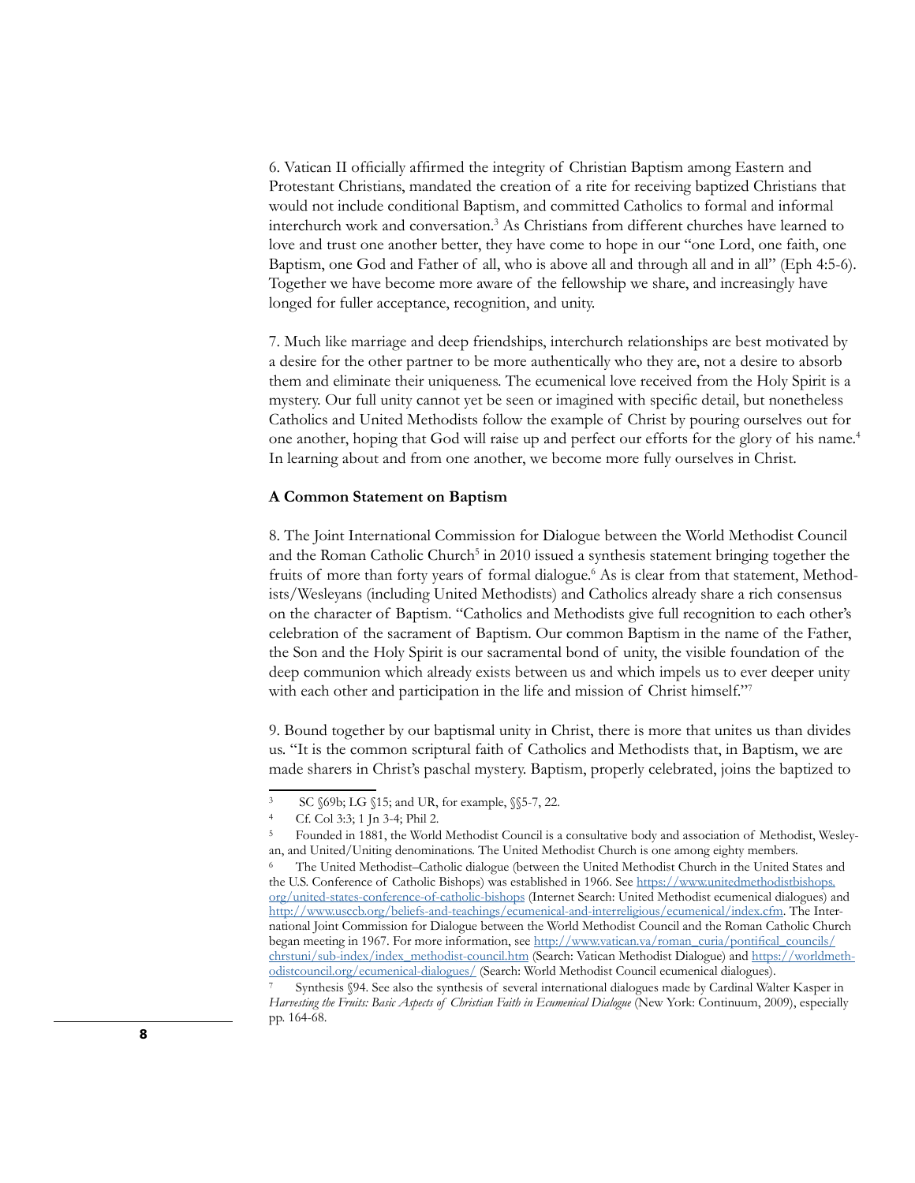6. Vatican II officially affirmed the integrity of Christian Baptism among Eastern and Protestant Christians, mandated the creation of a rite for receiving baptized Christians that would not include conditional Baptism, and committed Catholics to formal and informal interchurch work and conversation.[3] As Christians from different churches have learned to love and trust one another better, they have come to hope in our "one Lord, one faith, one Baptism, one God and Father of all, who is above all and through all and in all" (Eph 4:5-6). Together we have become more aware of the fellowship we share, and increasingly have longed for fuller acceptance, recognition, and unity.

7. Much like marriage and deep friendships, interchurch relationships are best motivated by a desire for the other partner to be more authentically who they are, not a desire to absorb them and eliminate their uniqueness. The ecumenical love received from the Holy Spirit is a mystery. Our full unity cannot yet be seen or imagined with specific detail, but nonetheless Catholics and United Methodists follow the example of Christ by pouring ourselves out for one another, hoping that God will raise up and perfect our efforts for the glory of his name.[4] In learning about and from one another, we become more fully ourselves in Christ.

**A Common Statement on Baptism**

8. The Joint International Commission for Dialogue between the World Methodist Council and the Roman Catholic Church[5] in 2010 issued a synthesis statement bringing together the fruits of more than forty years of formal dialogue.[6] As is clear from that statement, Methodists/Wesleyans (including United Methodists) and Catholics already share a rich consensus on the character of Baptism. "Catholics and Methodists give full recognition to each other's celebration of the sacrament of Baptism. Our common Baptism in the name of the Father, the Son and the Holy Spirit is our sacramental bond of unity, the visible foundation of the deep communion which already exists between us and which impels us to ever deeper unity with each other and participation in the life and mission of Christ himself."[7]

9. Bound together by our baptismal unity in Christ, there is more that unites us than divides us. "It is the common scriptural faith of Catholics and Methodists that, in Baptism, we are made sharers in Christ's paschal mystery. Baptism, properly celebrated, joins the baptized to

---

[3] SC §69b; LG §15; and UR, for example, §§5-7, 22.

[4] Cf. Col 3:3; 1 Jn 3-4; Phil 2.

[5] Founded in 1881, the World Methodist Council is a consultative body and association of Methodist, Wesleyan, and United/Uniting denominations. The United Methodist Church is one among eighty members.

[6] The United Methodist–Catholic dialogue (between the United Methodist Church in the United States and the U.S. Conference of Catholic Bishops) was established in 1966. See https://www.unitedmethodistbishops.org/united-states-conference-of-catholic-bishops (Internet Search: United Methodist ecumenical dialogues) and http://www.usccb.org/beliefs-and-teachings/ecumenical-and-interreligious/ecumenical/index.cfm. The International Joint Commission for Dialogue between the World Methodist Council and the Roman Catholic Church began meeting in 1967. For more information, see http://www.vatican.va/roman_curia/pontifical_councils/chrstuni/sub-index/index_methodist-council.htm (Search: Vatican Methodist Dialogue) and https://worldmethodistcouncil.org/ecumenical-dialogues/ (Search: World Methodist Council ecumenical dialogues).

[7] Synthesis §94. See also the synthesis of several international dialogues made by Cardinal Walter Kasper in *Harvesting the Fruits: Basic Aspects of Christian Faith in Ecumenical Dialogue* (New York: Continuum, 2009), especially pp. 164-68.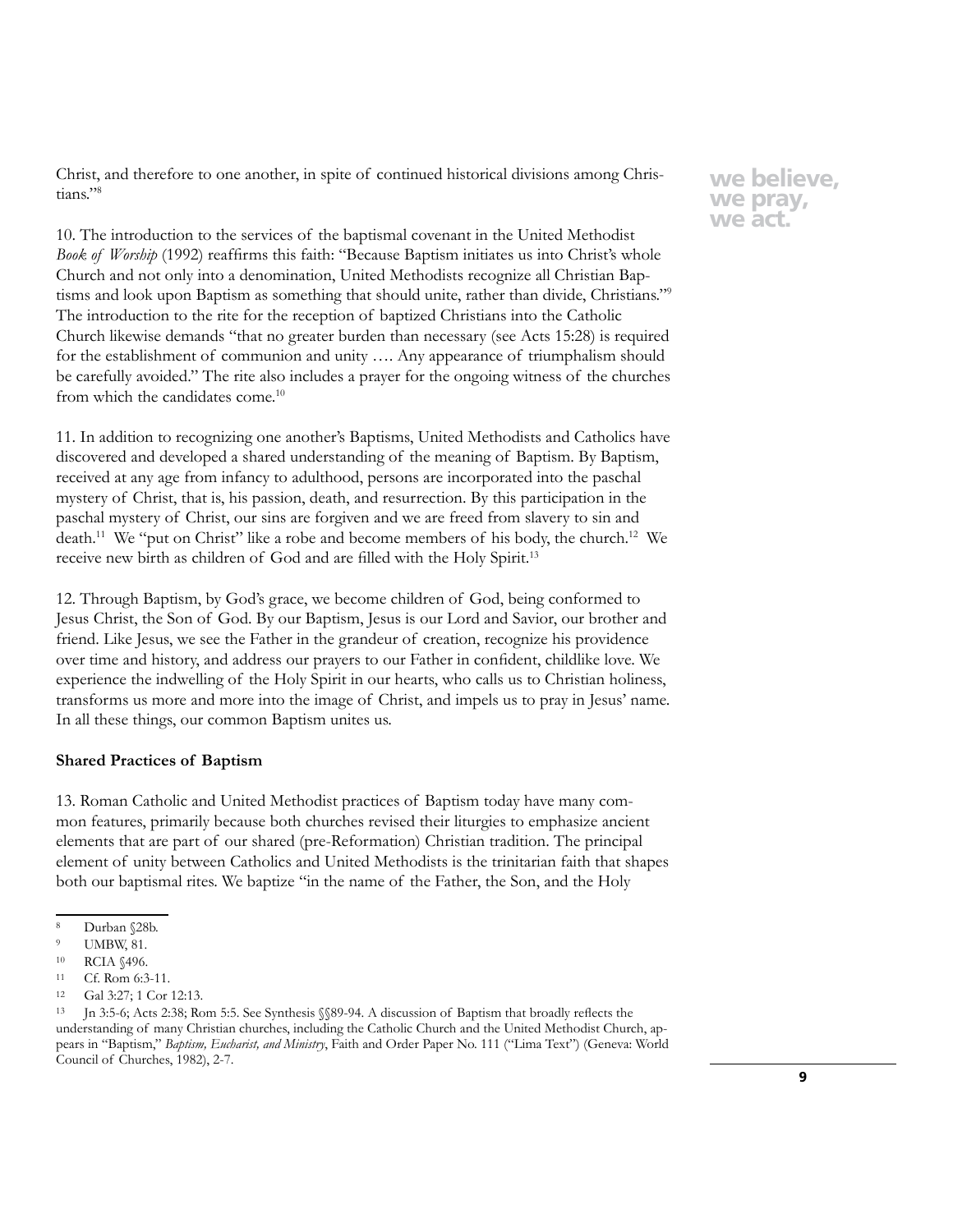Christ, and therefore to one another, in spite of continued historical divisions among Christians."[8]

10. The introduction to the services of the baptismal covenant in the United Methodist *Book of Worship* (1992) reaffirms this faith: "Because Baptism initiates us into Christ's whole Church and not only into a denomination, United Methodists recognize all Christian Baptisms and look upon Baptism as something that should unite, rather than divide, Christians."[9] The introduction to the rite for the reception of baptized Christians into the Catholic Church likewise demands "that no greater burden than necessary (see Acts 15:28) is required for the establishment of communion and unity …. Any appearance of triumphalism should be carefully avoided." The rite also includes a prayer for the ongoing witness of the churches from which the candidates come.[10]

11. In addition to recognizing one another's Baptisms, United Methodists and Catholics have discovered and developed a shared understanding of the meaning of Baptism. By Baptism, received at any age from infancy to adulthood, persons are incorporated into the paschal mystery of Christ, that is, his passion, death, and resurrection. By this participation in the paschal mystery of Christ, our sins are forgiven and we are freed from slavery to sin and death.[11] We "put on Christ" like a robe and become members of his body, the church.[12] We receive new birth as children of God and are filled with the Holy Spirit.[13]

12. Through Baptism, by God's grace, we become children of God, being conformed to Jesus Christ, the Son of God. By our Baptism, Jesus is our Lord and Savior, our brother and friend. Like Jesus, we see the Father in the grandeur of creation, recognize his providence over time and history, and address our prayers to our Father in confident, childlike love. We experience the indwelling of the Holy Spirit in our hearts, who calls us to Christian holiness, transforms us more and more into the image of Christ, and impels us to pray in Jesus' name. In all these things, our common Baptism unites us.

**Shared Practices of Baptism**

13. Roman Catholic and United Methodist practices of Baptism today have many common features, primarily because both churches revised their liturgies to emphasize ancient elements that are part of our shared (pre-Reformation) Christian tradition. The principal element of unity between Catholics and United Methodists is the trinitarian faith that shapes both our baptismal rites. We baptize "in the name of the Father, the Son, and the Holy

---

[8] Durban §28b.

[9] UMBW, 81.

[10] RCIA §496.

[11] Cf. Rom 6:3-11.

[12] Gal 3:27; 1 Cor 12:13.

[13] Jn 3:5-6; Acts 2:38; Rom 5:5. See Synthesis §§89-94. A discussion of Baptism that broadly reflects the understanding of many Christian churches, including the Catholic Church and the United Methodist Church, appears in "Baptism," *Baptism, Eucharist, and Ministry*, Faith and Order Paper No. 111 ("Lima Text") (Geneva: World Council of Churches, 1982), 2-7.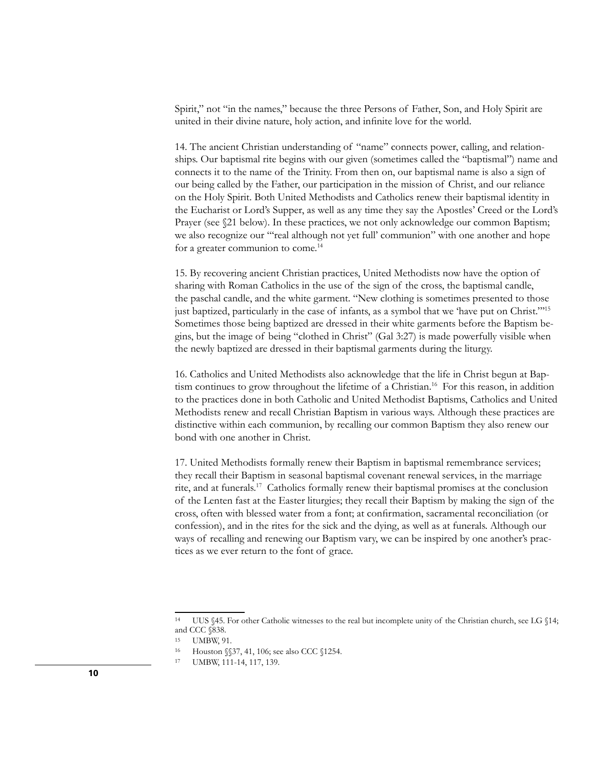Spirit," not "in the names," because the three Persons of Father, Son, and Holy Spirit are united in their divine nature, holy action, and infinite love for the world.

14. The ancient Christian understanding of "name" connects power, calling, and relationships. Our baptismal rite begins with our given (sometimes called the "baptismal") name and connects it to the name of the Trinity. From then on, our baptismal name is also a sign of our being called by the Father, our participation in the mission of Christ, and our reliance on the Holy Spirit. Both United Methodists and Catholics renew their baptismal identity in the Eucharist or Lord's Supper, as well as any time they say the Apostles' Creed or the Lord's Prayer (see §21 below). In these practices, we not only acknowledge our common Baptism; we also recognize our "'real although not yet full' communion" with one another and hope for a greater communion to come.[14]

15. By recovering ancient Christian practices, United Methodists now have the option of sharing with Roman Catholics in the use of the sign of the cross, the baptismal candle, the paschal candle, and the white garment. "New clothing is sometimes presented to those just baptized, particularly in the case of infants, as a symbol that we 'have put on Christ.'"[15] Sometimes those being baptized are dressed in their white garments before the Baptism begins, but the image of being "clothed in Christ" (Gal 3:27) is made powerfully visible when the newly baptized are dressed in their baptismal garments during the liturgy.

16. Catholics and United Methodists also acknowledge that the life in Christ begun at Baptism continues to grow throughout the lifetime of a Christian.[16] For this reason, in addition to the practices done in both Catholic and United Methodist Baptisms, Catholics and United Methodists renew and recall Christian Baptism in various ways. Although these practices are distinctive within each communion, by recalling our common Baptism they also renew our bond with one another in Christ.

17. United Methodists formally renew their Baptism in baptismal remembrance services; they recall their Baptism in seasonal baptismal covenant renewal services, in the marriage rite, and at funerals.[17] Catholics formally renew their baptismal promises at the conclusion of the Lenten fast at the Easter liturgies; they recall their Baptism by making the sign of the cross, often with blessed water from a font; at confirmation, sacramental reconciliation (or confession), and in the rites for the sick and the dying, as well as at funerals. Although our ways of recalling and renewing our Baptism vary, we can be inspired by one another's practices as we ever return to the font of grace.

---

[14] UUS §45. For other Catholic witnesses to the real but incomplete unity of the Christian church, see LG §14; and CCC §838.

[15] UMBW, 91.

[16] Houston §§37, 41, 106; see also CCC §1254.

[17] UMBW, 111-14, 117, 139.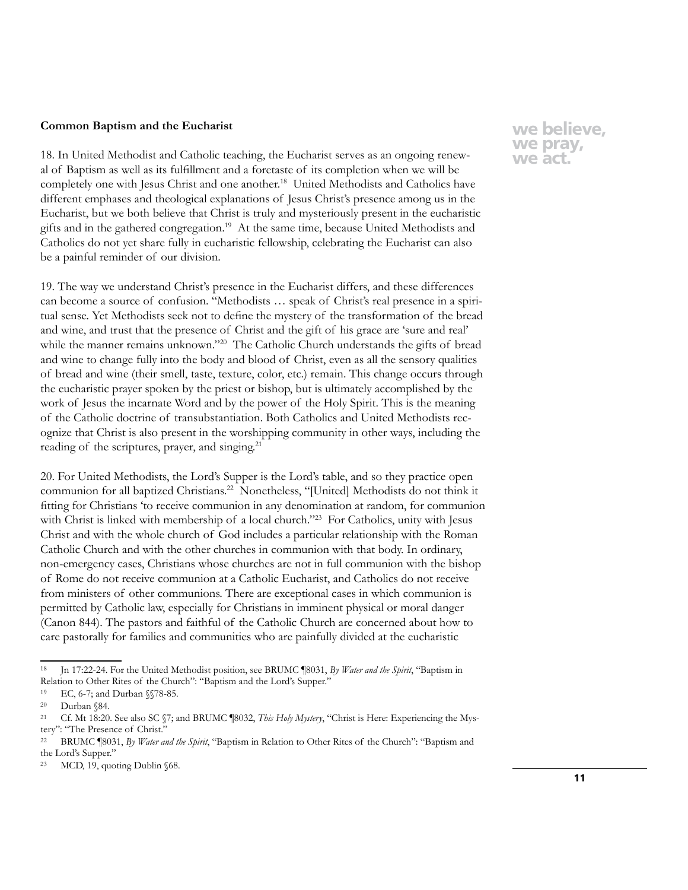**Common Baptism and the Eucharist**

18. In United Methodist and Catholic teaching, the Eucharist serves as an ongoing renewal of Baptism as well as its fulfillment and a foretaste of its completion when we will be completely one with Jesus Christ and one another.[18] United Methodists and Catholics have different emphases and theological explanations of Jesus Christ's presence among us in the Eucharist, but we both believe that Christ is truly and mysteriously present in the eucharistic gifts and in the gathered congregation.[19] At the same time, because United Methodists and Catholics do not yet share fully in eucharistic fellowship, celebrating the Eucharist can also be a painful reminder of our division.

19. The way we understand Christ's presence in the Eucharist differs, and these differences can become a source of confusion. "Methodists … speak of Christ's real presence in a spiritual sense. Yet Methodists seek not to define the mystery of the transformation of the bread and wine, and trust that the presence of Christ and the gift of his grace are 'sure and real' while the manner remains unknown."[20] The Catholic Church understands the gifts of bread and wine to change fully into the body and blood of Christ, even as all the sensory qualities of bread and wine (their smell, taste, texture, color, etc.) remain. This change occurs through the eucharistic prayer spoken by the priest or bishop, but is ultimately accomplished by the work of Jesus the incarnate Word and by the power of the Holy Spirit. This is the meaning of the Catholic doctrine of transubstantiation. Both Catholics and United Methodists recognize that Christ is also present in the worshipping community in other ways, including the reading of the scriptures, prayer, and singing.[21]

20. For United Methodists, the Lord's Supper is the Lord's table, and so they practice open communion for all baptized Christians.[22] Nonetheless, "[United] Methodists do not think it fitting for Christians 'to receive communion in any denomination at random, for communion with Christ is linked with membership of a local church.'"[23] For Catholics, unity with Jesus Christ and with the whole church of God includes a particular relationship with the Roman Catholic Church and with the other churches in communion with that body. In ordinary, non-emergency cases, Christians whose churches are not in full communion with the bishop of Rome do not receive communion at a Catholic Eucharist, and Catholics do not receive from ministers of other communions. There are exceptional cases in which communion is permitted by Catholic law, especially for Christians in imminent physical or moral danger (Canon 844). The pastors and faithful of the Catholic Church are concerned about how to care pastorally for families and communities who are painfully divided at the eucharistic

---

[18] Jn 17:22-24. For the United Methodist position, see BRUMC ¶8031, *By Water and the Spirit*, "Baptism in Relation to Other Rites of the Church": "Baptism and the Lord's Supper."

[19] EC, 6-7; and Durban §§78-85.

[20] Durban §84.

[21] Cf. Mt 18:20. See also SC §7; and BRUMC ¶8032, *This Holy Mystery*, "Christ is Here: Experiencing the Mystery": "The Presence of Christ."

[22] BRUMC ¶8031, *By Water and the Spirit*, "Baptism in Relation to Other Rites of the Church": "Baptism and the Lord's Supper."

[23] MCD, 19, quoting Dublin §68.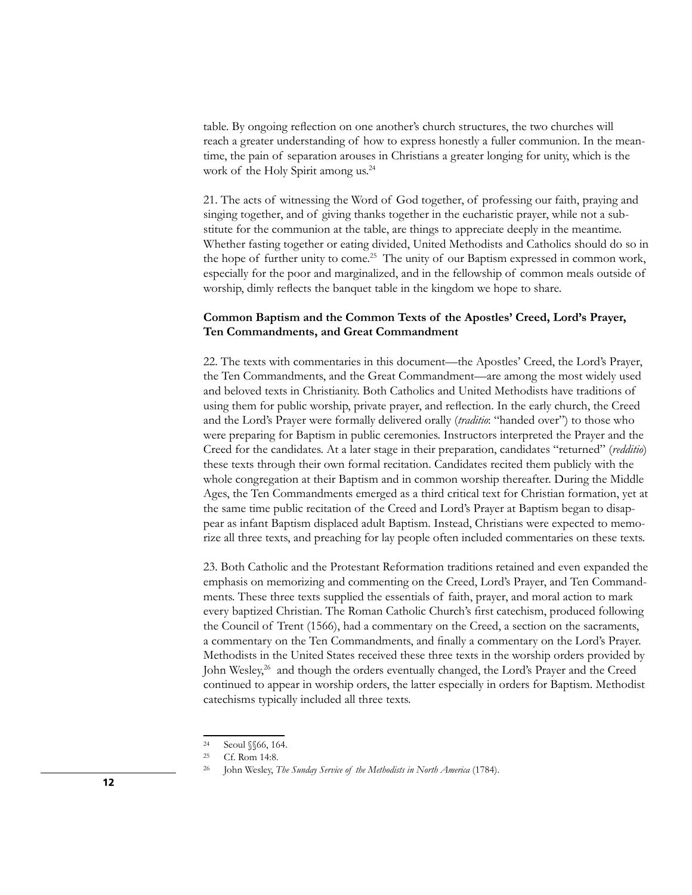table. By ongoing reflection on one another's church structures, the two churches will reach a greater understanding of how to express honestly a fuller communion. In the meantime, the pain of separation arouses in Christians a greater longing for unity, which is the work of the Holy Spirit among us.[24]

21. The acts of witnessing the Word of God together, of professing our faith, praying and singing together, and of giving thanks together in the eucharistic prayer, while not a substitute for the communion at the table, are things to appreciate deeply in the meantime. Whether fasting together or eating divided, United Methodists and Catholics should do so in the hope of further unity to come.[25] The unity of our Baptism expressed in common work, especially for the poor and marginalized, and in the fellowship of common meals outside of worship, dimly reflects the banquet table in the kingdom we hope to share.

**Common Baptism and the Common Texts of the Apostles' Creed, Lord's Prayer, Ten Commandments, and Great Commandment**

22. The texts with commentaries in this document—the Apostles' Creed, the Lord's Prayer, the Ten Commandments, and the Great Commandment—are among the most widely used and beloved texts in Christianity. Both Catholics and United Methodists have traditions of using them for public worship, private prayer, and reflection. In the early church, the Creed and the Lord's Prayer were formally delivered orally (*traditio*: "handed over") to those who were preparing for Baptism in public ceremonies. Instructors interpreted the Prayer and the Creed for the candidates. At a later stage in their preparation, candidates "returned" (*redditio*) these texts through their own formal recitation. Candidates recited them publicly with the whole congregation at their Baptism and in common worship thereafter. During the Middle Ages, the Ten Commandments emerged as a third critical text for Christian formation, yet at the same time public recitation of the Creed and Lord's Prayer at Baptism began to disappear as infant Baptism displaced adult Baptism. Instead, Christians were expected to memorize all three texts, and preaching for lay people often included commentaries on these texts.

23. Both Catholic and the Protestant Reformation traditions retained and even expanded the emphasis on memorizing and commenting on the Creed, Lord's Prayer, and Ten Commandments. These three texts supplied the essentials of faith, prayer, and moral action to mark every baptized Christian. The Roman Catholic Church's first catechism, produced following the Council of Trent (1566), had a commentary on the Creed, a section on the sacraments, a commentary on the Ten Commandments, and finally a commentary on the Lord's Prayer. Methodists in the United States received these three texts in the worship orders provided by John Wesley,[26] and though the orders eventually changed, the Lord's Prayer and the Creed continued to appear in worship orders, the latter especially in orders for Baptism. Methodist catechisms typically included all three texts.

[24] Seoul §§66, 164.

[25] Cf. Rom 14:8.

[26] John Wesley, *The Sunday Service of the Methodists in North America* (1784).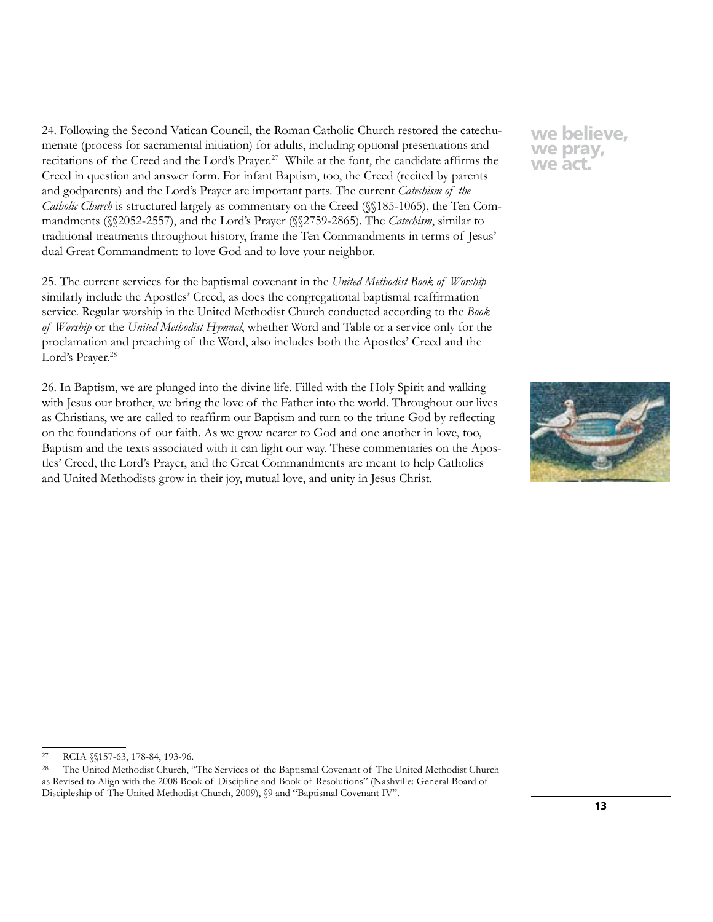24. Following the Second Vatican Council, the Roman Catholic Church restored the catechumenate (process for sacramental initiation) for adults, including optional presentations and recitations of the Creed and the Lord's Prayer.[27] While at the font, the candidate affirms the Creed in question and answer form. For infant Baptism, too, the Creed (recited by parents and godparents) and the Lord's Prayer are important parts. The current *Catechism of the Catholic Church* is structured largely as commentary on the Creed (§§185-1065), the Ten Commandments (§§2052-2557), and the Lord's Prayer (§§2759-2865). The *Catechism*, similar to traditional treatments throughout history, frame the Ten Commandments in terms of Jesus' dual Great Commandment: to love God and to love your neighbor.

**we believe, we pray, we act.**

25. The current services for the baptismal covenant in the *United Methodist Book of Worship* similarly include the Apostles' Creed, as does the congregational baptismal reaffirmation service. Regular worship in the United Methodist Church conducted according to the *Book of Worship* or the *United Methodist Hymnal*, whether Word and Table or a service only for the proclamation and preaching of the Word, also includes both the Apostles' Creed and the Lord's Prayer.[28]

26. In Baptism, we are plunged into the divine life. Filled with the Holy Spirit and walking with Jesus our brother, we bring the love of the Father into the world. Throughout our lives as Christians, we are called to reaffirm our Baptism and turn to the triune God by reflecting on the foundations of our faith. As we grow nearer to God and one another in love, too, Baptism and the texts associated with it can light our way. These commentaries on the Apostles' Creed, the Lord's Prayer, and the Great Commandments are meant to help Catholics and United Methodists grow in their joy, mutual love, and unity in Jesus Christ.

---

[27] RCIA §§157-63, 178-84, 193-96.

[28] The United Methodist Church, "The Services of the Baptismal Covenant of The United Methodist Church as Revised to Align with the 2008 Book of Discipline and Book of Resolutions" (Nashville: General Board of Discipleship of The United Methodist Church, 2009), §9 and "Baptismal Covenant IV".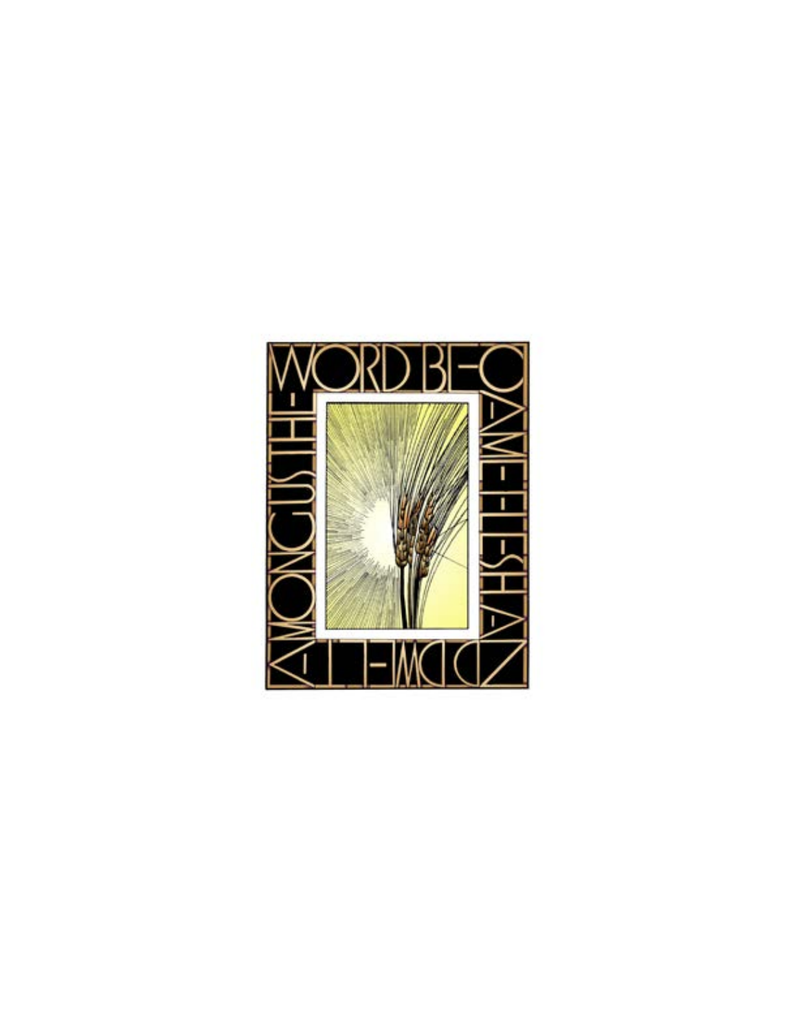THE WORD BECAME FLESH AND DWELT AMONG US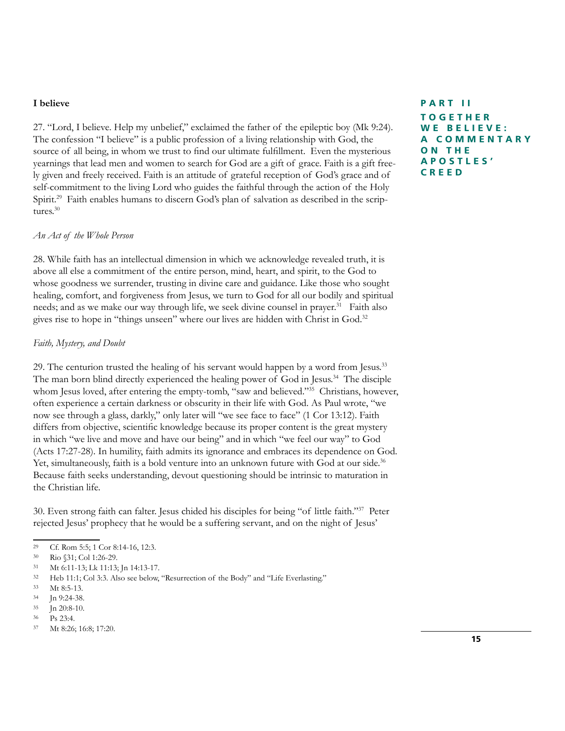### I believe

27. "Lord, I believe. Help my unbelief," exclaimed the father of the epileptic boy (Mk 9:24). The confession "I believe" is a public profession of a living relationship with God, the source of all being, in whom we trust to find our ultimate fulfillment. Even the mysterious yearnings that lead men and women to search for God are a gift of grace. Faith is a gift freely given and freely received. Faith is an attitude of grateful reception of God's grace and of self-commitment to the living Lord who guides the faithful through the action of the Holy Spirit.[29] Faith enables humans to discern God's plan of salvation as described in the scriptures.[30]

#### *An Act of the Whole Person*

28. While faith has an intellectual dimension in which we acknowledge revealed truth, it is above all else a commitment of the entire person, mind, heart, and spirit, to the God to whose goodness we surrender, trusting in divine care and guidance. Like those who sought healing, comfort, and forgiveness from Jesus, we turn to God for all our bodily and spiritual needs; and as we make our way through life, we seek divine counsel in prayer.[31] Faith also gives rise to hope in "things unseen" where our lives are hidden with Christ in God.[32]

#### *Faith, Mystery, and Doubt*

29. The centurion trusted the healing of his servant would happen by a word from Jesus.[33] The man born blind directly experienced the healing power of God in Jesus.[34] The disciple whom Jesus loved, after entering the empty-tomb, "saw and believed."[35] Christians, however, often experience a certain darkness or obscurity in their life with God. As Paul wrote, "we now see through a glass, darkly," only later will "we see face to face" (1 Cor 13:12). Faith differs from objective, scientific knowledge because its proper content is the great mystery in which "we live and move and have our being" and in which "we feel our way" to God (Acts 17:27-28). In humility, faith admits its ignorance and embraces its dependence on God. Yet, simultaneously, faith is a bold venture into an unknown future with God at our side.[36] Because faith seeks understanding, devout questioning should be intrinsic to maturation in the Christian life.

30. Even strong faith can falter. Jesus chided his disciples for being "of little faith."[37] Peter rejected Jesus' prophecy that he would be a suffering servant, and on the night of Jesus'

---

[29] Cf. Rom 5:5; 1 Cor 8:14-16, 12:3.

[30] Rio §31; Col 1:26-29.

[31] Mt 6:11-13; Lk 11:13; Jn 14:13-17.

[32] Heb 11:1; Col 3:3. Also see below, "Resurrection of the Body" and "Life Everlasting."

[33] Mt 8:5-13.

[34] Jn 9:24-38.

[35] Jn 20:8-10.

[36] Ps 23:4.

[37] Mt 8:26; 16:8; 17:20.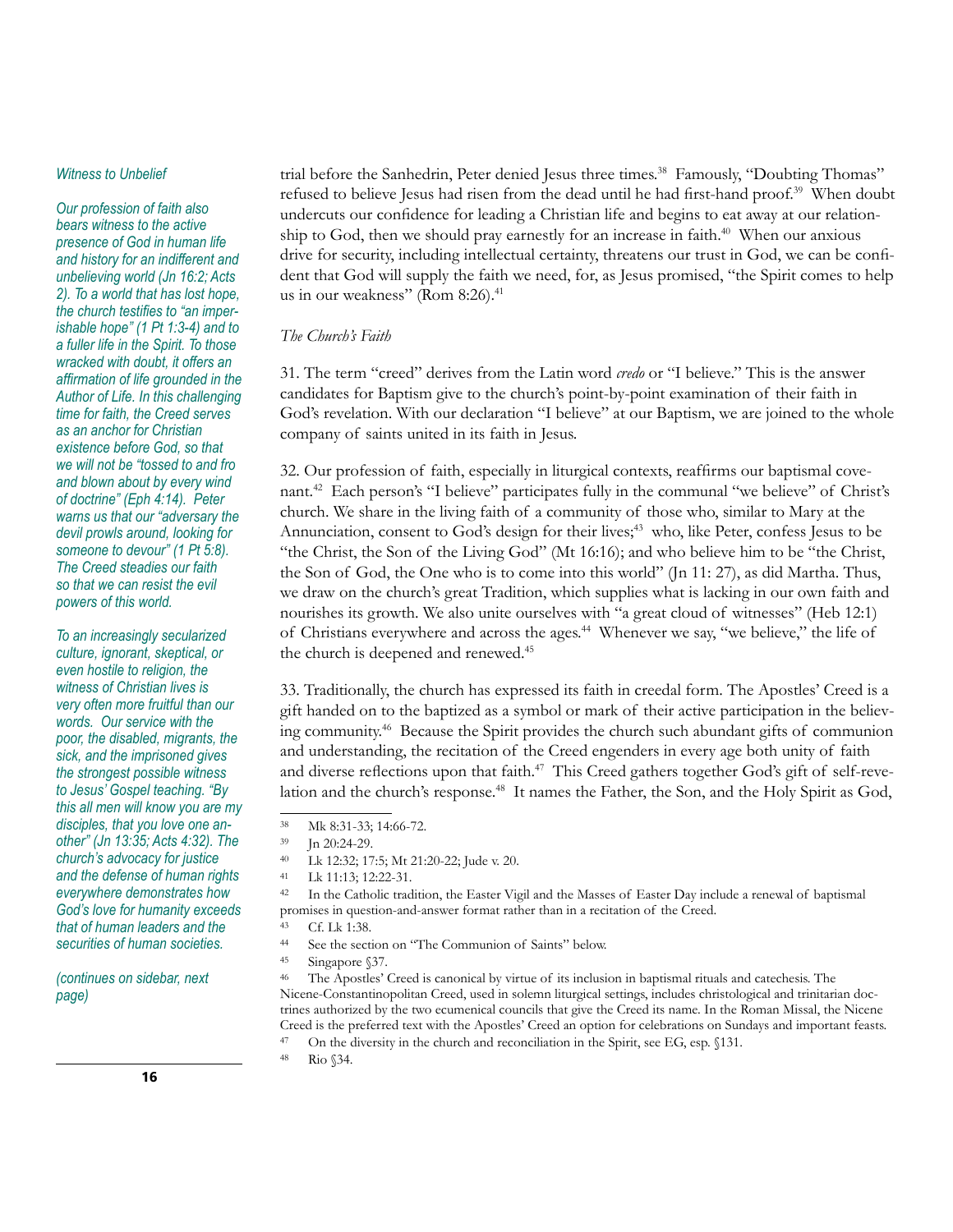trial before the Sanhedrin, Peter denied Jesus three times.[38] Famously, "Doubting Thomas" refused to believe Jesus had risen from the dead until he had first-hand proof.[39] When doubt undercuts our confidence for leading a Christian life and begins to eat away at our relationship to God, then we should pray earnestly for an increase in faith.[40] When our anxious drive for security, including intellectual certainty, threatens our trust in God, we can be confident that God will supply the faith we need, for, as Jesus promised, "the Spirit comes to help us in our weakness" (Rom 8:26).[41]

*The Church's Faith*

31. The term "creed" derives from the Latin word *credo* or "I believe." This is the answer candidates for Baptism give to the church's point-by-point examination of their faith in God's revelation. With our declaration "I believe" at our Baptism, we are joined to the whole company of saints united in its faith in Jesus.

32. Our profession of faith, especially in liturgical contexts, reaffirms our baptismal covenant.[42] Each person's "I believe" participates fully in the communal "we believe" of Christ's church. We share in the living faith of a community of those who, similar to Mary at the Annunciation, consent to God's design for their lives;[43] who, like Peter, confess Jesus to be "the Christ, the Son of the Living God" (Mt 16:16); and who believe him to be "the Christ, the Son of God, the One who is to come into this world" (Jn 11: 27), as did Martha. Thus, we draw on the church's great Tradition, which supplies what is lacking in our own faith and nourishes its growth. We also unite ourselves with "a great cloud of witnesses" (Heb 12:1) of Christians everywhere and across the ages.[44] Whenever we say, "we believe," the life of the church is deepened and renewed.[45]

33. Traditionally, the church has expressed its faith in creedal form. The Apostles' Creed is a gift handed on to the baptized as a symbol or mark of their active participation in the believing community.[46] Because the Spirit provides the church such abundant gifts of communion and understanding, the recitation of the Creed engenders in every age both unity of faith and diverse reflections upon that faith.[47] This Creed gathers together God's gift of self-revelation and the church's response.[48] It names the Father, the Son, and the Holy Spirit as God,

*Witness to Unbelief*

*Our profession of faith also bears witness to the active presence of God in human life and history for an indifferent and unbelieving world (Jn 16:2; Acts 2). To a world that has lost hope, the church testifies to "an imperishable hope" (1 Pt 1:3-4) and to a fuller life in the Spirit. To those wracked with doubt, it offers an affirmation of life grounded in the Author of Life. In this challenging time for faith, the Creed serves as an anchor for Christian existence before God, so that we will not be "tossed to and fro and blown about by every wind of doctrine" (Eph 4:14). Peter warns us that our "adversary the devil prowls around, looking for someone to devour" (1 Pt 5:8). The Creed steadies our faith so that we can resist the evil powers of this world.*

*To an increasingly secularized culture, ignorant, skeptical, or even hostile to religion, the witness of Christian lives is very often more fruitful than our words. Our service with the poor, the disabled, migrants, the sick, and the imprisoned gives the strongest possible witness to Jesus' Gospel teaching. "By this all men will know you are my disciples, that you love one another" (Jn 13:35; Acts 4:32). The church's advocacy for justice and the defense of human rights everywhere demonstrates how God's love for humanity exceeds that of human leaders and the securities of human societies.*

*(continues on sidebar, next page)*

[38] Mk 8:31-33; 14:66-72.

[39] Jn 20:24-29.

[40] Lk 12:32; 17:5; Mt 21:20-22; Jude v. 20.

[41] Lk 11:13; 12:22-31.

[42] In the Catholic tradition, the Easter Vigil and the Masses of Easter Day include a renewal of baptismal promises in question-and-answer format rather than in a recitation of the Creed.

[43] Cf. Lk 1:38.

[44] See the section on "The Communion of Saints" below.

[45] Singapore §37.

[46] The Apostles' Creed is canonical by virtue of its inclusion in baptismal rituals and catechesis. The Nicene-Constantinopolitan Creed, used in solemn liturgical settings, includes christological and trinitarian doctrines authorized by the two ecumenical councils that give the Creed its name. In the Roman Missal, the Nicene Creed is the preferred text with the Apostles' Creed an option for celebrations on Sundays and important feasts.

[47] On the diversity in the church and reconciliation in the Spirit, see EG, esp. §131.

[48] Rio §34.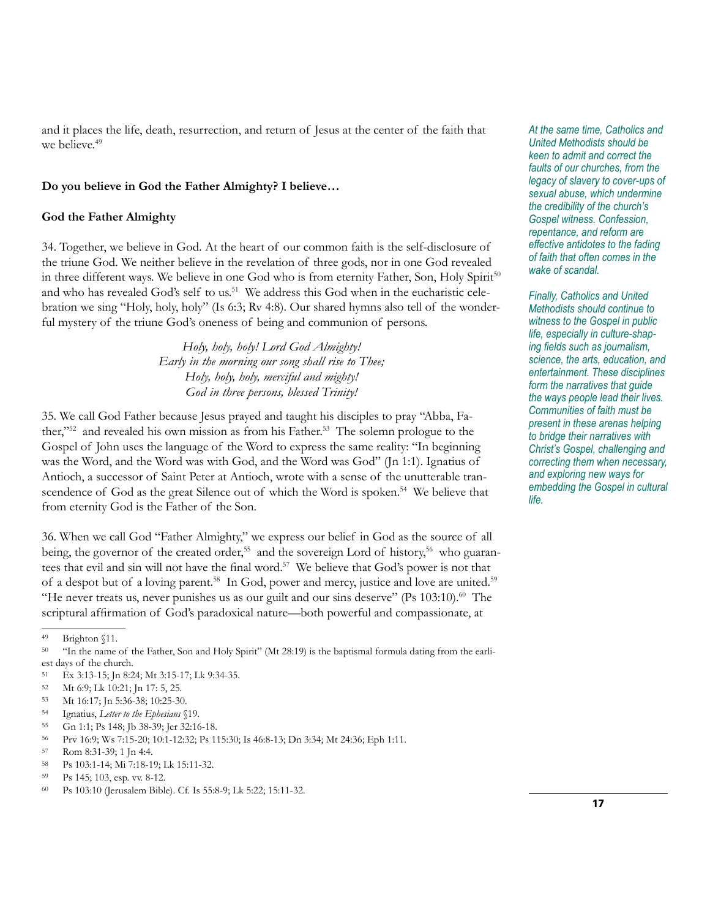and it places the life, death, resurrection, and return of Jesus at the center of the faith that we believe.[49]

**Do you believe in God the Father Almighty? I believe…**

**God the Father Almighty**

34. Together, we believe in God. At the heart of our common faith is the self-disclosure of the triune God. We neither believe in the revelation of three gods, nor in one God revealed in three different ways. We believe in one God who is from eternity Father, Son, Holy Spirit[50] and who has revealed God's self to us.[51] We address this God when in the eucharistic celebration we sing "Holy, holy, holy" (Is 6:3; Rv 4:8). Our shared hymns also tell of the wonderful mystery of the triune God's oneness of being and communion of persons.

*Holy, holy, holy! Lord God Almighty!*
*Early in the morning our song shall rise to Thee;*
*Holy, holy, holy, merciful and mighty!*
*God in three persons, blessed Trinity!*

35. We call God Father because Jesus prayed and taught his disciples to pray "Abba, Father,"[52] and revealed his own mission as from his Father.[53] The solemn prologue to the Gospel of John uses the language of the Word to express the same reality: "In beginning was the Word, and the Word was with God, and the Word was God" (Jn 1:1). Ignatius of Antioch, a successor of Saint Peter at Antioch, wrote with a sense of the unutterable transcendence of God as the great Silence out of which the Word is spoken.[54] We believe that from eternity God is the Father of the Son.

36. When we call God "Father Almighty," we express our belief in God as the source of all being, the governor of the created order,[55] and the sovereign Lord of history,[56] who guarantees that evil and sin will not have the final word.[57] We believe that God's power is not that of a despot but of a loving parent.[58] In God, power and mercy, justice and love are united.[59] "He never treats us, never punishes us as our guilt and our sins deserve" (Ps 103:10).[60] The scriptural affirmation of God's paradoxical nature—both powerful and compassionate, at

*At the same time, Catholics and United Methodists should be keen to admit and correct the faults of our churches, from the legacy of slavery to cover-ups of sexual abuse, which undermine the credibility of the church's Gospel witness. Confession, repentance, and reform are effective antidotes to the fading of faith that often comes in the wake of scandal.*

*Finally, Catholics and United Methodists should continue to witness to the Gospel in public life, especially in culture-shaping fields such as journalism, science, the arts, education, and entertainment. These disciplines form the narratives that guide the ways people lead their lives. Communities of faith must be present in these arenas helping to bridge their narratives with Christ's Gospel, challenging and correcting them when necessary, and exploring new ways for embedding the Gospel in cultural life.*

---

[49] Brighton §11.

[50] "In the name of the Father, Son and Holy Spirit" (Mt 28:19) is the baptismal formula dating from the earliest days of the church.

[51] Ex 3:13-15; Jn 8:24; Mt 3:15-17; Lk 9:34-35.

[52] Mt 6:9; Lk 10:21; Jn 17: 5, 25.

[53] Mt 16:17; Jn 5:36-38; 10:25-30.

[54] Ignatius, *Letter to the Ephesians* §19.

[55] Gn 1:1; Ps 148; Jb 38-39; Jer 32:16-18.

[56] Prv 16:9; Ws 7:15-20; 10:1-12:32; Ps 115:30; Is 46:8-13; Dn 3:34; Mt 24:36; Eph 1:11.

[57] Rom 8:31-39; 1 Jn 4:4.

[58] Ps 103:1-14; Mi 7:18-19; Lk 15:11-32.

[59] Ps 145; 103, esp. vv. 8-12.

[60] Ps 103:10 (Jerusalem Bible). Cf. Is 55:8-9; Lk 5:22; 15:11-32.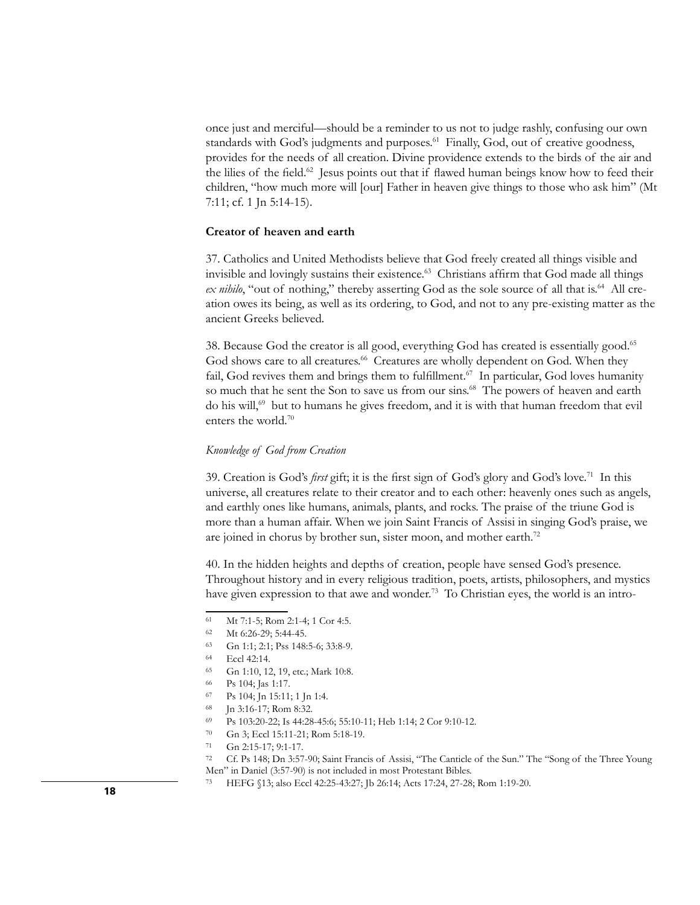once just and merciful—should be a reminder to us not to judge rashly, confusing our own standards with God's judgments and purposes.[61] Finally, God, out of creative goodness, provides for the needs of all creation. Divine providence extends to the birds of the air and the lilies of the field.[62] Jesus points out that if flawed human beings know how to feed their children, "how much more will [our] Father in heaven give things to those who ask him" (Mt 7:11; cf. 1 Jn 5:14-15).

### Creator of heaven and earth

37. Catholics and United Methodists believe that God freely created all things visible and invisible and lovingly sustains their existence.[63] Christians affirm that God made all things *ex nihilo*, "out of nothing," thereby asserting God as the sole source of all that is.[64] All creation owes its being, as well as its ordering, to God, and not to any pre-existing matter as the ancient Greeks believed.

38. Because God the creator is all good, everything God has created is essentially good.[65] God shows care to all creatures.[66] Creatures are wholly dependent on God. When they fail, God revives them and brings them to fulfillment.[67] In particular, God loves humanity so much that he sent the Son to save us from our sins.[68] The powers of heaven and earth do his will,[69] but to humans he gives freedom, and it is with that human freedom that evil enters the world.[70]

#### *Knowledge of God from Creation*

39. Creation is God's *first* gift; it is the first sign of God's glory and God's love.[71] In this universe, all creatures relate to their creator and to each other: heavenly ones such as angels, and earthly ones like humans, animals, plants, and rocks. The praise of the triune God is more than a human affair. When we join Saint Francis of Assisi in singing God's praise, we are joined in chorus by brother sun, sister moon, and mother earth.[72]

40. In the hidden heights and depths of creation, people have sensed God's presence. Throughout history and in every religious tradition, poets, artists, philosophers, and mystics have given expression to that awe and wonder.[73] To Christian eyes, the world is an intro-

---

61 Mt 7:1-5; Rom 2:1-4; 1 Cor 4:5.

62 Mt 6:26-29; 5:44-45.

63 Gn 1:1; 2:1; Pss 148:5-6; 33:8-9.

64 Eccl 42:14.

65 Gn 1:10, 12, 19, etc.; Mark 10:8.

66 Ps 104; Jas 1:17.

67 Ps 104; Jn 15:11; 1 Jn 1:4.

68 Jn 3:16-17; Rom 8:32.

69 Ps 103:20-22; Is 44:28-45:6; 55:10-11; Heb 1:14; 2 Cor 9:10-12.

70 Gn 3; Eccl 15:11-21; Rom 5:18-19.

71 Gn 2:15-17; 9:1-17.

72 Cf. Ps 148; Dn 3:57-90; Saint Francis of Assisi, "The Canticle of the Sun." The "Song of the Three Young Men" in Daniel (3:57-90) is not included in most Protestant Bibles.

73 HEFG §13; also Eccl 42:25-43:27; Jb 26:14; Acts 17:24, 27-28; Rom 1:19-20.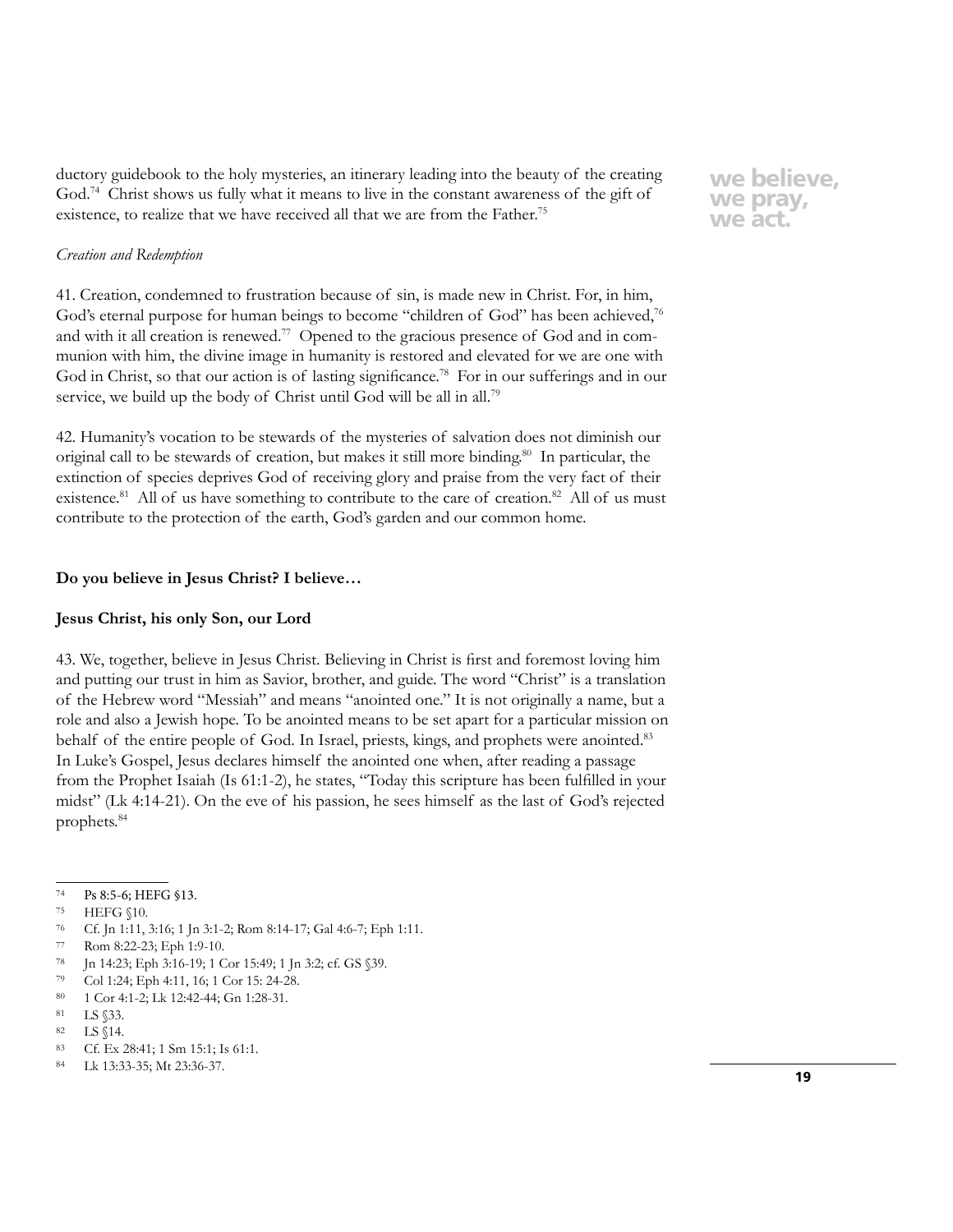ductory guidebook to the holy mysteries, an itinerary leading into the beauty of the creating God.[74] Christ shows us fully what it means to live in the constant awareness of the gift of existence, to realize that we have received all that we are from the Father.[75]

*Creation and Redemption*

41. Creation, condemned to frustration because of sin, is made new in Christ. For, in him, God's eternal purpose for human beings to become "children of God" has been achieved,[76] and with it all creation is renewed.[77] Opened to the gracious presence of God and in communion with him, the divine image in humanity is restored and elevated for we are one with God in Christ, so that our action is of lasting significance.[78] For in our sufferings and in our service, we build up the body of Christ until God will be all in all.[79]

42. Humanity's vocation to be stewards of the mysteries of salvation does not diminish our original call to be stewards of creation, but makes it still more binding.[80] In particular, the extinction of species deprives God of receiving glory and praise from the very fact of their existence.[81] All of us have something to contribute to the care of creation.[82] All of us must contribute to the protection of the earth, God's garden and our common home.

**Do you believe in Jesus Christ? I believe…**

**Jesus Christ, his only Son, our Lord**

43. We, together, believe in Jesus Christ. Believing in Christ is first and foremost loving him and putting our trust in him as Savior, brother, and guide. The word "Christ" is a translation of the Hebrew word "Messiah" and means "anointed one." It is not originally a name, but a role and also a Jewish hope. To be anointed means to be set apart for a particular mission on behalf of the entire people of God. In Israel, priests, kings, and prophets were anointed.[83] In Luke's Gospel, Jesus declares himself the anointed one when, after reading a passage from the Prophet Isaiah (Is 61:1-2), he states, "Today this scripture has been fulfilled in your midst" (Lk 4:14-21). On the eve of his passion, he sees himself as the last of God's rejected prophets.[84]

---

74 Ps 8:5-6; HEFG §13.
75 HEFG §10.
76 Cf. Jn 1:11, 3:16; 1 Jn 3:1-2; Rom 8:14-17; Gal 4:6-7; Eph 1:11.
77 Rom 8:22-23; Eph 1:9-10.
78 Jn 14:23; Eph 3:16-19; 1 Cor 15:49; 1 Jn 3:2; cf. GS §39.
79 Col 1:24; Eph 4:11, 16; 1 Cor 15: 24-28.
80 1 Cor 4:1-2; Lk 12:42-44; Gn 1:28-31.
81 LS §33.
82 LS §14.
83 Cf. Ex 28:41; 1 Sm 15:1; Is 61:1.
84 Lk 13:33-35; Mt 23:36-37.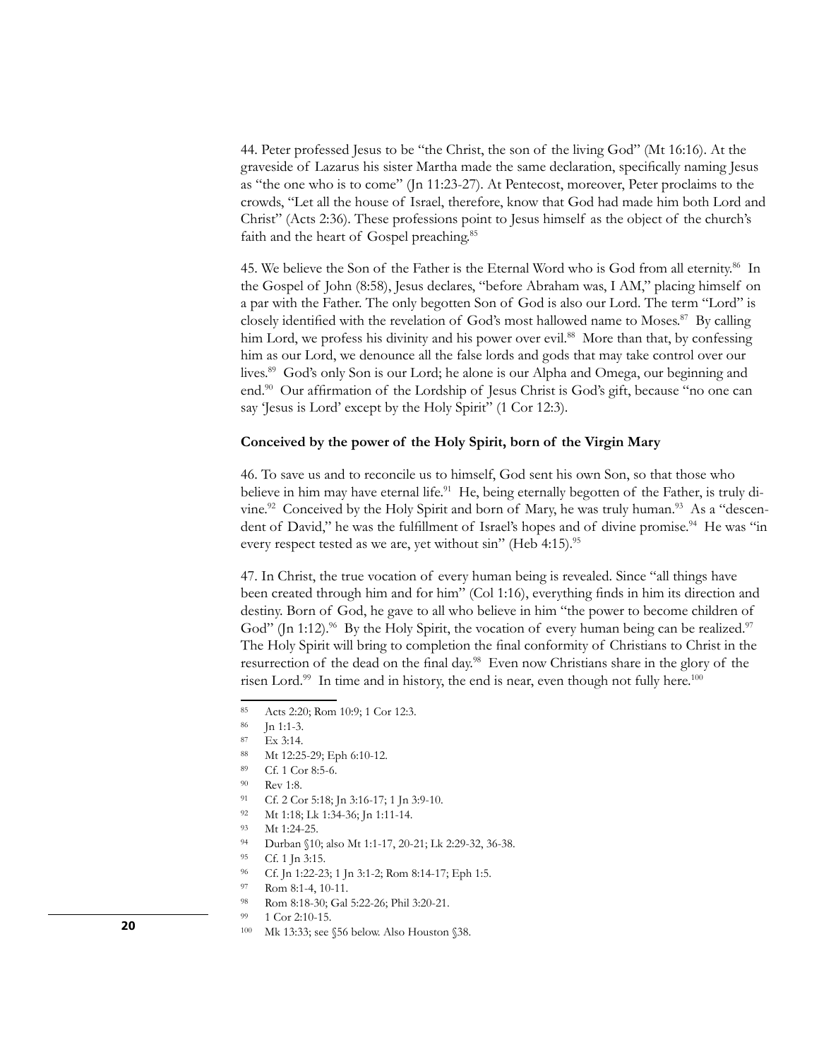44. Peter professed Jesus to be "the Christ, the son of the living God" (Mt 16:16). At the graveside of Lazarus his sister Martha made the same declaration, specifically naming Jesus as "the one who is to come" (Jn 11:23-27). At Pentecost, moreover, Peter proclaims to the crowds, "Let all the house of Israel, therefore, know that God had made him both Lord and Christ" (Acts 2:36). These professions point to Jesus himself as the object of the church's faith and the heart of Gospel preaching.[85]

45. We believe the Son of the Father is the Eternal Word who is God from all eternity.[86] In the Gospel of John (8:58), Jesus declares, "before Abraham was, I AM," placing himself on a par with the Father. The only begotten Son of God is also our Lord. The term "Lord" is closely identified with the revelation of God's most hallowed name to Moses.[87] By calling him Lord, we profess his divinity and his power over evil.[88] More than that, by confessing him as our Lord, we denounce all the false lords and gods that may take control over our lives.[89] God's only Son is our Lord; he alone is our Alpha and Omega, our beginning and end.[90] Our affirmation of the Lordship of Jesus Christ is God's gift, because "no one can say 'Jesus is Lord' except by the Holy Spirit" (1 Cor 12:3).

**Conceived by the power of the Holy Spirit, born of the Virgin Mary**

46. To save us and to reconcile us to himself, God sent his own Son, so that those who believe in him may have eternal life.[91] He, being eternally begotten of the Father, is truly divine.[92] Conceived by the Holy Spirit and born of Mary, he was truly human.[93] As a "descendent of David," he was the fulfillment of Israel's hopes and of divine promise.[94] He was "in every respect tested as we are, yet without sin" (Heb 4:15).[95]

47. In Christ, the true vocation of every human being is revealed. Since "all things have been created through him and for him" (Col 1:16), everything finds in him its direction and destiny. Born of God, he gave to all who believe in him "the power to become children of God" (Jn 1:12).[96] By the Holy Spirit, the vocation of every human being can be realized.[97] The Holy Spirit will bring to completion the final conformity of Christians to Christ in the resurrection of the dead on the final day.[98] Even now Christians share in the glory of the risen Lord.[99] In time and in history, the end is near, even though not fully here.[100]

---

85 Acts 2:20; Rom 10:9; 1 Cor 12:3.

86 Jn 1:1-3.

87 Ex 3:14.

88 Mt 12:25-29; Eph 6:10-12.

89 Cf. 1 Cor 8:5-6.

90 Rev 1:8.

91 Cf. 2 Cor 5:18; Jn 3:16-17; 1 Jn 3:9-10.

92 Mt 1:18; Lk 1:34-36; Jn 1:11-14.

93 Mt 1:24-25.

94 Durban §10; also Mt 1:1-17, 20-21; Lk 2:29-32, 36-38.

95 Cf. 1 Jn 3:15.

96 Cf. Jn 1:22-23; 1 Jn 3:1-2; Rom 8:14-17; Eph 1:5.

97 Rom 8:1-4, 10-11.

98 Rom 8:18-30; Gal 5:22-26; Phil 3:20-21.

99 1 Cor 2:10-15.

100 Mk 13:33; see §56 below. Also Houston §38.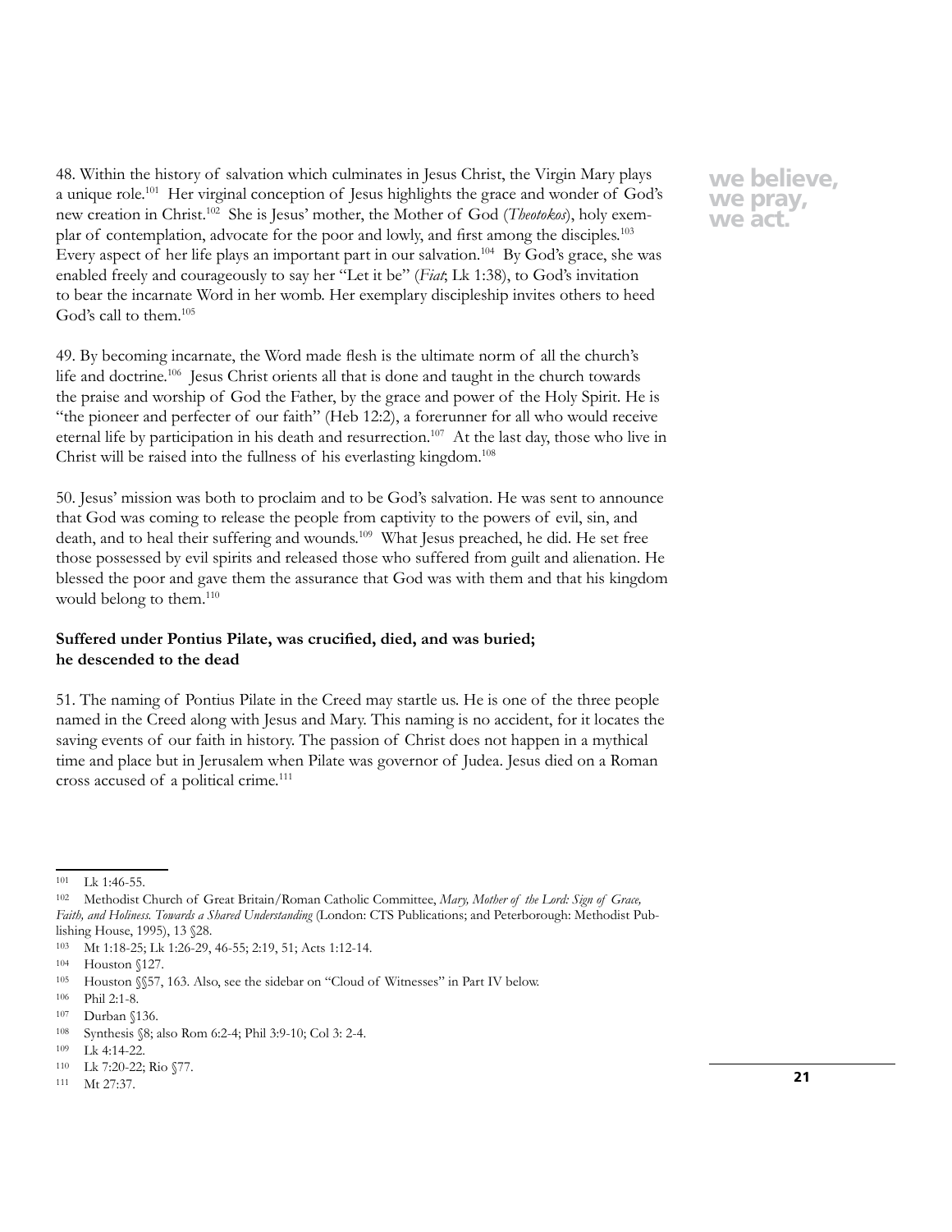48. Within the history of salvation which culminates in Jesus Christ, the Virgin Mary plays a unique role.[101] Her virginal conception of Jesus highlights the grace and wonder of God's new creation in Christ.[102] She is Jesus' mother, the Mother of God (*Theotokos*), holy exemplar of contemplation, advocate for the poor and lowly, and first among the disciples.[103] Every aspect of her life plays an important part in our salvation.[104] By God's grace, she was enabled freely and courageously to say her "Let it be" (*Fiat*; Lk 1:38), to God's invitation to bear the incarnate Word in her womb. Her exemplary discipleship invites others to heed God's call to them.[105]

49. By becoming incarnate, the Word made flesh is the ultimate norm of all the church's life and doctrine.[106] Jesus Christ orients all that is done and taught in the church towards the praise and worship of God the Father, by the grace and power of the Holy Spirit. He is "the pioneer and perfecter of our faith" (Heb 12:2), a forerunner for all who would receive eternal life by participation in his death and resurrection.[107] At the last day, those who live in Christ will be raised into the fullness of his everlasting kingdom.[108]

50. Jesus' mission was both to proclaim and to be God's salvation. He was sent to announce that God was coming to release the people from captivity to the powers of evil, sin, and death, and to heal their suffering and wounds.[109] What Jesus preached, he did. He set free those possessed by evil spirits and released those who suffered from guilt and alienation. He blessed the poor and gave them the assurance that God was with them and that his kingdom would belong to them.[110]

### Suffered under Pontius Pilate, was crucified, died, and was buried; he descended to the dead

51. The naming of Pontius Pilate in the Creed may startle us. He is one of the three people named in the Creed along with Jesus and Mary. This naming is no accident, for it locates the saving events of our faith in history. The passion of Christ does not happen in a mythical time and place but in Jerusalem when Pilate was governor of Judea. Jesus died on a Roman cross accused of a political crime.[111]

---

101 Lk 1:46-55.

102 Methodist Church of Great Britain/Roman Catholic Committee, *Mary, Mother of the Lord: Sign of Grace, Faith, and Holiness. Towards a Shared Understanding* (London: CTS Publications; and Peterborough: Methodist Publishing House, 1995), 13 §28.

103 Mt 1:18-25; Lk 1:26-29, 46-55; 2:19, 51; Acts 1:12-14.

104 Houston §127.

105 Houston §§57, 163. Also, see the sidebar on "Cloud of Witnesses" in Part IV below.

106 Phil 2:1-8.

107 Durban §136.

108 Synthesis §8; also Rom 6:2-4; Phil 3:9-10; Col 3: 2-4.

109 Lk 4:14-22.

110 Lk 7:20-22; Rio §77.

111 Mt 27:37.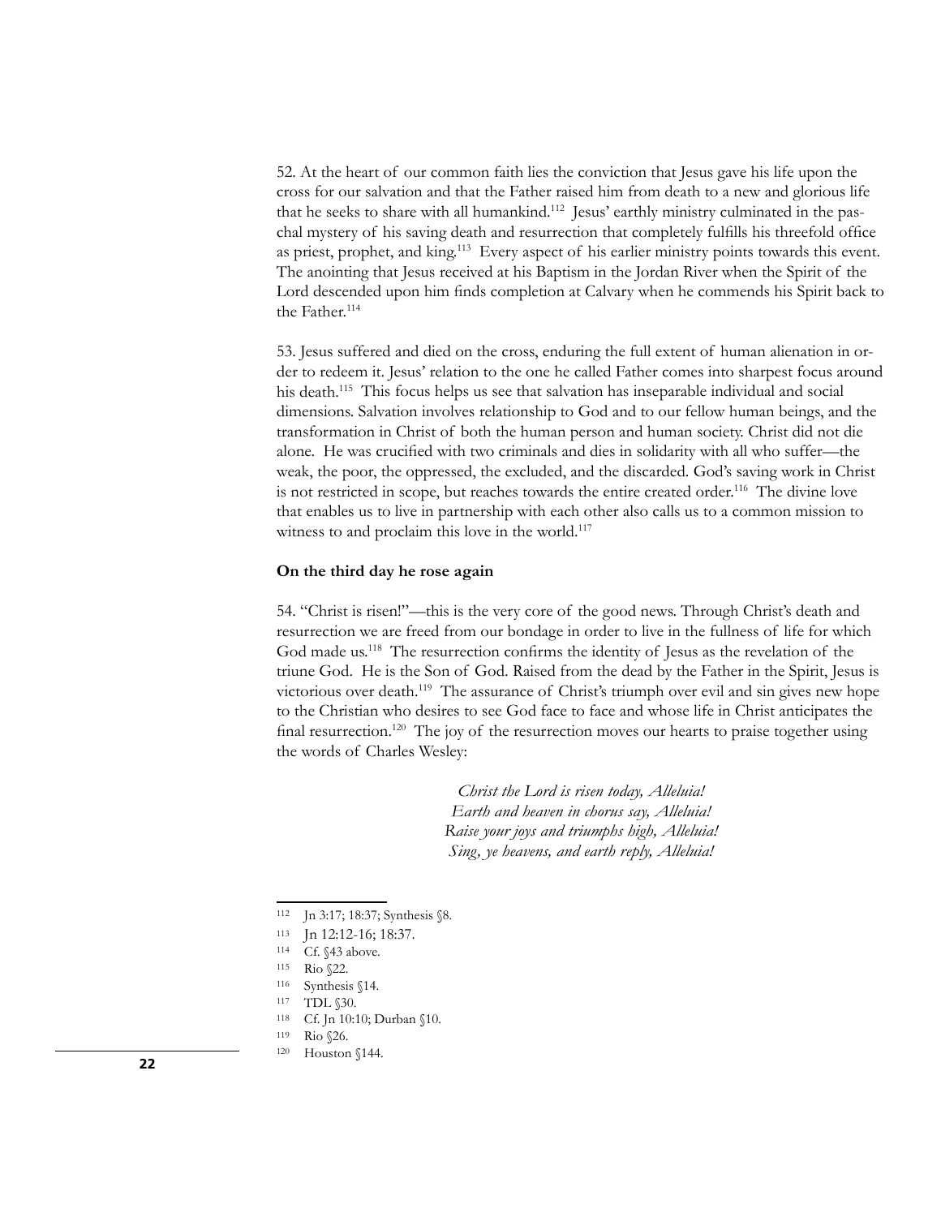52. At the heart of our common faith lies the conviction that Jesus gave his life upon the cross for our salvation and that the Father raised him from death to a new and glorious life that he seeks to share with all humankind.[112] Jesus' earthly ministry culminated in the paschal mystery of his saving death and resurrection that completely fulfills his threefold office as priest, prophet, and king.[113] Every aspect of his earlier ministry points towards this event. The anointing that Jesus received at his Baptism in the Jordan River when the Spirit of the Lord descended upon him finds completion at Calvary when he commends his Spirit back to the Father.[114]

53. Jesus suffered and died on the cross, enduring the full extent of human alienation in order to redeem it. Jesus' relation to the one he called Father comes into sharpest focus around his death.[115] This focus helps us see that salvation has inseparable individual and social dimensions. Salvation involves relationship to God and to our fellow human beings, and the transformation in Christ of both the human person and human society. Christ did not die alone. He was crucified with two criminals and dies in solidarity with all who suffer—the weak, the poor, the oppressed, the excluded, and the discarded. God's saving work in Christ is not restricted in scope, but reaches towards the entire created order.[116] The divine love that enables us to live in partnership with each other also calls us to a common mission to witness to and proclaim this love in the world.[117]

**On the third day he rose again**

54. "Christ is risen!"—this is the very core of the good news. Through Christ's death and resurrection we are freed from our bondage in order to live in the fullness of life for which God made us.[118] The resurrection confirms the identity of Jesus as the revelation of the triune God. He is the Son of God. Raised from the dead by the Father in the Spirit, Jesus is victorious over death.[119] The assurance of Christ's triumph over evil and sin gives new hope to the Christian who desires to see God face to face and whose life in Christ anticipates the final resurrection.[120] The joy of the resurrection moves our hearts to praise together using the words of Charles Wesley:

*Christ the Lord is risen today, Alleluia!*
*Earth and heaven in chorus say, Alleluia!*
*Raise your joys and triumphs high, Alleluia!*
*Sing, ye heavens, and earth reply, Alleluia!*

---

112 Jn 3:17; 18:37; Synthesis §8.
113 Jn 12:12-16; 18:37.
114 Cf. §43 above.
115 Rio §22.
116 Synthesis §14.
117 TDL §30.
118 Cf. Jn 10:10; Durban §10.
119 Rio §26.
120 Houston §144.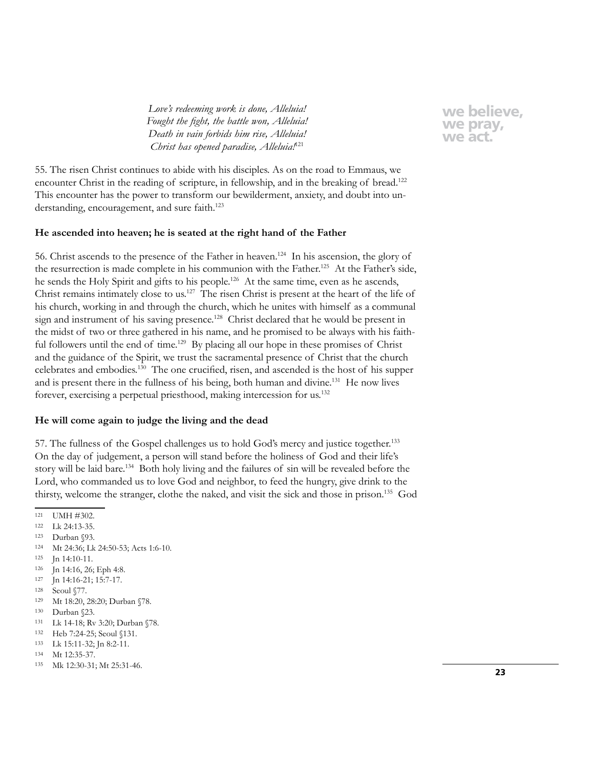*Love's redeeming work is done, Alleluia!*
*Fought the fight, the battle won, Alleluia!*
*Death in vain forbids him rise, Alleluia!*
*Christ has opened paradise, Alleluia!*[121]

55. The risen Christ continues to abide with his disciples. As on the road to Emmaus, we encounter Christ in the reading of scripture, in fellowship, and in the breaking of bread.[122] This encounter has the power to transform our bewilderment, anxiety, and doubt into understanding, encouragement, and sure faith.[123]

**He ascended into heaven; he is seated at the right hand of the Father**

56. Christ ascends to the presence of the Father in heaven.[124] In his ascension, the glory of the resurrection is made complete in his communion with the Father.[125] At the Father's side, he sends the Holy Spirit and gifts to his people.[126] At the same time, even as he ascends, Christ remains intimately close to us.[127] The risen Christ is present at the heart of the life of his church, working in and through the church, which he unites with himself as a communal sign and instrument of his saving presence.[128] Christ declared that he would be present in the midst of two or three gathered in his name, and he promised to be always with his faithful followers until the end of time.[129] By placing all our hope in these promises of Christ and the guidance of the Spirit, we trust the sacramental presence of Christ that the church celebrates and embodies.[130] The one crucified, risen, and ascended is the host of his supper and is present there in the fullness of his being, both human and divine.[131] He now lives forever, exercising a perpetual priesthood, making intercession for us.[132]

**He will come again to judge the living and the dead**

57. The fullness of the Gospel challenges us to hold God's mercy and justice together.[133] On the day of judgement, a person will stand before the holiness of God and their life's story will be laid bare.[134] Both holy living and the failures of sin will be revealed before the Lord, who commanded us to love God and neighbor, to feed the hungry, give drink to the thirsty, welcome the stranger, clothe the naked, and visit the sick and those in prison.[135] God

---

121 UMH #302.
122 Lk 24:13-35.
123 Durban §93.
124 Mt 24:36; Lk 24:50-53; Acts 1:6-10.
125 Jn 14:10-11.
126 Jn 14:16, 26; Eph 4:8.
127 Jn 14:16-21; 15:7-17.
128 Seoul §77.
129 Mt 18:20, 28:20; Durban §78.
130 Durban §23.
131 Lk 14-18; Rv 3:20; Durban §78.
132 Heb 7:24-25; Seoul §131.
133 Lk 15:11-32; Jn 8:2-11.
134 Mt 12:35-37.
135 Mk 12:30-31; Mt 25:31-46.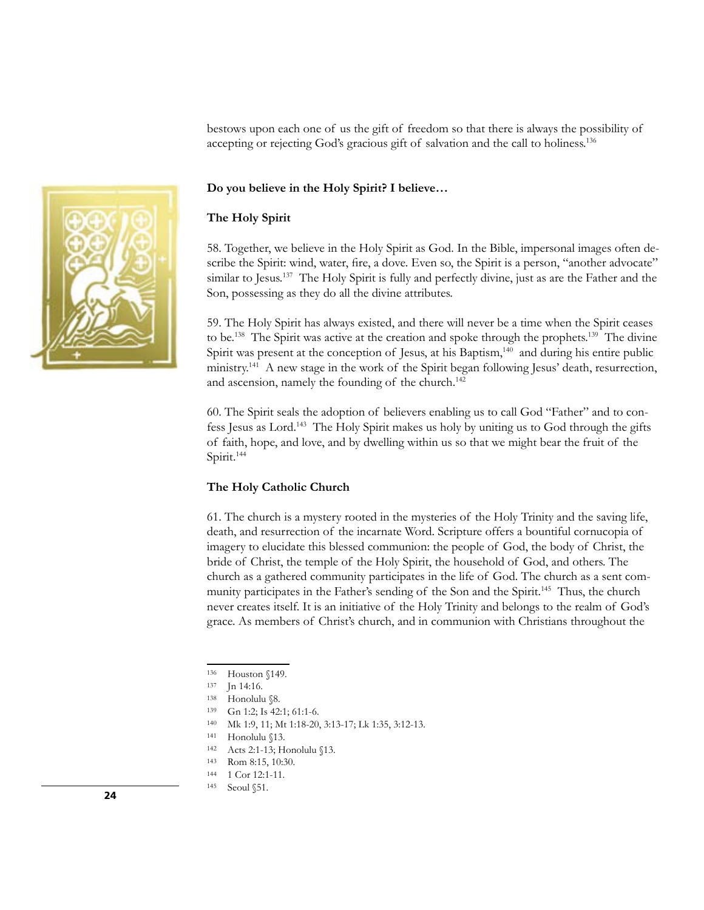bestows upon each one of us the gift of freedom so that there is always the possibility of accepting or rejecting God's gracious gift of salvation and the call to holiness.[136]

**Do you believe in the Holy Spirit? I believe…**

**The Holy Spirit**

58. Together, we believe in the Holy Spirit as God. In the Bible, impersonal images often describe the Spirit: wind, water, fire, a dove. Even so, the Spirit is a person, "another advocate" similar to Jesus.[137] The Holy Spirit is fully and perfectly divine, just as are the Father and the Son, possessing as they do all the divine attributes.

59. The Holy Spirit has always existed, and there will never be a time when the Spirit ceases to be.[138] The Spirit was active at the creation and spoke through the prophets.[139] The divine Spirit was present at the conception of Jesus, at his Baptism,[140] and during his entire public ministry.[141] A new stage in the work of the Spirit began following Jesus' death, resurrection, and ascension, namely the founding of the church.[142]

60. The Spirit seals the adoption of believers enabling us to call God "Father" and to confess Jesus as Lord.[143] The Holy Spirit makes us holy by uniting us to God through the gifts of faith, hope, and love, and by dwelling within us so that we might bear the fruit of the Spirit.[144]

**The Holy Catholic Church**

61. The church is a mystery rooted in the mysteries of the Holy Trinity and the saving life, death, and resurrection of the incarnate Word. Scripture offers a bountiful cornucopia of imagery to elucidate this blessed communion: the people of God, the body of Christ, the bride of Christ, the temple of the Holy Spirit, the household of God, and others. The church as a gathered community participates in the life of God. The church as a sent community participates in the Father's sending of the Son and the Spirit.[145] Thus, the church never creates itself. It is an initiative of the Holy Trinity and belongs to the realm of God's grace. As members of Christ's church, and in communion with Christians throughout the

---

136 Houston §149.
137 Jn 14:16.
138 Honolulu §8.
139 Gn 1:2; Is 42:1; 61:1-6.
140 Mk 1:9, 11; Mt 1:18-20, 3:13-17; Lk 1:35, 3:12-13.
141 Honolulu §13.
142 Acts 2:1-13; Honolulu §13.
143 Rom 8:15, 10:30.
144 1 Cor 12:1-11.
145 Seoul §51.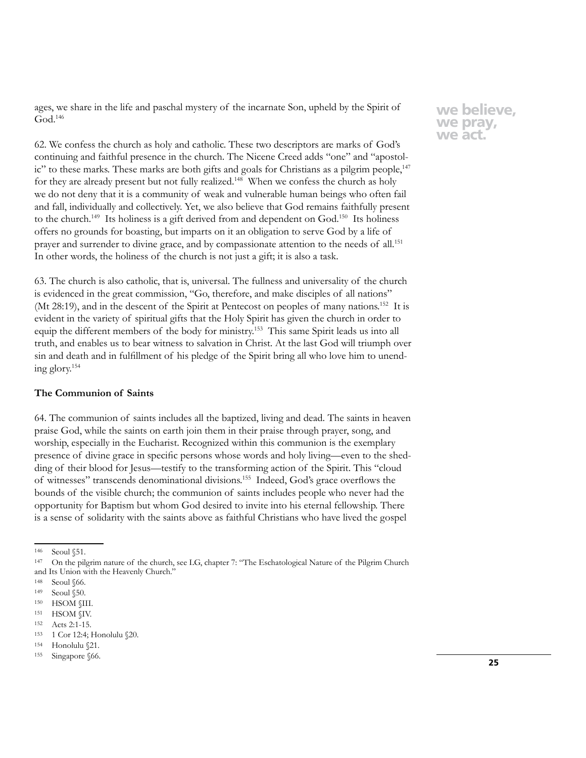ages, we share in the life and paschal mystery of the incarnate Son, upheld by the Spirit of God.[146]

62. We confess the church as holy and catholic. These two descriptors are marks of God's continuing and faithful presence in the church. The Nicene Creed adds "one" and "apostolic" to these marks. These marks are both gifts and goals for Christians as a pilgrim people,[147] for they are already present but not fully realized.[148] When we confess the church as holy we do not deny that it is a community of weak and vulnerable human beings who often fail and fall, individually and collectively. Yet, we also believe that God remains faithfully present to the church.[149] Its holiness is a gift derived from and dependent on God.[150] Its holiness offers no grounds for boasting, but imparts on it an obligation to serve God by a life of prayer and surrender to divine grace, and by compassionate attention to the needs of all.[151] In other words, the holiness of the church is not just a gift; it is also a task.

63. The church is also catholic, that is, universal. The fullness and universality of the church is evidenced in the great commission, "Go, therefore, and make disciples of all nations" (Mt 28:19), and in the descent of the Spirit at Pentecost on peoples of many nations.[152] It is evident in the variety of spiritual gifts that the Holy Spirit has given the church in order to equip the different members of the body for ministry.[153] This same Spirit leads us into all truth, and enables us to bear witness to salvation in Christ. At the last God will triumph over sin and death and in fulfillment of his pledge of the Spirit bring all who love him to unending glory.[154]

**The Communion of Saints**

64. The communion of saints includes all the baptized, living and dead. The saints in heaven praise God, while the saints on earth join them in their praise through prayer, song, and worship, especially in the Eucharist. Recognized within this communion is the exemplary presence of divine grace in specific persons whose words and holy living—even to the shedding of their blood for Jesus—testify to the transforming action of the Spirit. This "cloud of witnesses" transcends denominational divisions.[155] Indeed, God's grace overflows the bounds of the visible church; the communion of saints includes people who never had the opportunity for Baptism but whom God desired to invite into his eternal fellowship. There is a sense of solidarity with the saints above as faithful Christians who have lived the gospel

---

146 Seoul §51.

147 On the pilgrim nature of the church, see LG, chapter 7: "The Eschatological Nature of the Pilgrim Church and Its Union with the Heavenly Church."

148 Seoul §66.

149 Seoul §50.

150 HSOM §III.

151 HSOM §IV.

152 Acts 2:1-15.

153 1 Cor 12:4; Honolulu §20.

154 Honolulu §21.

155 Singapore §66.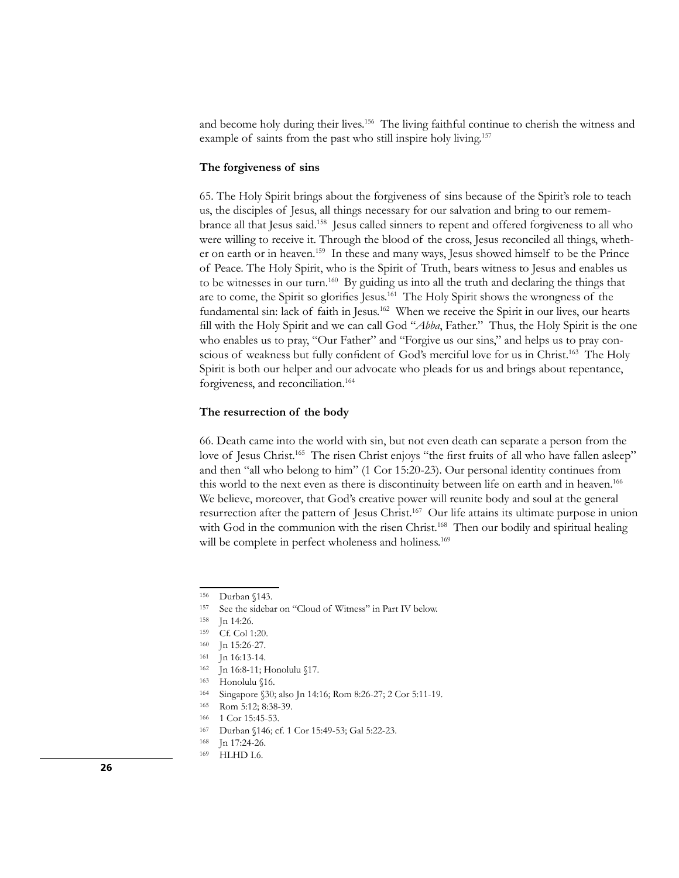and become holy during their lives.[156] The living faithful continue to cherish the witness and example of saints from the past who still inspire holy living.[157]

**The forgiveness of sins**

65. The Holy Spirit brings about the forgiveness of sins because of the Spirit's role to teach us, the disciples of Jesus, all things necessary for our salvation and bring to our remembrance all that Jesus said.[158] Jesus called sinners to repent and offered forgiveness to all who were willing to receive it. Through the blood of the cross, Jesus reconciled all things, whether on earth or in heaven.[159] In these and many ways, Jesus showed himself to be the Prince of Peace. The Holy Spirit, who is the Spirit of Truth, bears witness to Jesus and enables us to be witnesses in our turn.[160] By guiding us into all the truth and declaring the things that are to come, the Spirit so glorifies Jesus.[161] The Holy Spirit shows the wrongness of the fundamental sin: lack of faith in Jesus.[162] When we receive the Spirit in our lives, our hearts fill with the Holy Spirit and we can call God "*Abba*, Father." Thus, the Holy Spirit is the one who enables us to pray, "Our Father" and "Forgive us our sins," and helps us to pray conscious of weakness but fully confident of God's merciful love for us in Christ.[163] The Holy Spirit is both our helper and our advocate who pleads for us and brings about repentance, forgiveness, and reconciliation.[164]

**The resurrection of the body**

66. Death came into the world with sin, but not even death can separate a person from the love of Jesus Christ.[165] The risen Christ enjoys "the first fruits of all who have fallen asleep" and then "all who belong to him" (1 Cor 15:20-23). Our personal identity continues from this world to the next even as there is discontinuity between life on earth and in heaven.[166] We believe, moreover, that God's creative power will reunite body and soul at the general resurrection after the pattern of Jesus Christ.[167] Our life attains its ultimate purpose in union with God in the communion with the risen Christ.[168] Then our bodily and spiritual healing will be complete in perfect wholeness and holiness.[169]

---

[156] Durban §143.
[157] See the sidebar on "Cloud of Witness" in Part IV below.
[158] Jn 14:26.
[159] Cf. Col 1:20.
[160] Jn 15:26-27.
[161] Jn 16:13-14.
[162] Jn 16:8-11; Honolulu §17.
[163] Honolulu §16.
[164] Singapore §30; also Jn 14:16; Rom 8:26-27; 2 Cor 5:11-19.
[165] Rom 5:12; 8:38-39.
[166] 1 Cor 15:45-53.
[167] Durban §146; cf. 1 Cor 15:49-53; Gal 5:22-23.
[168] Jn 17:24-26.
[169] HLHD I.6.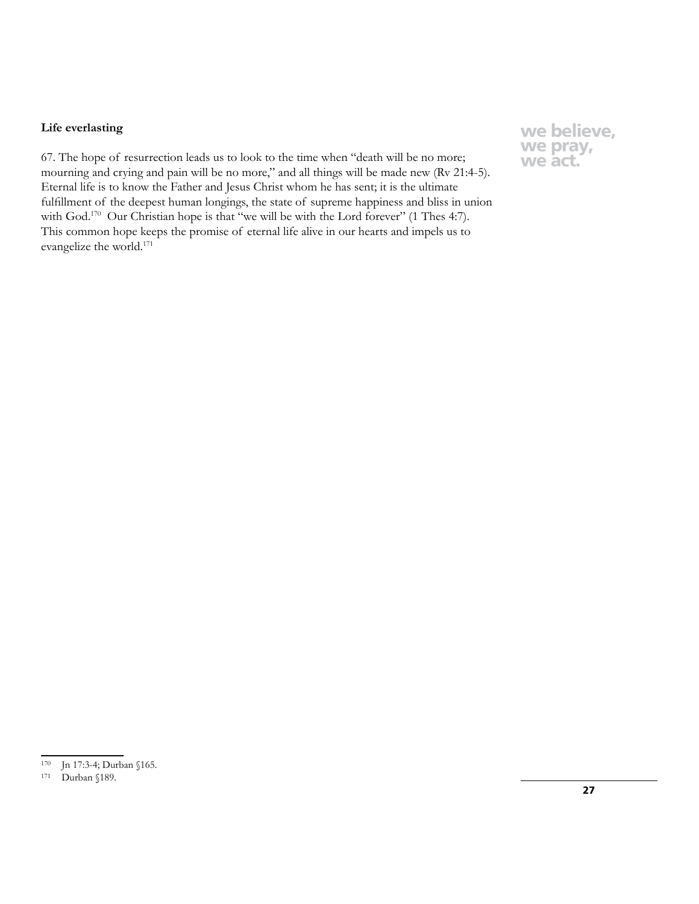**Life everlasting**

67. The hope of resurrection leads us to look to the time when "death will be no more; mourning and crying and pain will be no more," and all things will be made new (Rv 21:4-5). Eternal life is to know the Father and Jesus Christ whom he has sent; it is the ultimate fulfillment of the deepest human longings, the state of supreme happiness and bliss in union with God.[170] Our Christian hope is that "we will be with the Lord forever" (1 Thes 4:7). This common hope keeps the promise of eternal life alive in our hearts and impels us to evangelize the world.[171]

---

[170] Jn 17:3-4; Durban §165.

[171] Durban §189.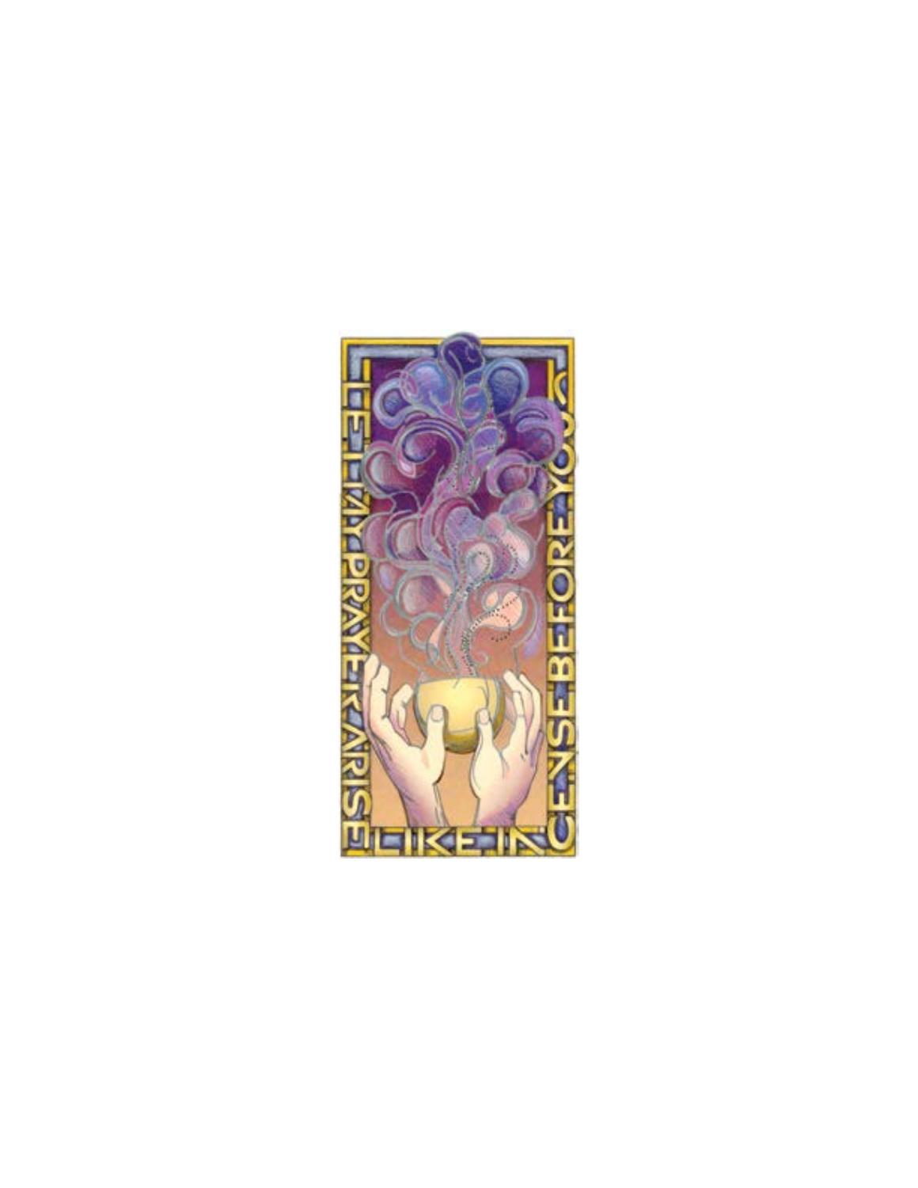LET MY PRAYER ARISE LIKE INCENSE BEFORE YOU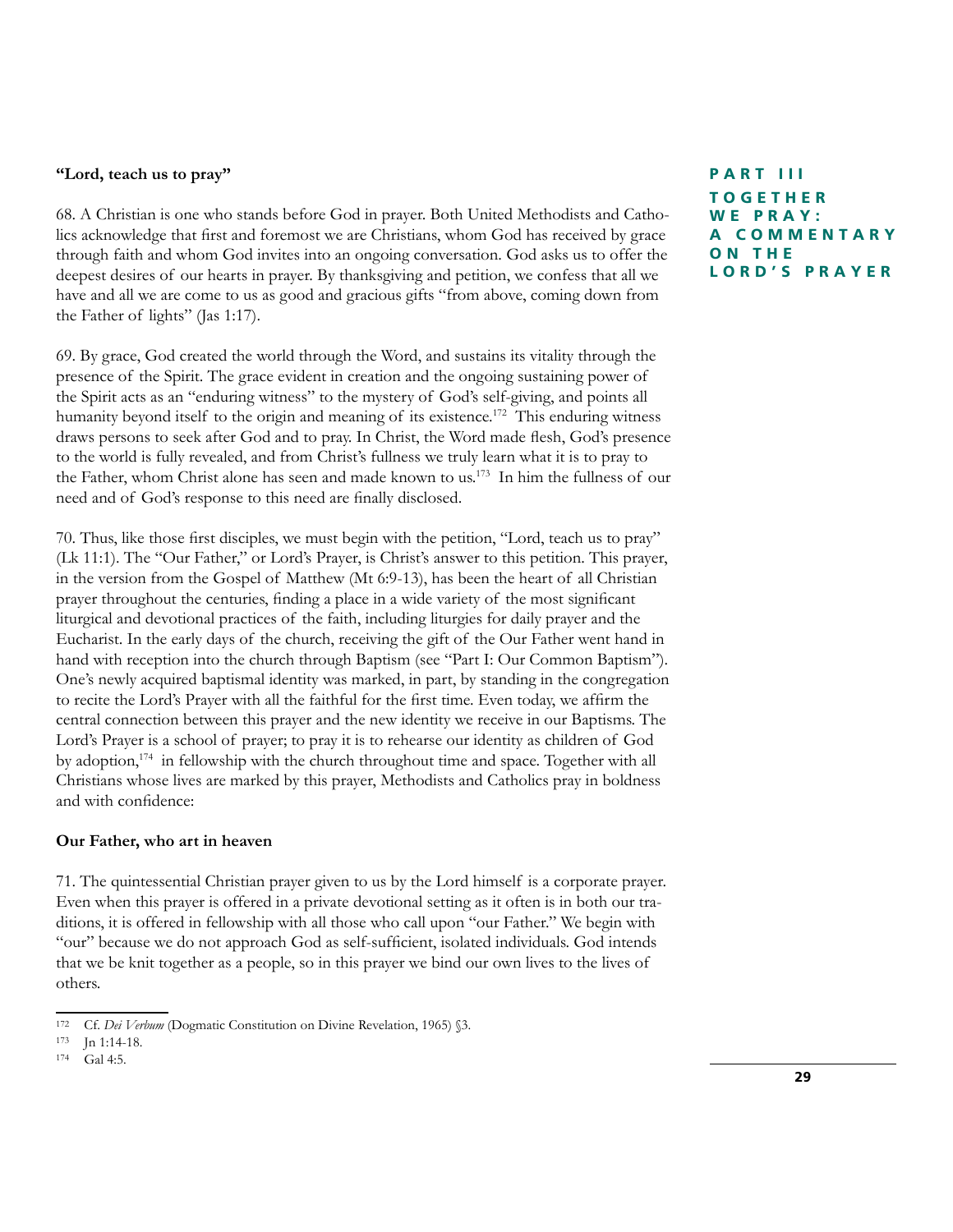**"Lord, teach us to pray"**

68. A Christian is one who stands before God in prayer. Both United Methodists and Catholics acknowledge that first and foremost we are Christians, whom God has received by grace through faith and whom God invites into an ongoing conversation. God asks us to offer the deepest desires of our hearts in prayer. By thanksgiving and petition, we confess that all we have and all we are come to us as good and gracious gifts "from above, coming down from the Father of lights" (Jas 1:17).

69. By grace, God created the world through the Word, and sustains its vitality through the presence of the Spirit. The grace evident in creation and the ongoing sustaining power of the Spirit acts as an "enduring witness" to the mystery of God's self-giving, and points all humanity beyond itself to the origin and meaning of its existence.[172] This enduring witness draws persons to seek after God and to pray. In Christ, the Word made flesh, God's presence to the world is fully revealed, and from Christ's fullness we truly learn what it is to pray to the Father, whom Christ alone has seen and made known to us.[173] In him the fullness of our need and of God's response to this need are finally disclosed.

70. Thus, like those first disciples, we must begin with the petition, "Lord, teach us to pray" (Lk 11:1). The "Our Father," or Lord's Prayer, is Christ's answer to this petition. This prayer, in the version from the Gospel of Matthew (Mt 6:9-13), has been the heart of all Christian prayer throughout the centuries, finding a place in a wide variety of the most significant liturgical and devotional practices of the faith, including liturgies for daily prayer and the Eucharist. In the early days of the church, receiving the gift of the Our Father went hand in hand with reception into the church through Baptism (see "Part I: Our Common Baptism"). One's newly acquired baptismal identity was marked, in part, by standing in the congregation to recite the Lord's Prayer with all the faithful for the first time. Even today, we affirm the central connection between this prayer and the new identity we receive in our Baptisms. The Lord's Prayer is a school of prayer; to pray it is to rehearse our identity as children of God by adoption,[174] in fellowship with the church throughout time and space. Together with all Christians whose lives are marked by this prayer, Methodists and Catholics pray in boldness and with confidence:

**Our Father, who art in heaven**

71. The quintessential Christian prayer given to us by the Lord himself is a corporate prayer. Even when this prayer is offered in a private devotional setting as it often is in both our traditions, it is offered in fellowship with all those who call upon "our Father." We begin with "our" because we do not approach God as self-sufficient, isolated individuals. God intends that we be knit together as a people, so in this prayer we bind our own lives to the lives of others.

---

[172] Cf. *Dei Verbum* (Dogmatic Constitution on Divine Revelation, 1965) §3.

[173] Jn 1:14-18.

[174] Gal 4:5.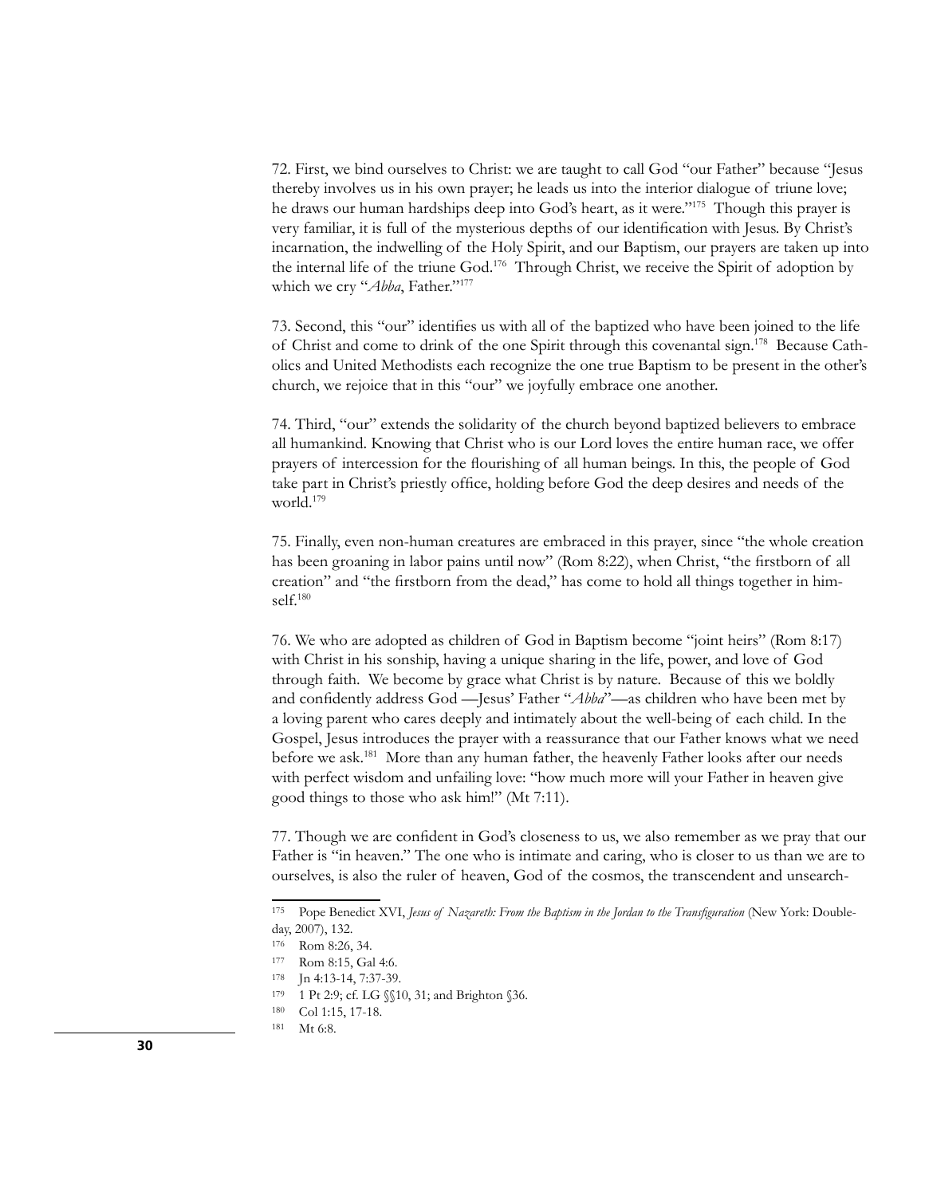72. First, we bind ourselves to Christ: we are taught to call God "our Father" because "Jesus thereby involves us in his own prayer; he leads us into the interior dialogue of triune love; he draws our human hardships deep into God's heart, as it were."[175] Though this prayer is very familiar, it is full of the mysterious depths of our identification with Jesus. By Christ's incarnation, the indwelling of the Holy Spirit, and our Baptism, our prayers are taken up into the internal life of the triune God.[176] Through Christ, we receive the Spirit of adoption by which we cry "*Abba*, Father."[177]

73. Second, this "our" identifies us with all of the baptized who have been joined to the life of Christ and come to drink of the one Spirit through this covenantal sign.[178] Because Catholics and United Methodists each recognize the one true Baptism to be present in the other's church, we rejoice that in this "our" we joyfully embrace one another.

74. Third, "our" extends the solidarity of the church beyond baptized believers to embrace all humankind. Knowing that Christ who is our Lord loves the entire human race, we offer prayers of intercession for the flourishing of all human beings. In this, the people of God take part in Christ's priestly office, holding before God the deep desires and needs of the world.[179]

75. Finally, even non-human creatures are embraced in this prayer, since "the whole creation has been groaning in labor pains until now" (Rom 8:22), when Christ, "the firstborn of all creation" and "the firstborn from the dead," has come to hold all things together in himself.[180]

76. We who are adopted as children of God in Baptism become "joint heirs" (Rom 8:17) with Christ in his sonship, having a unique sharing in the life, power, and love of God through faith. We become by grace what Christ is by nature. Because of this we boldly and confidently address God —Jesus' Father "*Abba*"—as children who have been met by a loving parent who cares deeply and intimately about the well-being of each child. In the Gospel, Jesus introduces the prayer with a reassurance that our Father knows what we need before we ask.[181] More than any human father, the heavenly Father looks after our needs with perfect wisdom and unfailing love: "how much more will your Father in heaven give good things to those who ask him!" (Mt 7:11).

77. Though we are confident in God's closeness to us, we also remember as we pray that our Father is "in heaven." The one who is intimate and caring, who is closer to us than we are to ourselves, is also the ruler of heaven, God of the cosmos, the transcendent and unsearch-

---

[175] Pope Benedict XVI, *Jesus of Nazareth: From the Baptism in the Jordan to the Transfiguration* (New York: Doubleday, 2007), 132.

[176] Rom 8:26, 34.

[177] Rom 8:15, Gal 4:6.

[178] Jn 4:13-14, 7:37-39.

[179] 1 Pt 2:9; cf. LG §§10, 31; and Brighton §36.

[180] Col 1:15, 17-18.

[181] Mt 6:8.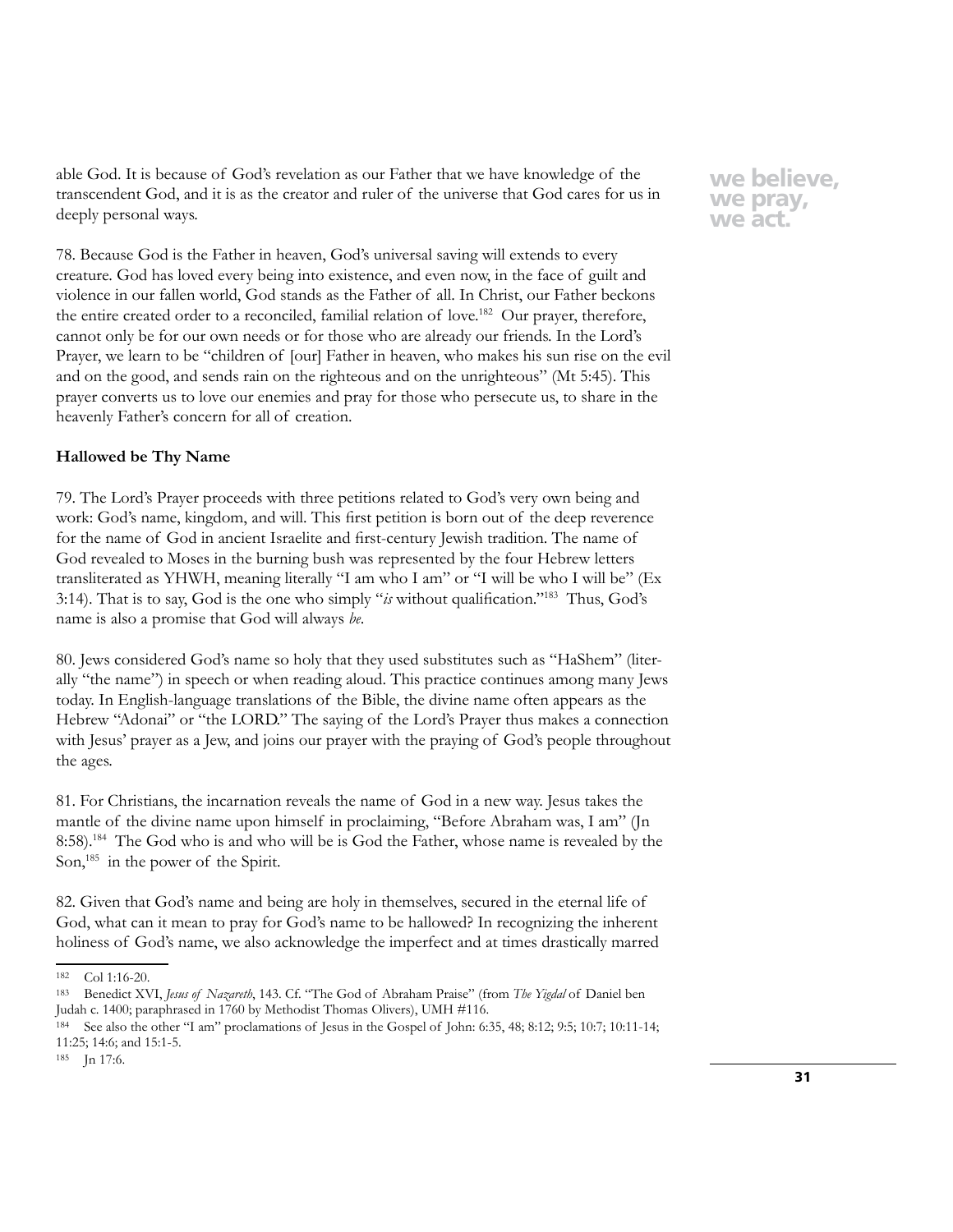able God. It is because of God's revelation as our Father that we have knowledge of the transcendent God, and it is as the creator and ruler of the universe that God cares for us in deeply personal ways.

78. Because God is the Father in heaven, God's universal saving will extends to every creature. God has loved every being into existence, and even now, in the face of guilt and violence in our fallen world, God stands as the Father of all. In Christ, our Father beckons the entire created order to a reconciled, familial relation of love.[182] Our prayer, therefore, cannot only be for our own needs or for those who are already our friends. In the Lord's Prayer, we learn to be "children of [our] Father in heaven, who makes his sun rise on the evil and on the good, and sends rain on the righteous and on the unrighteous" (Mt 5:45). This prayer converts us to love our enemies and pray for those who persecute us, to share in the heavenly Father's concern for all of creation.

**Hallowed be Thy Name**

79. The Lord's Prayer proceeds with three petitions related to God's very own being and work: God's name, kingdom, and will. This first petition is born out of the deep reverence for the name of God in ancient Israelite and first-century Jewish tradition. The name of God revealed to Moses in the burning bush was represented by the four Hebrew letters transliterated as YHWH, meaning literally "I am who I am" or "I will be who I will be" (Ex 3:14). That is to say, God is the one who simply "*is* without qualification."[183] Thus, God's name is also a promise that God will always *be*.

80. Jews considered God's name so holy that they used substitutes such as "HaShem" (literally "the name") in speech or when reading aloud. This practice continues among many Jews today. In English-language translations of the Bible, the divine name often appears as the Hebrew "Adonai" or "the LORD." The saying of the Lord's Prayer thus makes a connection with Jesus' prayer as a Jew, and joins our prayer with the praying of God's people throughout the ages.

81. For Christians, the incarnation reveals the name of God in a new way. Jesus takes the mantle of the divine name upon himself in proclaiming, "Before Abraham was, I am" (Jn 8:58).[184] The God who is and who will be is God the Father, whose name is revealed by the Son,[185] in the power of the Spirit.

82. Given that God's name and being are holy in themselves, secured in the eternal life of God, what can it mean to pray for God's name to be hallowed? In recognizing the inherent holiness of God's name, we also acknowledge the imperfect and at times drastically marred

---

182 Col 1:16-20.

183 Benedict XVI, *Jesus of Nazareth*, 143. Cf. "The God of Abraham Praise" (from *The Yigdal* of Daniel ben Judah c. 1400; paraphrased in 1760 by Methodist Thomas Olivers), UMH #116.

184 See also the other "I am" proclamations of Jesus in the Gospel of John: 6:35, 48; 8:12; 9:5; 10:7; 10:11-14; 11:25; 14:6; and 15:1-5.

185 Jn 17:6.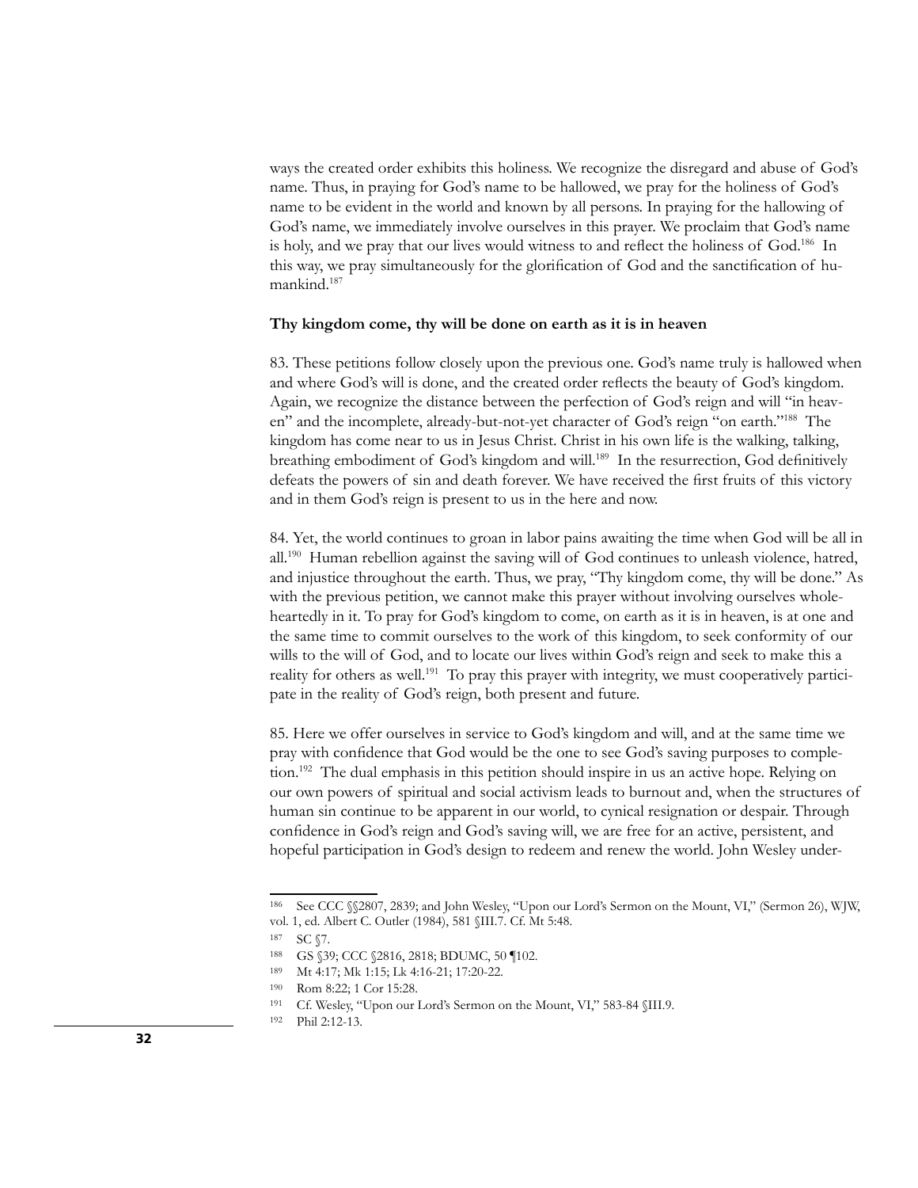ways the created order exhibits this holiness. We recognize the disregard and abuse of God's name. Thus, in praying for God's name to be hallowed, we pray for the holiness of God's name to be evident in the world and known by all persons. In praying for the hallowing of God's name, we immediately involve ourselves in this prayer. We proclaim that God's name is holy, and we pray that our lives would witness to and reflect the holiness of God.[186] In this way, we pray simultaneously for the glorification of God and the sanctification of humankind.[187]

**Thy kingdom come, thy will be done on earth as it is in heaven**

83. These petitions follow closely upon the previous one. God's name truly is hallowed when and where God's will is done, and the created order reflects the beauty of God's kingdom. Again, we recognize the distance between the perfection of God's reign and will "in heaven" and the incomplete, already-but-not-yet character of God's reign "on earth."[188] The kingdom has come near to us in Jesus Christ. Christ in his own life is the walking, talking, breathing embodiment of God's kingdom and will.[189] In the resurrection, God definitively defeats the powers of sin and death forever. We have received the first fruits of this victory and in them God's reign is present to us in the here and now.

84. Yet, the world continues to groan in labor pains awaiting the time when God will be all in all.[190] Human rebellion against the saving will of God continues to unleash violence, hatred, and injustice throughout the earth. Thus, we pray, "Thy kingdom come, thy will be done." As with the previous petition, we cannot make this prayer without involving ourselves wholeheartedly in it. To pray for God's kingdom to come, on earth as it is in heaven, is at one and the same time to commit ourselves to the work of this kingdom, to seek conformity of our wills to the will of God, and to locate our lives within God's reign and seek to make this a reality for others as well.[191] To pray this prayer with integrity, we must cooperatively participate in the reality of God's reign, both present and future.

85. Here we offer ourselves in service to God's kingdom and will, and at the same time we pray with confidence that God would be the one to see God's saving purposes to completion.[192] The dual emphasis in this petition should inspire in us an active hope. Relying on our own powers of spiritual and social activism leads to burnout and, when the structures of human sin continue to be apparent in our world, to cynical resignation or despair. Through confidence in God's reign and God's saving will, we are free for an active, persistent, and hopeful participation in God's design to redeem and renew the world. John Wesley under-

---

[186] See CCC §§2807, 2839; and John Wesley, "Upon our Lord's Sermon on the Mount, VI," (Sermon 26), WJW, vol. 1, ed. Albert C. Outler (1984), 581 §III.7. Cf. Mt 5:48.

[187] SC §7.

[188] GS §39; CCC §2816, 2818; BDUMC, 50 ¶102.

[189] Mt 4:17; Mk 1:15; Lk 4:16-21; 17:20-22.

[190] Rom 8:22; 1 Cor 15:28.

[191] Cf. Wesley, "Upon our Lord's Sermon on the Mount, VI," 583-84 §III.9.

[192] Phil 2:12-13.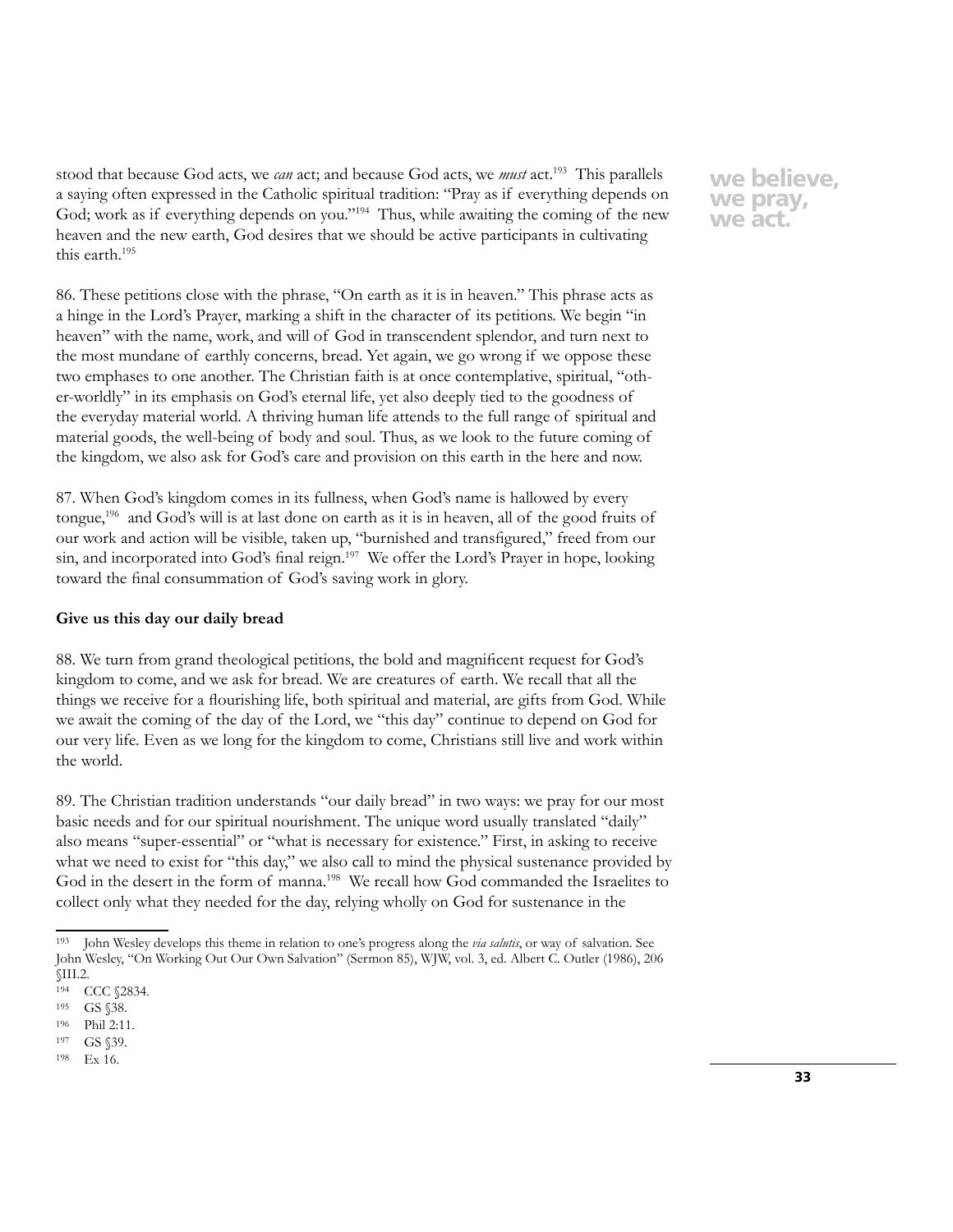stood that because God acts, we *can* act; and because God acts, we *must* act.[193] This parallels a saying often expressed in the Catholic spiritual tradition: "Pray as if everything depends on God; work as if everything depends on you."[194] Thus, while awaiting the coming of the new heaven and the new earth, God desires that we should be active participants in cultivating this earth.[195]

86. These petitions close with the phrase, "On earth as it is in heaven." This phrase acts as a hinge in the Lord's Prayer, marking a shift in the character of its petitions. We begin "in heaven" with the name, work, and will of God in transcendent splendor, and turn next to the most mundane of earthly concerns, bread. Yet again, we go wrong if we oppose these two emphases to one another. The Christian faith is at once contemplative, spiritual, "other-worldly" in its emphasis on God's eternal life, yet also deeply tied to the goodness of the everyday material world. A thriving human life attends to the full range of spiritual and material goods, the well-being of body and soul. Thus, as we look to the future coming of the kingdom, we also ask for God's care and provision on this earth in the here and now.

87. When God's kingdom comes in its fullness, when God's name is hallowed by every tongue,[196] and God's will is at last done on earth as it is in heaven, all of the good fruits of our work and action will be visible, taken up, "burnished and transfigured," freed from our sin, and incorporated into God's final reign.[197] We offer the Lord's Prayer in hope, looking toward the final consummation of God's saving work in glory.

**Give us this day our daily bread**

88. We turn from grand theological petitions, the bold and magnificent request for God's kingdom to come, and we ask for bread. We are creatures of earth. We recall that all the things we receive for a flourishing life, both spiritual and material, are gifts from God. While we await the coming of the day of the Lord, we "this day" continue to depend on God for our very life. Even as we long for the kingdom to come, Christians still live and work within the world.

89. The Christian tradition understands "our daily bread" in two ways: we pray for our most basic needs and for our spiritual nourishment. The unique word usually translated "daily" also means "super-essential" or "what is necessary for existence." First, in asking to receive what we need to exist for "this day," we also call to mind the physical sustenance provided by God in the desert in the form of manna.[198] We recall how God commanded the Israelites to collect only what they needed for the day, relying wholly on God for sustenance in the

---

193 John Wesley develops this theme in relation to one's progress along the *via salutis*, or way of salvation. See John Wesley, "On Working Out Our Own Salvation" (Sermon 85), WJW, vol. 3, ed. Albert C. Outler (1986), 206 §III.2.

194 CCC §2834.

195 GS §38.

196 Phil 2:11.

197 GS §39.

198 Ex 16.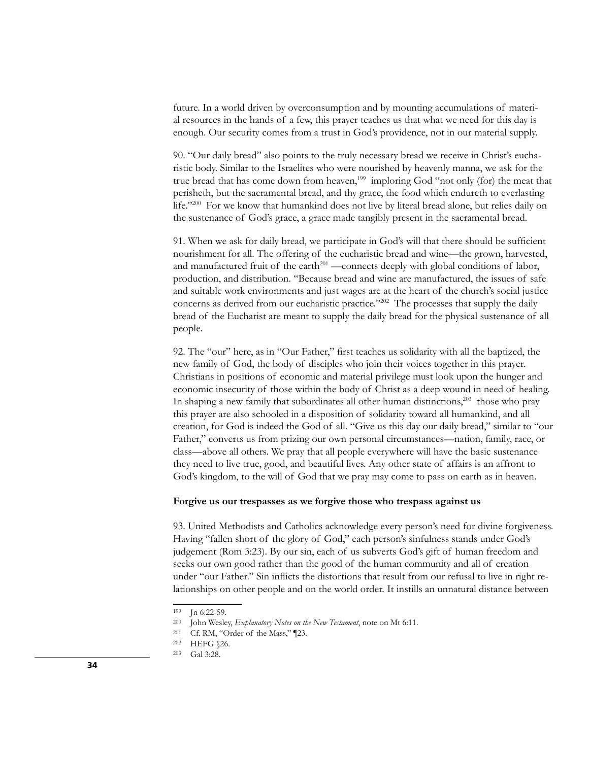future. In a world driven by overconsumption and by mounting accumulations of material resources in the hands of a few, this prayer teaches us that what we need for this day is enough. Our security comes from a trust in God's providence, not in our material supply.

90. "Our daily bread" also points to the truly necessary bread we receive in Christ's eucharistic body. Similar to the Israelites who were nourished by heavenly manna, we ask for the true bread that has come down from heaven,[199] imploring God "not only (for) the meat that perisheth, but the sacramental bread, and thy grace, the food which endureth to everlasting life."[200] For we know that humankind does not live by literal bread alone, but relies daily on the sustenance of God's grace, a grace made tangibly present in the sacramental bread.

91. When we ask for daily bread, we participate in God's will that there should be sufficient nourishment for all. The offering of the eucharistic bread and wine—the grown, harvested, and manufactured fruit of the earth[201] —connects deeply with global conditions of labor, production, and distribution. "Because bread and wine are manufactured, the issues of safe and suitable work environments and just wages are at the heart of the church's social justice concerns as derived from our eucharistic practice."[202] The processes that supply the daily bread of the Eucharist are meant to supply the daily bread for the physical sustenance of all people.

92. The "our" here, as in "Our Father," first teaches us solidarity with all the baptized, the new family of God, the body of disciples who join their voices together in this prayer. Christians in positions of economic and material privilege must look upon the hunger and economic insecurity of those within the body of Christ as a deep wound in need of healing. In shaping a new family that subordinates all other human distinctions,[203] those who pray this prayer are also schooled in a disposition of solidarity toward all humankind, and all creation, for God is indeed the God of all. "Give us this day our daily bread," similar to "our Father," converts us from prizing our own personal circumstances—nation, family, race, or class—above all others. We pray that all people everywhere will have the basic sustenance they need to live true, good, and beautiful lives. Any other state of affairs is an affront to God's kingdom, to the will of God that we pray may come to pass on earth as in heaven.

**Forgive us our trespasses as we forgive those who trespass against us**

93. United Methodists and Catholics acknowledge every person's need for divine forgiveness. Having "fallen short of the glory of God," each person's sinfulness stands under God's judgement (Rom 3:23). By our sin, each of us subverts God's gift of human freedom and seeks our own good rather than the good of the human community and all of creation under "our Father." Sin inflicts the distortions that result from our refusal to live in right relationships on other people and on the world order. It instills an unnatural distance between

---

199 Jn 6:22-59.

200 John Wesley, *Explanatory Notes on the New Testament*, note on Mt 6:11.

201 Cf. RM, "Order of the Mass," ¶23.

202 HEFG §26.

203 Gal 3:28.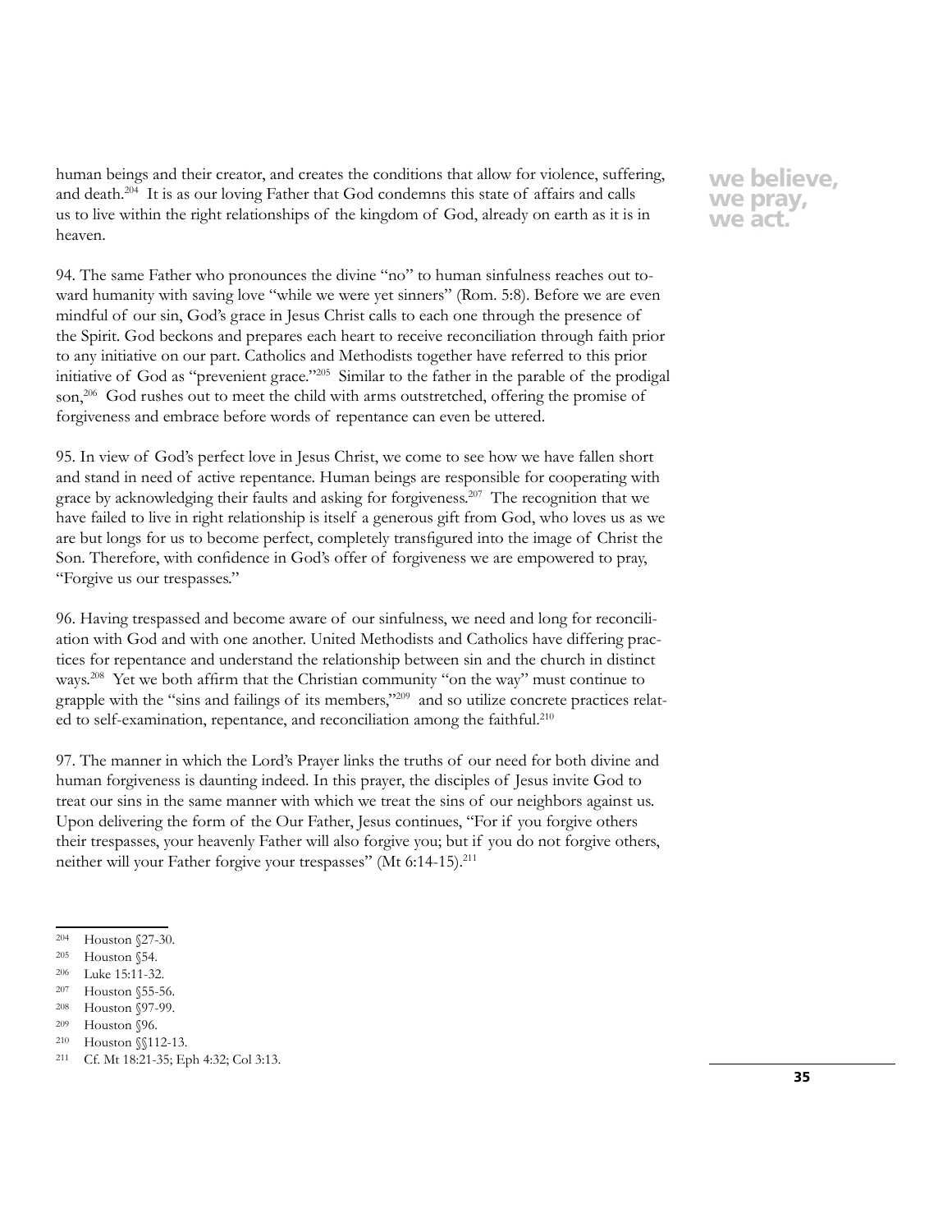human beings and their creator, and creates the conditions that allow for violence, suffering, and death.[204] It is as our loving Father that God condemns this state of affairs and calls us to live within the right relationships of the kingdom of God, already on earth as it is in heaven.

94. The same Father who pronounces the divine "no" to human sinfulness reaches out toward humanity with saving love "while we were yet sinners" (Rom. 5:8). Before we are even mindful of our sin, God's grace in Jesus Christ calls to each one through the presence of the Spirit. God beckons and prepares each heart to receive reconciliation through faith prior to any initiative on our part. Catholics and Methodists together have referred to this prior initiative of God as "prevenient grace."[205] Similar to the father in the parable of the prodigal son,[206] God rushes out to meet the child with arms outstretched, offering the promise of forgiveness and embrace before words of repentance can even be uttered.

95. In view of God's perfect love in Jesus Christ, we come to see how we have fallen short and stand in need of active repentance. Human beings are responsible for cooperating with grace by acknowledging their faults and asking for forgiveness.[207] The recognition that we have failed to live in right relationship is itself a generous gift from God, who loves us as we are but longs for us to become perfect, completely transfigured into the image of Christ the Son. Therefore, with confidence in God's offer of forgiveness we are empowered to pray, "Forgive us our trespasses."

96. Having trespassed and become aware of our sinfulness, we need and long for reconciliation with God and with one another. United Methodists and Catholics have differing practices for repentance and understand the relationship between sin and the church in distinct ways.[208] Yet we both affirm that the Christian community "on the way" must continue to grapple with the "sins and failings of its members,"[209] and so utilize concrete practices related to self-examination, repentance, and reconciliation among the faithful.[210]

97. The manner in which the Lord's Prayer links the truths of our need for both divine and human forgiveness is daunting indeed. In this prayer, the disciples of Jesus invite God to treat our sins in the same manner with which we treat the sins of our neighbors against us. Upon delivering the form of the Our Father, Jesus continues, "For if you forgive others their trespasses, your heavenly Father will also forgive you; but if you do not forgive others, neither will your Father forgive your trespasses" (Mt 6:14-15).[211]

---

[204] Houston §27-30.

[205] Houston §54.

[206] Luke 15:11-32.

[207] Houston §55-56.

[208] Houston §97-99.

[209] Houston §96.

[210] Houston §§112-13.

[211] Cf. Mt 18:21-35; Eph 4:32; Col 3:13.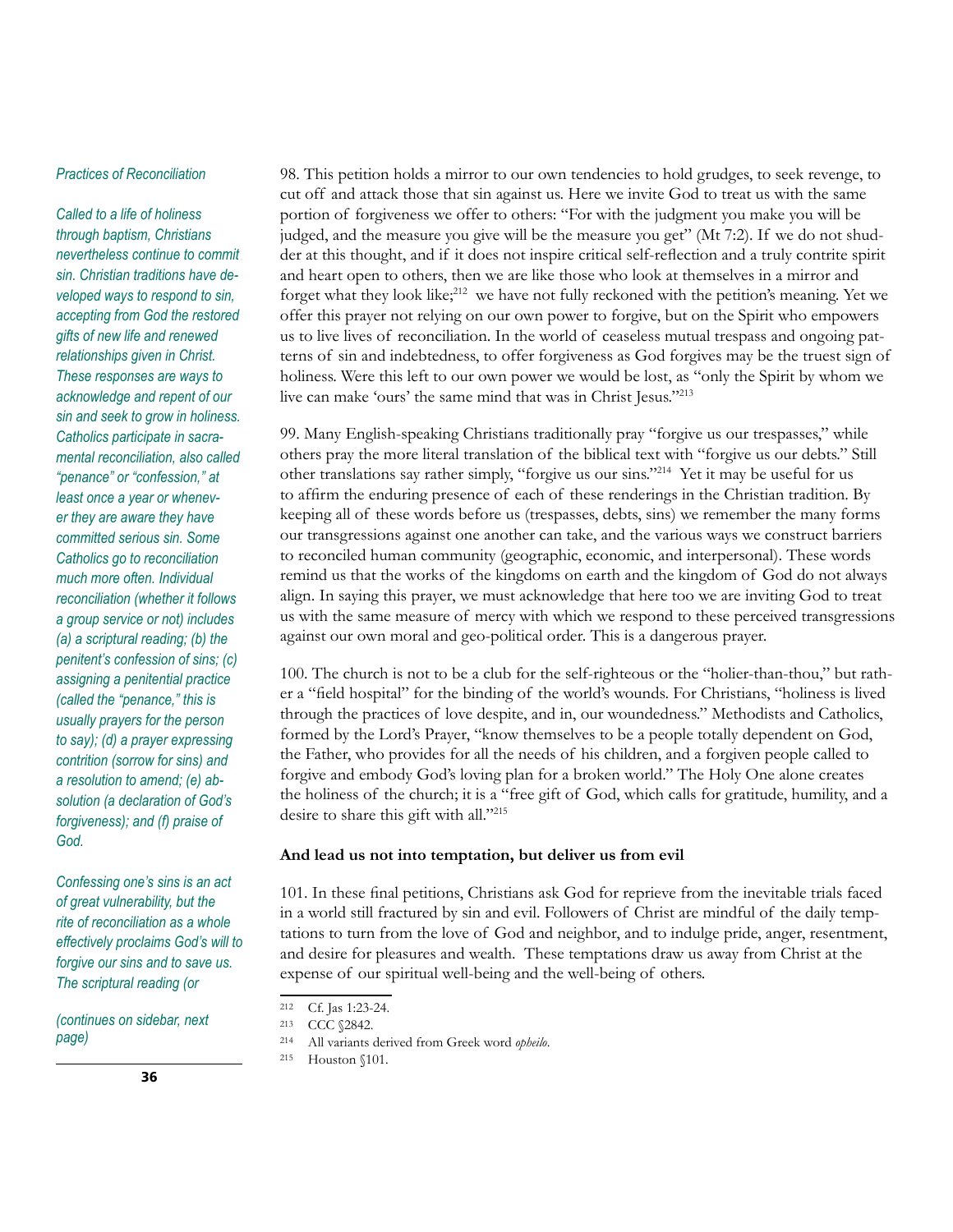*Practices of Reconciliation*

*Called to a life of holiness through baptism, Christians nevertheless continue to commit sin. Christian traditions have developed ways to respond to sin, accepting from God the restored gifts of new life and renewed relationships given in Christ. These responses are ways to acknowledge and repent of our sin and seek to grow in holiness. Catholics participate in sacramental reconciliation, also called "penance" or "confession," at least once a year or whenever they are aware they have committed serious sin. Some Catholics go to reconciliation much more often. Individual reconciliation (whether it follows a group service or not) includes (a) a scriptural reading; (b) the penitent's confession of sins; (c) assigning a penitential practice (called the "penance," this is usually prayers for the person to say); (d) a prayer expressing contrition (sorrow for sins) and a resolution to amend; (e) absolution (a declaration of God's forgiveness); and (f) praise of God.*

*Confessing one's sins is an act of great vulnerability, but the rite of reconciliation as a whole effectively proclaims God's will to forgive our sins and to save us. The scriptural reading (or*

*(continues on sidebar, next page)*

98. This petition holds a mirror to our own tendencies to hold grudges, to seek revenge, to cut off and attack those that sin against us. Here we invite God to treat us with the same portion of forgiveness we offer to others: "For with the judgment you make you will be judged, and the measure you give will be the measure you get" (Mt 7:2). If we do not shudder at this thought, and if it does not inspire critical self-reflection and a truly contrite spirit and heart open to others, then we are like those who look at themselves in a mirror and forget what they look like;[212] we have not fully reckoned with the petition's meaning. Yet we offer this prayer not relying on our own power to forgive, but on the Spirit who empowers us to live lives of reconciliation. In the world of ceaseless mutual trespass and ongoing patterns of sin and indebtedness, to offer forgiveness as God forgives may be the truest sign of holiness. Were this left to our own power we would be lost, as "only the Spirit by whom we live can make 'ours' the same mind that was in Christ Jesus."[213]

99. Many English-speaking Christians traditionally pray "forgive us our trespasses," while others pray the more literal translation of the biblical text with "forgive us our debts." Still other translations say rather simply, "forgive us our sins."[214] Yet it may be useful for us to affirm the enduring presence of each of these renderings in the Christian tradition. By keeping all of these words before us (trespasses, debts, sins) we remember the many forms our transgressions against one another can take, and the various ways we construct barriers to reconciled human community (geographic, economic, and interpersonal). These words remind us that the works of the kingdoms on earth and the kingdom of God do not always align. In saying this prayer, we must acknowledge that here too we are inviting God to treat us with the same measure of mercy with which we respond to these perceived transgressions against our own moral and geo-political order. This is a dangerous prayer.

100. The church is not to be a club for the self-righteous or the "holier-than-thou," but rather a "field hospital" for the binding of the world's wounds. For Christians, "holiness is lived through the practices of love despite, and in, our woundedness." Methodists and Catholics, formed by the Lord's Prayer, "know themselves to be a people totally dependent on God, the Father, who provides for all the needs of his children, and a forgiven people called to forgive and embody God's loving plan for a broken world." The Holy One alone creates the holiness of the church; it is a "free gift of God, which calls for gratitude, humility, and a desire to share this gift with all."[215]

**And lead us not into temptation, but deliver us from evil**

101. In these final petitions, Christians ask God for reprieve from the inevitable trials faced in a world still fractured by sin and evil. Followers of Christ are mindful of the daily temptations to turn from the love of God and neighbor, and to indulge pride, anger, resentment, and desire for pleasures and wealth. These temptations draw us away from Christ at the expense of our spiritual well-being and the well-being of others.

---

212 Cf. Jas 1:23-24.

213 CCC §2842.

214 All variants derived from Greek word *opheilo*.

215 Houston §101.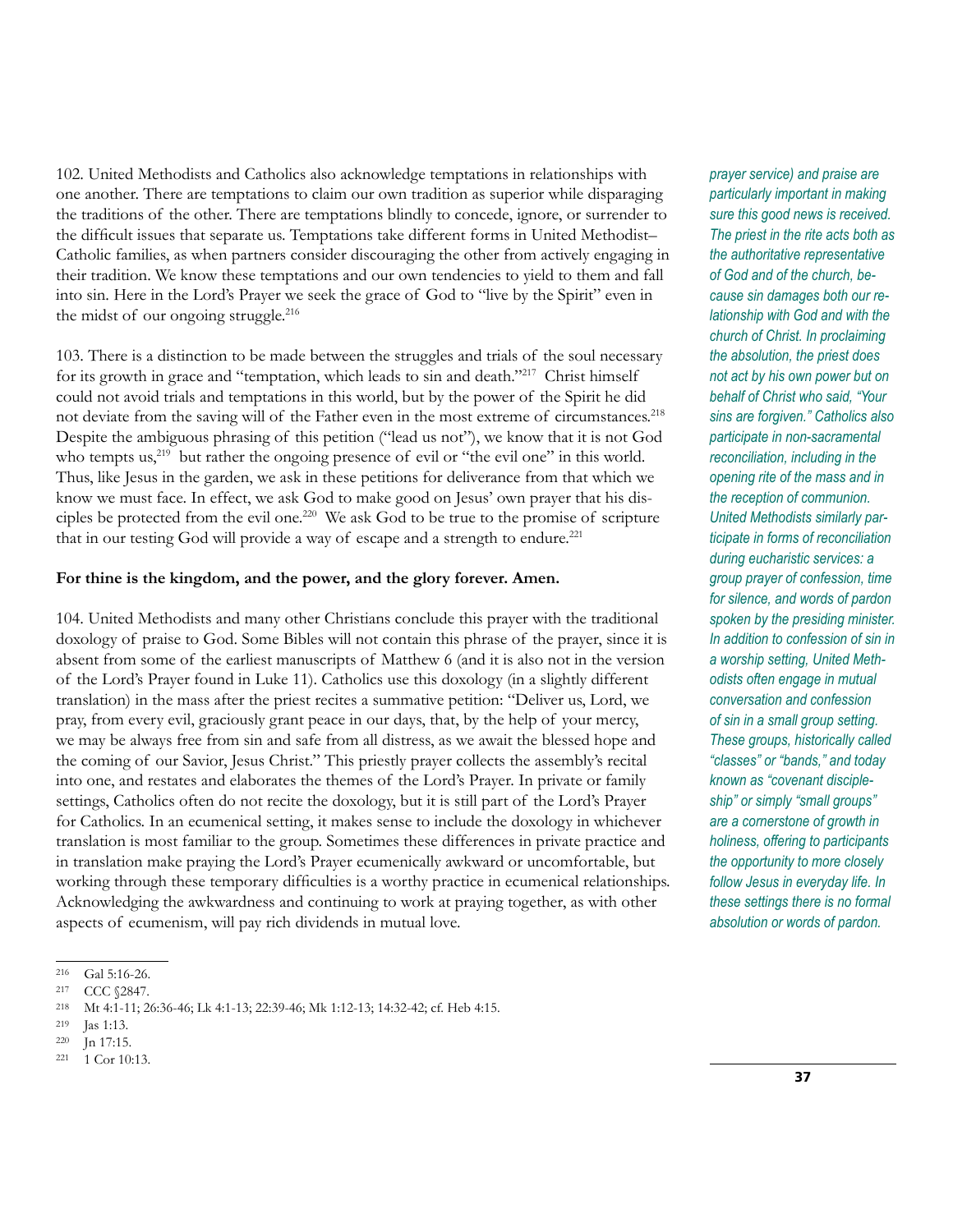102. United Methodists and Catholics also acknowledge temptations in relationships with one another. There are temptations to claim our own tradition as superior while disparaging the traditions of the other. There are temptations blindly to concede, ignore, or surrender to the difficult issues that separate us. Temptations take different forms in United Methodist–Catholic families, as when partners consider discouraging the other from actively engaging in their tradition. We know these temptations and our own tendencies to yield to them and fall into sin. Here in the Lord's Prayer we seek the grace of God to "live by the Spirit" even in the midst of our ongoing struggle.[216]

103. There is a distinction to be made between the struggles and trials of the soul necessary for its growth in grace and "temptation, which leads to sin and death."[217] Christ himself could not avoid trials and temptations in this world, but by the power of the Spirit he did not deviate from the saving will of the Father even in the most extreme of circumstances.[218] Despite the ambiguous phrasing of this petition ("lead us not"), we know that it is not God who tempts us,[219] but rather the ongoing presence of evil or "the evil one" in this world. Thus, like Jesus in the garden, we ask in these petitions for deliverance from that which we know we must face. In effect, we ask God to make good on Jesus' own prayer that his disciples be protected from the evil one.[220] We ask God to be true to the promise of scripture that in our testing God will provide a way of escape and a strength to endure.[221]

**For thine is the kingdom, and the power, and the glory forever. Amen.**

104. United Methodists and many other Christians conclude this prayer with the traditional doxology of praise to God. Some Bibles will not contain this phrase of the prayer, since it is absent from some of the earliest manuscripts of Matthew 6 (and it is also not in the version of the Lord's Prayer found in Luke 11). Catholics use this doxology (in a slightly different translation) in the mass after the priest recites a summative petition: "Deliver us, Lord, we pray, from every evil, graciously grant peace in our days, that, by the help of your mercy, we may be always free from sin and safe from all distress, as we await the blessed hope and the coming of our Savior, Jesus Christ." This priestly prayer collects the assembly's recital into one, and restates and elaborates the themes of the Lord's Prayer. In private or family settings, Catholics often do not recite the doxology, but it is still part of the Lord's Prayer for Catholics. In an ecumenical setting, it makes sense to include the doxology in whichever translation is most familiar to the group. Sometimes these differences in private practice and in translation make praying the Lord's Prayer ecumenically awkward or uncomfortable, but working through these temporary difficulties is a worthy practice in ecumenical relationships. Acknowledging the awkwardness and continuing to work at praying together, as with other aspects of ecumenism, will pay rich dividends in mutual love.

*prayer service) and praise are particularly important in making sure this good news is received. The priest in the rite acts both as the authoritative representative of God and of the church, because sin damages both our relationship with God and with the church of Christ. In proclaiming the absolution, the priest does not act by his own power but on behalf of Christ who said, "Your sins are forgiven." Catholics also participate in non-sacramental reconciliation, including in the opening rite of the mass and in the reception of communion. United Methodists similarly participate in forms of reconciliation during eucharistic services: a group prayer of confession, time for silence, and words of pardon spoken by the presiding minister. In addition to confession of sin in a worship setting, United Methodists often engage in mutual conversation and confession of sin in a small group setting. These groups, historically called "classes" or "bands," and today known as "covenant discipleship" or simply "small groups" are a cornerstone of growth in holiness, offering to participants the opportunity to more closely follow Jesus in everyday life. In these settings there is no formal absolution or words of pardon.*

---

216 Gal 5:16-26.

217 CCC §2847.

218 Mt 4:1-11; 26:36-46; Lk 4:1-13; 22:39-46; Mk 1:12-13; 14:32-42; cf. Heb 4:15.

219 Jas 1:13.

220 Jn 17:15.

221 1 Cor 10:13.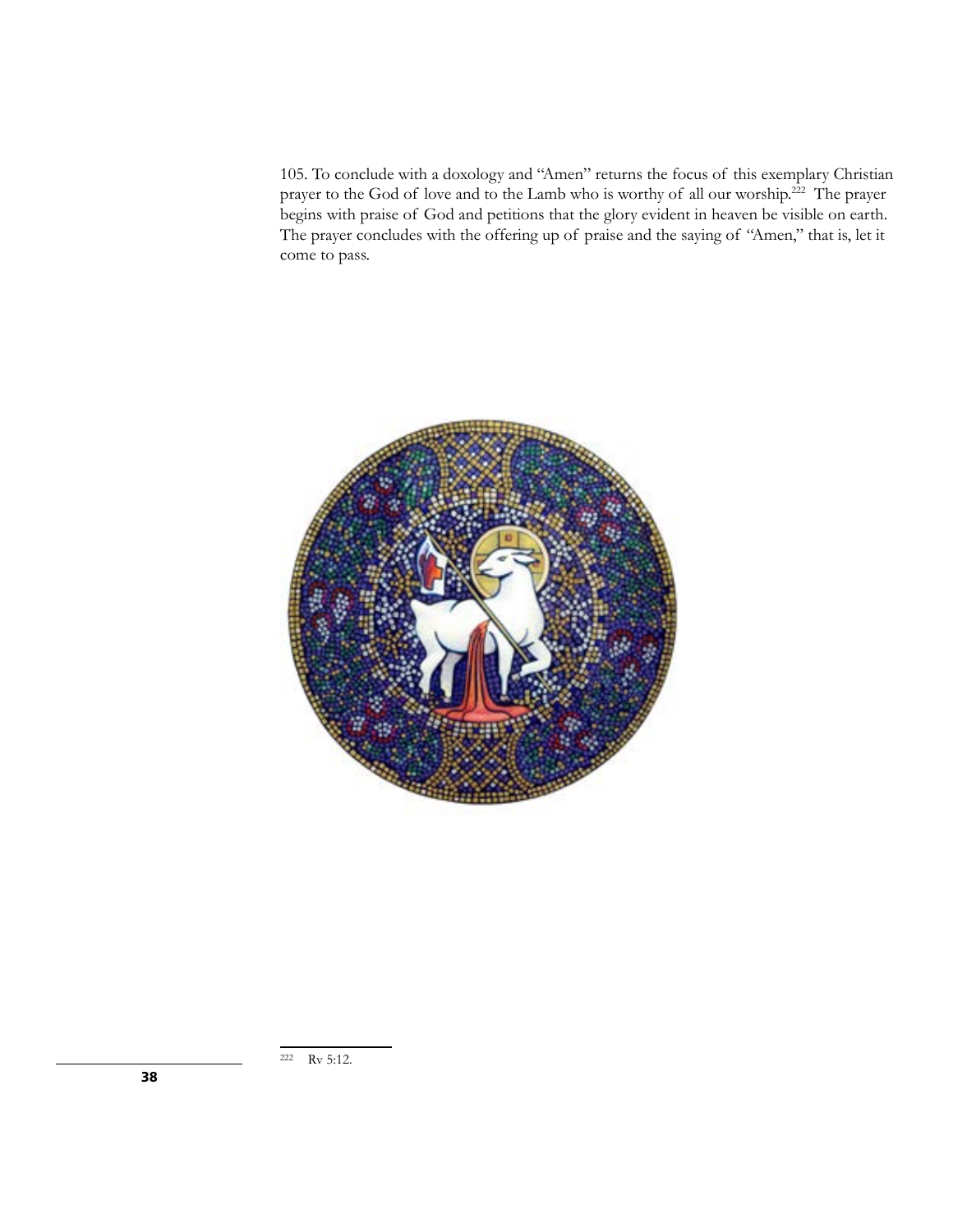105. To conclude with a doxology and "Amen" returns the focus of this exemplary Christian prayer to the God of love and to the Lamb who is worthy of all our worship.[222] The prayer begins with praise of God and petitions that the glory evident in heaven be visible on earth. The prayer concludes with the offering up of praise and the saying of "Amen," that is, let it come to pass.

[222] Rv 5:12.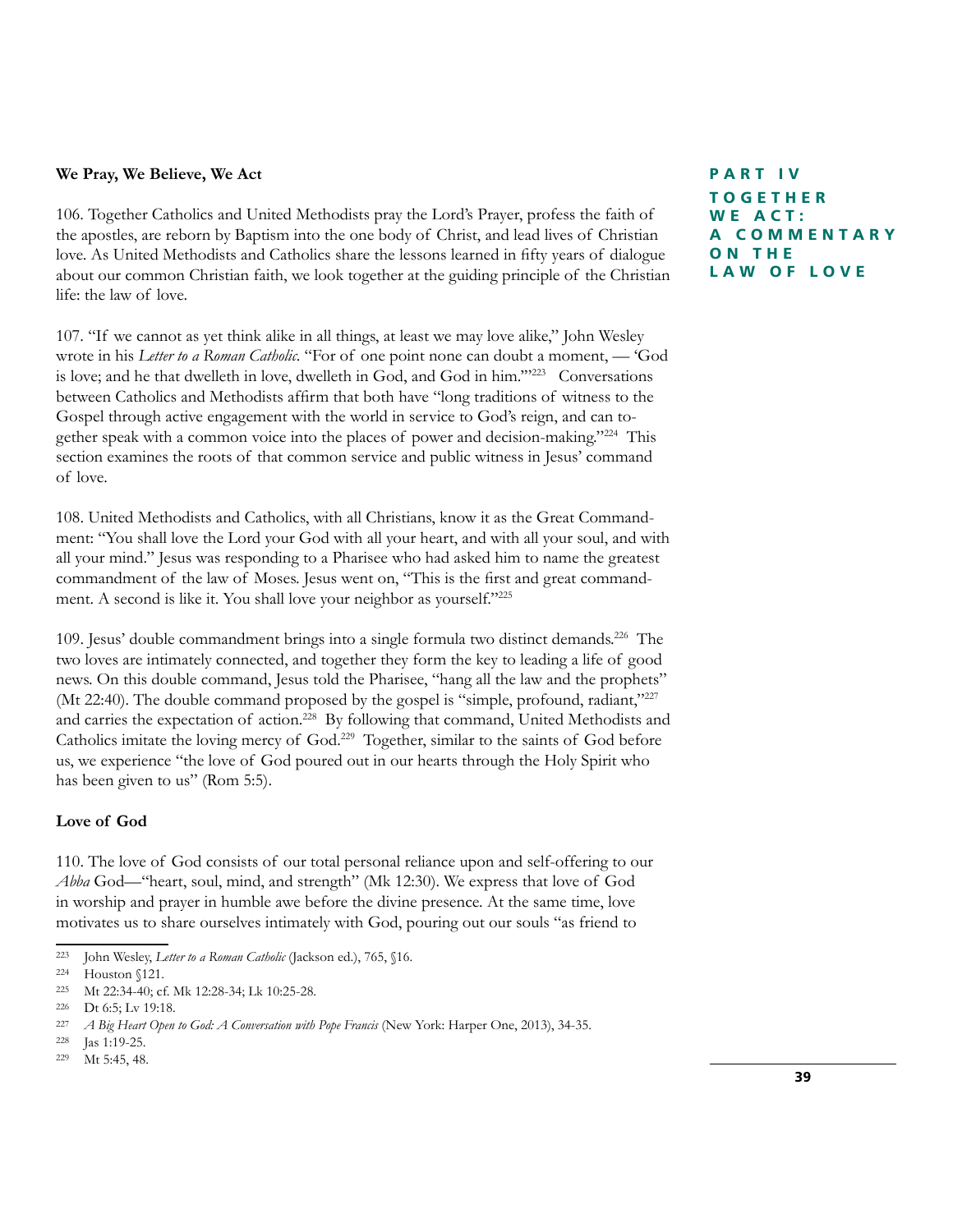## PART IV TOGETHER WE ACT: A COMMENTARY ON THE LAW OF LOVE

### We Pray, We Believe, We Act

106. Together Catholics and United Methodists pray the Lord's Prayer, profess the faith of the apostles, are reborn by Baptism into the one body of Christ, and lead lives of Christian love. As United Methodists and Catholics share the lessons learned in fifty years of dialogue about our common Christian faith, we look together at the guiding principle of the Christian life: the law of love.

107. "If we cannot as yet think alike in all things, at least we may love alike," John Wesley wrote in his *Letter to a Roman Catholic*. "For of one point none can doubt a moment, — 'God is love; and he that dwelleth in love, dwelleth in God, and God in him.'"[223] Conversations between Catholics and Methodists affirm that both have "long traditions of witness to the Gospel through active engagement with the world in service to God's reign, and can together speak with a common voice into the places of power and decision-making."[224] This section examines the roots of that common service and public witness in Jesus' command of love.

108. United Methodists and Catholics, with all Christians, know it as the Great Commandment: "You shall love the Lord your God with all your heart, and with all your soul, and with all your mind." Jesus was responding to a Pharisee who had asked him to name the greatest commandment of the law of Moses. Jesus went on, "This is the first and great commandment. A second is like it. You shall love your neighbor as yourself."[225]

109. Jesus' double commandment brings into a single formula two distinct demands.[226] The two loves are intimately connected, and together they form the key to leading a life of good news. On this double command, Jesus told the Pharisee, "hang all the law and the prophets" (Mt 22:40). The double command proposed by the gospel is "simple, profound, radiant,"[227] and carries the expectation of action.[228] By following that command, United Methodists and Catholics imitate the loving mercy of God.[229] Together, similar to the saints of God before us, we experience "the love of God poured out in our hearts through the Holy Spirit who has been given to us" (Rom 5:5).

### Love of God

110. The love of God consists of our total personal reliance upon and self-offering to our *Abba* God—"heart, soul, mind, and strength" (Mk 12:30). We express that love of God in worship and prayer in humble awe before the divine presence. At the same time, love motivates us to share ourselves intimately with God, pouring out our souls "as friend to

---

[223] John Wesley, *Letter to a Roman Catholic* (Jackson ed.), 765, §16.

[224] Houston §121.

[225] Mt 22:34-40; cf. Mk 12:28-34; Lk 10:25-28.

[226] Dt 6:5; Lv 19:18.

[227] *A Big Heart Open to God: A Conversation with Pope Francis* (New York: Harper One, 2013), 34-35.

[228] Jas 1:19-25.

[229] Mt 5:45, 48.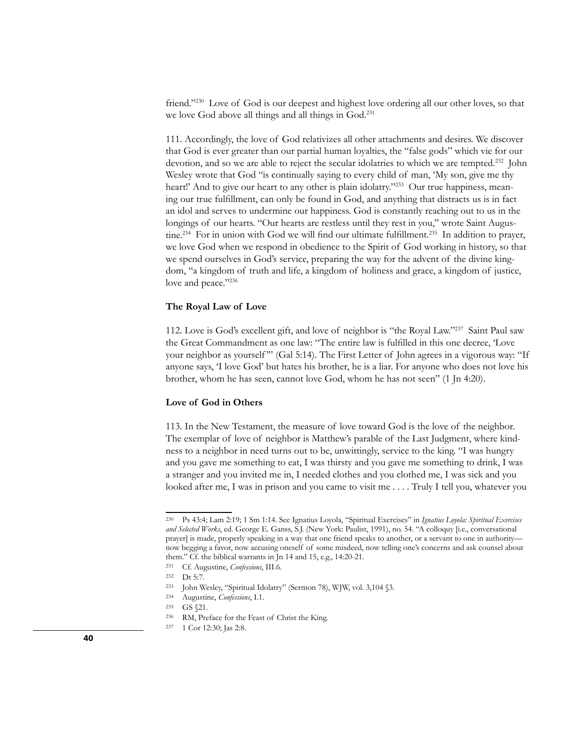friend."[230] Love of God is our deepest and highest love ordering all our other loves, so that we love God above all things and all things in God.[231]

111. Accordingly, the love of God relativizes all other attachments and desires. We discover that God is ever greater than our partial human loyalties, the "false gods" which vie for our devotion, and so we are able to reject the secular idolatries to which we are tempted.[232] John Wesley wrote that God "is continually saying to every child of man, 'My son, give me thy heart!' And to give our heart to any other is plain idolatry."[233] Our true happiness, meaning our true fulfillment, can only be found in God, and anything that distracts us is in fact an idol and serves to undermine our happiness. God is constantly reaching out to us in the longings of our hearts. "Our hearts are restless until they rest in you," wrote Saint Augustine.[234] For in union with God we will find our ultimate fulfillment.[235] In addition to prayer, we love God when we respond in obedience to the Spirit of God working in history, so that we spend ourselves in God's service, preparing the way for the advent of the divine kingdom, "a kingdom of truth and life, a kingdom of holiness and grace, a kingdom of justice, love and peace."[236]

### The Royal Law of Love

112. Love is God's excellent gift, and love of neighbor is "the Royal Law."[237] Saint Paul saw the Great Commandment as one law: "The entire law is fulfilled in this one decree, 'Love your neighbor as yourself'" (Gal 5:14). The First Letter of John agrees in a vigorous way: "If anyone says, 'I love God' but hates his brother, he is a liar. For anyone who does not love his brother, whom he has seen, cannot love God, whom he has not seen" (1 Jn 4:20).

### Love of God in Others

113. In the New Testament, the measure of love toward God is the love of the neighbor. The exemplar of love of neighbor is Matthew's parable of the Last Judgment, where kindness to a neighbor in need turns out to be, unwittingly, service to the king. "I was hungry and you gave me something to eat, I was thirsty and you gave me something to drink, I was a stranger and you invited me in, I needed clothes and you clothed me, I was sick and you looked after me, I was in prison and you came to visit me . . . . Truly I tell you, whatever you

---

[230] Ps 43:4; Lam 2:19; 1 Sm 1:14. See Ignatius Loyola, "Spiritual Exercises" in *Ignatius Loyola: Spiritual Exercises and Selected Works*, ed. George E. Ganss, S.J. (New York: Paulist, 1991), no. 54. "A colloquy [i.e., conversational prayer] is made, properly speaking in a way that one friend speaks to another, or a servant to one in authority—now begging a favor, now accusing oneself of some misdeed, now telling one's concerns and ask counsel about them." Cf. the biblical warrants in Jn 14 and 15, e.g., 14:20-21.

[231] Cf. Augustine, *Confessions*, III.6.

[232] Dt 5:7.

[233] John Wesley, "Spiritual Idolatry" (Sermon 78), WJW, vol. 3,104 §3.

[234] Augustine, *Confessions*, I.1.

[235] GS §21.

[236] RM, Preface for the Feast of Christ the King.

[237] 1 Cor 12:30; Jas 2:8.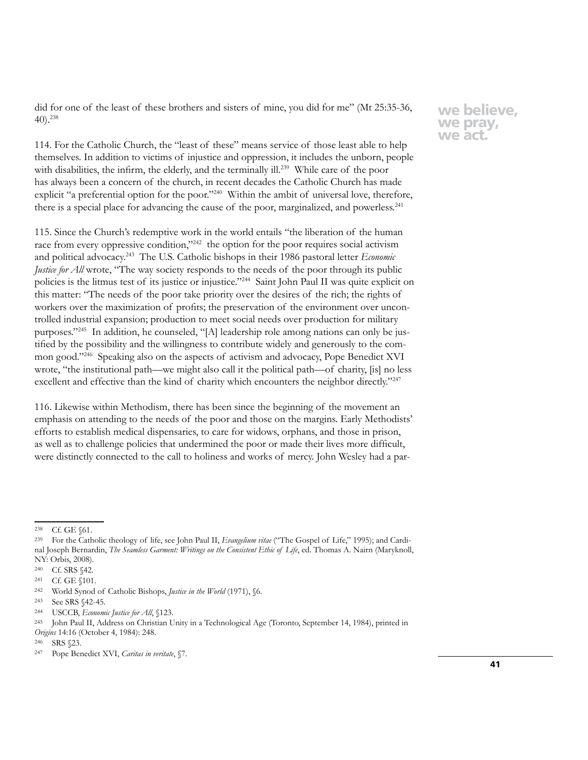did for one of the least of these brothers and sisters of mine, you did for me" (Mt 25:35-36, 40).[238]

114. For the Catholic Church, the "least of these" means service of those least able to help themselves. In addition to victims of injustice and oppression, it includes the unborn, people with disabilities, the infirm, the elderly, and the terminally ill.[239] While care of the poor has always been a concern of the church, in recent decades the Catholic Church has made explicit "a preferential option for the poor."[240] Within the ambit of universal love, therefore, there is a special place for advancing the cause of the poor, marginalized, and powerless.[241]

115. Since the Church's redemptive work in the world entails "the liberation of the human race from every oppressive condition,"[242] the option for the poor requires social activism and political advocacy.[243] The U.S. Catholic bishops in their 1986 pastoral letter *Economic Justice for All* wrote, "The way society responds to the needs of the poor through its public policies is the litmus test of its justice or injustice."[244] Saint John Paul II was quite explicit on this matter: "The needs of the poor take priority over the desires of the rich; the rights of workers over the maximization of profits; the preservation of the environment over uncontrolled industrial expansion; production to meet social needs over production for military purposes."[245] In addition, he counseled, "[A] leadership role among nations can only be justified by the possibility and the willingness to contribute widely and generously to the common good."[246] Speaking also on the aspects of activism and advocacy, Pope Benedict XVI wrote, "the institutional path—we might also call it the political path—of charity, [is] no less excellent and effective than the kind of charity which encounters the neighbor directly."[247]

116. Likewise within Methodism, there has been since the beginning of the movement an emphasis on attending to the needs of the poor and those on the margins. Early Methodists' efforts to establish medical dispensaries, to care for widows, orphans, and those in prison, as well as to challenge policies that undermined the poor or made their lives more difficult, were distinctly connected to the call to holiness and works of mercy. John Wesley had a par-

---

238 Cf. GE §61.

239 For the Catholic theology of life, see John Paul II, *Evangelium vitae* ("The Gospel of Life," 1995); and Cardinal Joseph Bernardin, *The Seamless Garment: Writings on the Consistent Ethic of Life*, ed. Thomas A. Nairn (Maryknoll, NY: Orbis, 2008).

240 Cf. SRS §42.

241 Cf. GE §101.

242 World Synod of Catholic Bishops, *Justice in the World* (1971), §6.

243 See SRS §42-45.

244 USCCB, *Economic Justice for All*, §123.

245 John Paul II, Address on Christian Unity in a Technological Age (Toronto, September 14, 1984), printed in *Origins* 14:16 (October 4, 1984): 248.

246 SRS §23.

247 Pope Benedict XVI, *Caritas in veritate*, §7.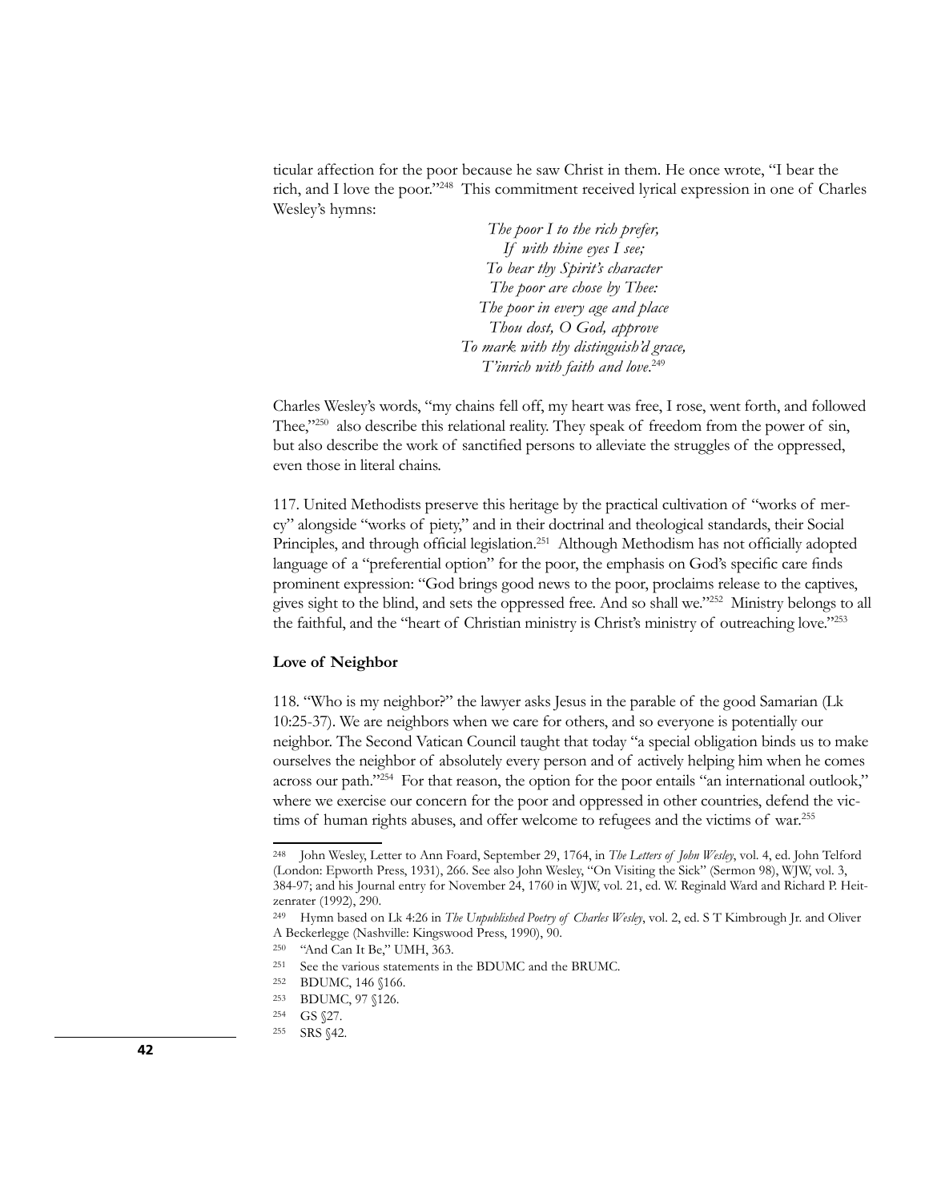ticular affection for the poor because he saw Christ in them. He once wrote, "I bear the rich, and I love the poor."[248] This commitment received lyrical expression in one of Charles Wesley's hymns:

> *The poor I to the rich prefer,*
> *If with thine eyes I see;*
> *To bear thy Spirit's character*
> *The poor are chose by Thee:*
> *The poor in every age and place*
> *Thou dost, O God, approve*
> *To mark with thy distinguish'd grace,*
> *T'inrich with faith and love.*[249]

Charles Wesley's words, "my chains fell off, my heart was free, I rose, went forth, and followed Thee,"[250] also describe this relational reality. They speak of freedom from the power of sin, but also describe the work of sanctified persons to alleviate the struggles of the oppressed, even those in literal chains.

117. United Methodists preserve this heritage by the practical cultivation of "works of mercy" alongside "works of piety," and in their doctrinal and theological standards, their Social Principles, and through official legislation.[251] Although Methodism has not officially adopted language of a "preferential option" for the poor, the emphasis on God's specific care finds prominent expression: "God brings good news to the poor, proclaims release to the captives, gives sight to the blind, and sets the oppressed free. And so shall we."[252] Ministry belongs to all the faithful, and the "heart of Christian ministry is Christ's ministry of outreaching love."[253]

**Love of Neighbor**

118. "Who is my neighbor?" the lawyer asks Jesus in the parable of the good Samarian (Lk 10:25-37). We are neighbors when we care for others, and so everyone is potentially our neighbor. The Second Vatican Council taught that today "a special obligation binds us to make ourselves the neighbor of absolutely every person and of actively helping him when he comes across our path."[254] For that reason, the option for the poor entails "an international outlook," where we exercise our concern for the poor and oppressed in other countries, defend the victims of human rights abuses, and offer welcome to refugees and the victims of war.[255]

---

[248] John Wesley, Letter to Ann Foard, September 29, 1764, in *The Letters of John Wesley*, vol. 4, ed. John Telford (London: Epworth Press, 1931), 266. See also John Wesley, "On Visiting the Sick" (Sermon 98), WJW, vol. 3, 384-97; and his Journal entry for November 24, 1760 in WJW, vol. 21, ed. W. Reginald Ward and Richard P. Heitzenrater (1992), 290.

[249] Hymn based on Lk 4:26 in *The Unpublished Poetry of Charles Wesley*, vol. 2, ed. S T Kimbrough Jr. and Oliver A Beckerlegge (Nashville: Kingswood Press, 1990), 90.

[250] "And Can It Be," UMH, 363.

[251] See the various statements in the BDUMC and the BRUMC.

[252] BDUMC, 146 §166.

[253] BDUMC, 97 §126.

[254] GS §27.

[255] SRS §42.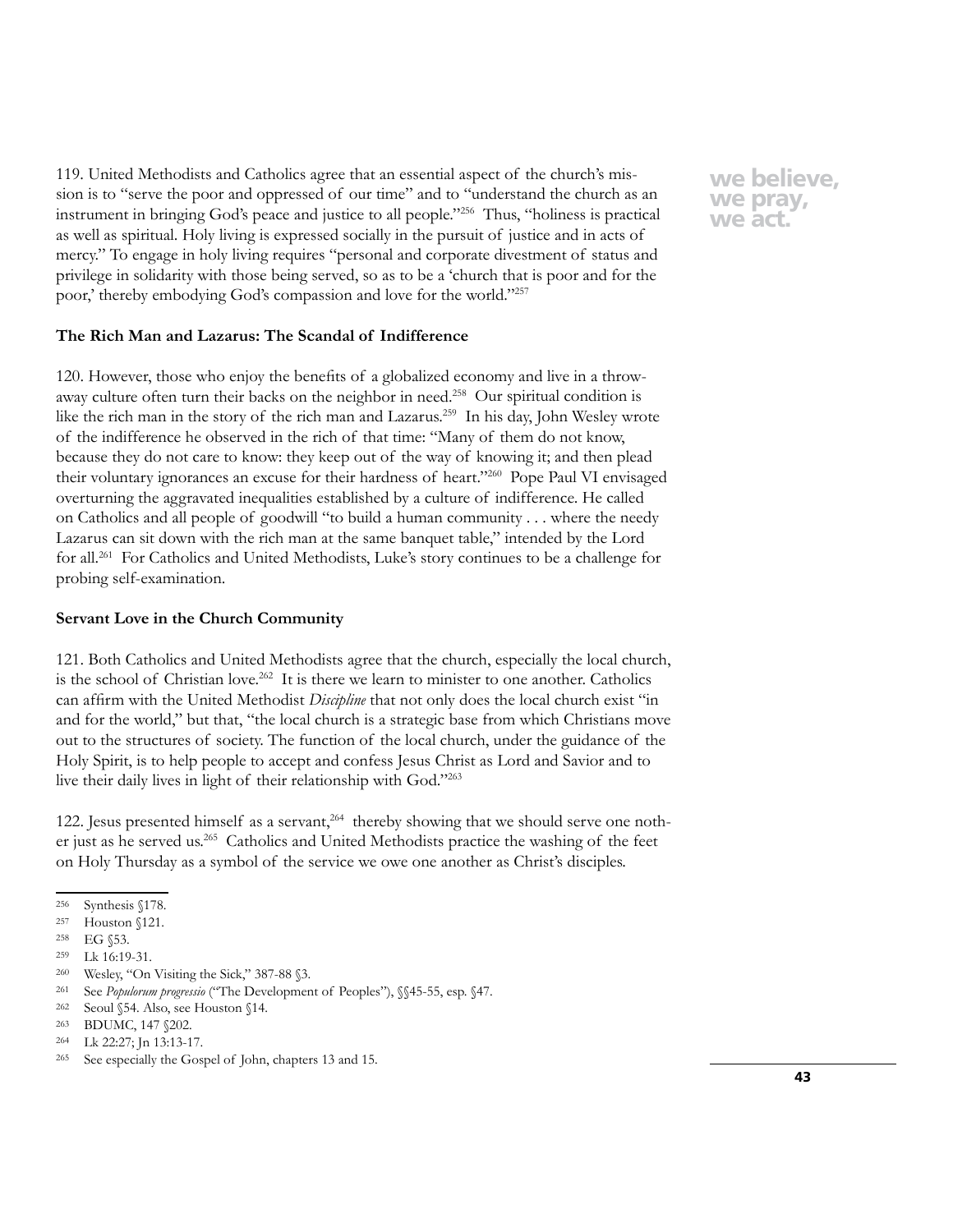119. United Methodists and Catholics agree that an essential aspect of the church's mission is to "serve the poor and oppressed of our time" and to "understand the church as an instrument in bringing God's peace and justice to all people."[256] Thus, "holiness is practical as well as spiritual. Holy living is expressed socially in the pursuit of justice and in acts of mercy." To engage in holy living requires "personal and corporate divestment of status and privilege in solidarity with those being served, so as to be a 'church that is poor and for the poor,' thereby embodying God's compassion and love for the world."[257]

### The Rich Man and Lazarus: The Scandal of Indifference

120. However, those who enjoy the benefits of a globalized economy and live in a throw-away culture often turn their backs on the neighbor in need.[258] Our spiritual condition is like the rich man in the story of the rich man and Lazarus.[259] In his day, John Wesley wrote of the indifference he observed in the rich of that time: "Many of them do not know, because they do not care to know: they keep out of the way of knowing it; and then plead their voluntary ignorances an excuse for their hardness of heart."[260] Pope Paul VI envisaged overturning the aggravated inequalities established by a culture of indifference. He called on Catholics and all people of goodwill "to build a human community . . . where the needy Lazarus can sit down with the rich man at the same banquet table," intended by the Lord for all.[261] For Catholics and United Methodists, Luke's story continues to be a challenge for probing self-examination.

### Servant Love in the Church Community

121. Both Catholics and United Methodists agree that the church, especially the local church, is the school of Christian love.[262] It is there we learn to minister to one another. Catholics can affirm with the United Methodist *Discipline* that not only does the local church exist "in and for the world," but that, "the local church is a strategic base from which Christians move out to the structures of society. The function of the local church, under the guidance of the Holy Spirit, is to help people to accept and confess Jesus Christ as Lord and Savior and to live their daily lives in light of their relationship with God."[263]

122. Jesus presented himself as a servant,[264] thereby showing that we should serve one nother just as he served us.[265] Catholics and United Methodists practice the washing of the feet on Holy Thursday as a symbol of the service we owe one another as Christ's disciples.

---

256 Synthesis §178.
257 Houston §121.
258 EG §53.
259 Lk 16:19-31.
260 Wesley, "On Visiting the Sick," 387-88 §3.
261 See *Populorum progressio* ("The Development of Peoples"), §§45-55, esp. §47.
262 Seoul §54. Also, see Houston §14.
263 BDUMC, 147 §202.
264 Lk 22:27; Jn 13:13-17.
265 See especially the Gospel of John, chapters 13 and 15.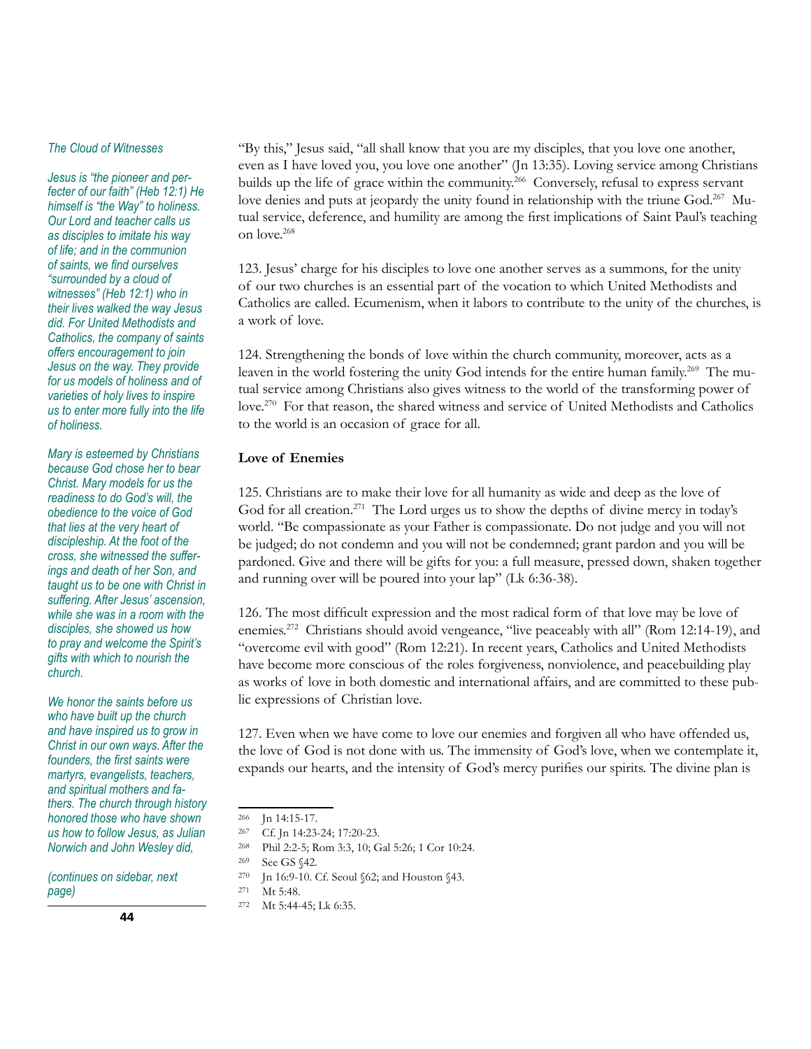*The Cloud of Witnesses*

*Jesus is "the pioneer and perfecter of our faith" (Heb 12:1) He himself is "the Way" to holiness. Our Lord and teacher calls us as disciples to imitate his way of life; and in the communion of saints, we find ourselves "surrounded by a cloud of witnesses" (Heb 12:1) who in their lives walked the way Jesus did. For United Methodists and Catholics, the company of saints offers encouragement to join Jesus on the way. They provide for us models of holiness and of varieties of holy lives to inspire us to enter more fully into the life of holiness.*

*Mary is esteemed by Christians because God chose her to bear Christ. Mary models for us the readiness to do God's will, the obedience to the voice of God that lies at the very heart of discipleship. At the foot of the cross, she witnessed the sufferings and death of her Son, and taught us to be one with Christ in suffering. After Jesus' ascension, while she was in a room with the disciples, she showed us how to pray and welcome the Spirit's gifts with which to nourish the church.*

*We honor the saints before us who have built up the church and have inspired us to grow in Christ in our own ways. After the founders, the first saints were martyrs, evangelists, teachers, and spiritual mothers and fathers. The church through history honored those who have shown us how to follow Jesus, as Julian Norwich and John Wesley did,*

*(continues on sidebar, next page)*

"By this," Jesus said, "all shall know that you are my disciples, that you love one another, even as I have loved you, you love one another" (Jn 13:35). Loving service among Christians builds up the life of grace within the community.[266] Conversely, refusal to express servant love denies and puts at jeopardy the unity found in relationship with the triune God.[267] Mutual service, deference, and humility are among the first implications of Saint Paul's teaching on love.[268]

123. Jesus' charge for his disciples to love one another serves as a summons, for the unity of our two churches is an essential part of the vocation to which United Methodists and Catholics are called. Ecumenism, when it labors to contribute to the unity of the churches, is a work of love.

124. Strengthening the bonds of love within the church community, moreover, acts as a leaven in the world fostering the unity God intends for the entire human family.[269] The mutual service among Christians also gives witness to the world of the transforming power of love.[270] For that reason, the shared witness and service of United Methodists and Catholics to the world is an occasion of grace for all.

**Love of Enemies**

125. Christians are to make their love for all humanity as wide and deep as the love of God for all creation.[271] The Lord urges us to show the depths of divine mercy in today's world. "Be compassionate as your Father is compassionate. Do not judge and you will not be judged; do not condemn and you will not be condemned; grant pardon and you will be pardoned. Give and there will be gifts for you: a full measure, pressed down, shaken together and running over will be poured into your lap" (Lk 6:36-38).

126. The most difficult expression and the most radical form of that love may be love of enemies.[272] Christians should avoid vengeance, "live peaceably with all" (Rom 12:14-19), and "overcome evil with good" (Rom 12:21). In recent years, Catholics and United Methodists have become more conscious of the roles forgiveness, nonviolence, and peacebuilding play as works of love in both domestic and international affairs, and are committed to these public expressions of Christian love.

127. Even when we have come to love our enemies and forgiven all who have offended us, the love of God is not done with us. The immensity of God's love, when we contemplate it, expands our hearts, and the intensity of God's mercy purifies our spirits. The divine plan is

---

[266] Jn 14:15-17.
[267] Cf. Jn 14:23-24; 17:20-23.
[268] Phil 2:2-5; Rom 3:3, 10; Gal 5:26; 1 Cor 10:24.
[269] See GS §42.
[270] Jn 16:9-10. Cf. Seoul §62; and Houston §43.
[271] Mt 5:48.
[272] Mt 5:44-45; Lk 6:35.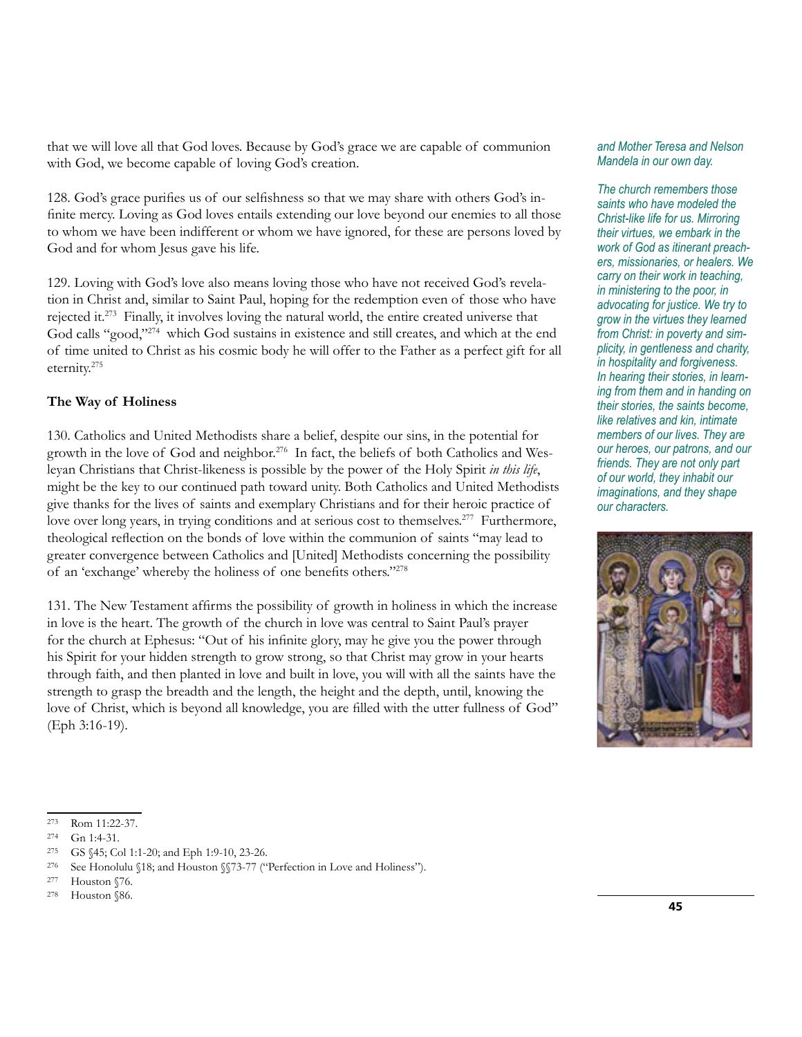that we will love all that God loves. Because by God's grace we are capable of communion with God, we become capable of loving God's creation.

128. God's grace purifies us of our selfishness so that we may share with others God's infinite mercy. Loving as God loves entails extending our love beyond our enemies to all those to whom we have been indifferent or whom we have ignored, for these are persons loved by God and for whom Jesus gave his life.

129. Loving with God's love also means loving those who have not received God's revelation in Christ and, similar to Saint Paul, hoping for the redemption even of those who have rejected it.[273] Finally, it involves loving the natural world, the entire created universe that God calls "good,"[274] which God sustains in existence and still creates, and which at the end of time united to Christ as his cosmic body he will offer to the Father as a perfect gift for all eternity.[275]

### The Way of Holiness

130. Catholics and United Methodists share a belief, despite our sins, in the potential for growth in the love of God and neighbor.[276] In fact, the beliefs of both Catholics and Wesleyan Christians that Christ-likeness is possible by the power of the Holy Spirit *in this life*, might be the key to our continued path toward unity. Both Catholics and United Methodists give thanks for the lives of saints and exemplary Christians and for their heroic practice of love over long years, in trying conditions and at serious cost to themselves.[277] Furthermore, theological reflection on the bonds of love within the communion of saints "may lead to greater convergence between Catholics and [United] Methodists concerning the possibility of an 'exchange' whereby the holiness of one benefits others."[278]

131. The New Testament affirms the possibility of growth in holiness in which the increase in love is the heart. The growth of the church in love was central to Saint Paul's prayer for the church at Ephesus: "Out of his infinite glory, may he give you the power through his Spirit for your hidden strength to grow strong, so that Christ may grow in your hearts through faith, and then planted in love and built in love, you will with all the saints have the strength to grasp the breadth and the length, the height and the depth, until, knowing the love of Christ, which is beyond all knowledge, you are filled with the utter fullness of God" (Eph 3:16-19).

*and Mother Teresa and Nelson Mandela in our own day.*

*The church remembers those saints who have modeled the Christ-like life for us. Mirroring their virtues, we embark in the work of God as itinerant preachers, missionaries, or healers. We carry on their work in teaching, in ministering to the poor, in advocating for justice. We try to grow in the virtues they learned from Christ: in poverty and simplicity, in gentleness and charity, in hospitality and forgiveness. In hearing their stories, in learning from them and in handing on their stories, the saints become, like relatives and kin, intimate members of our lives. They are our heroes, our patrons, and our friends. They are not only part of our world, they inhabit our imaginations, and they shape our characters.*

---

[273] Rom 11:22-37.

[274] Gn 1:4-31.

[275] GS §45; Col 1:1-20; and Eph 1:9-10, 23-26.

[276] See Honolulu §18; and Houston §§73-77 ("Perfection in Love and Holiness").

[277] Houston §76.

[278] Houston §86.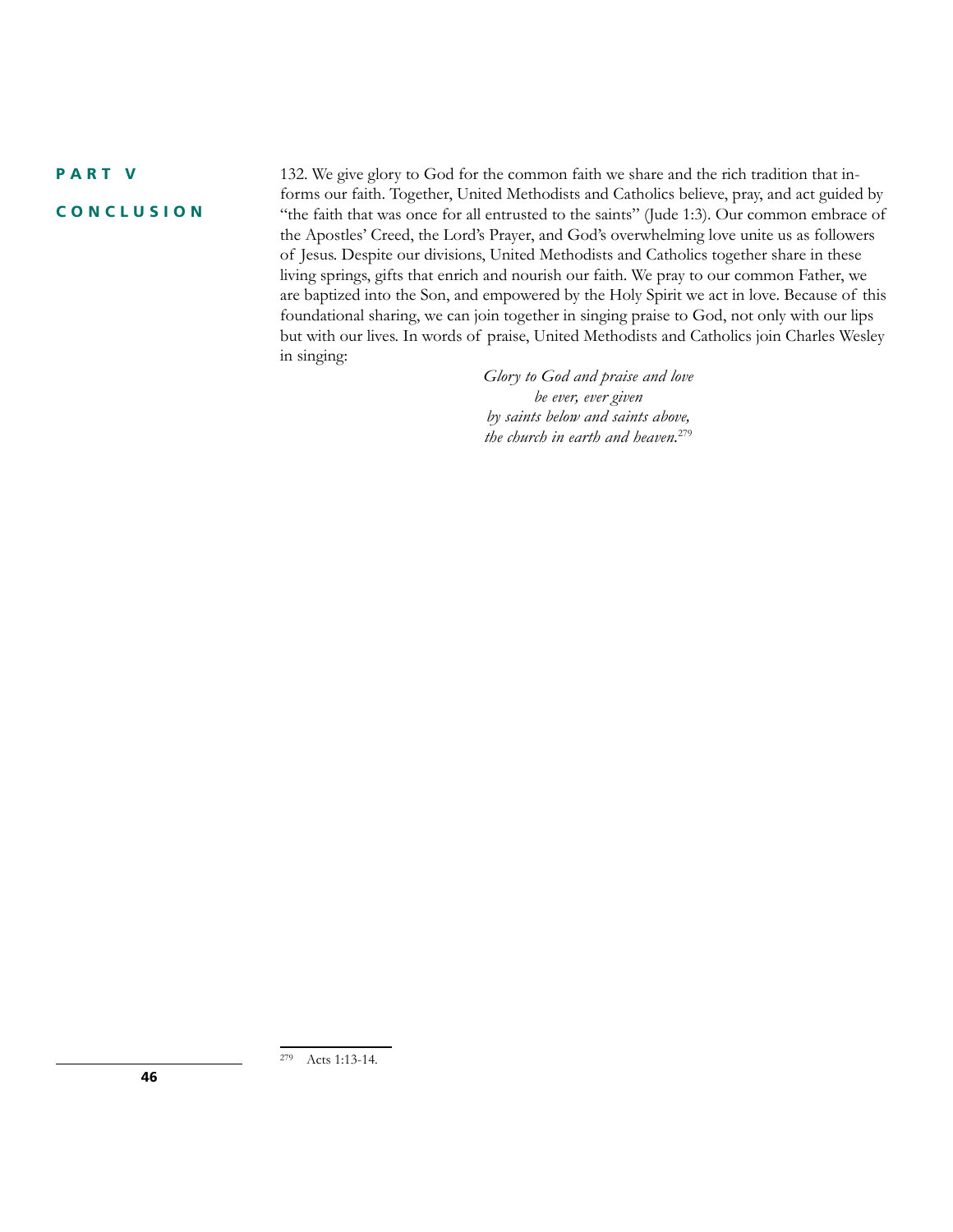## PART V

## CONCLUSION

132. We give glory to God for the common faith we share and the rich tradition that informs our faith. Together, United Methodists and Catholics believe, pray, and act guided by "the faith that was once for all entrusted to the saints" (Jude 1:3). Our common embrace of the Apostles' Creed, the Lord's Prayer, and God's overwhelming love unite us as followers of Jesus. Despite our divisions, United Methodists and Catholics together share in these living springs, gifts that enrich and nourish our faith. We pray to our common Father, we are baptized into the Son, and empowered by the Holy Spirit we act in love. Because of this foundational sharing, we can join together in singing praise to God, not only with our lips but with our lives. In words of praise, United Methodists and Catholics join Charles Wesley in singing:

*Glory to God and praise and love*
*be ever, ever given*
*by saints below and saints above,*
*the church in earth and heaven.*[279]

---

[279] Acts 1:13-14.